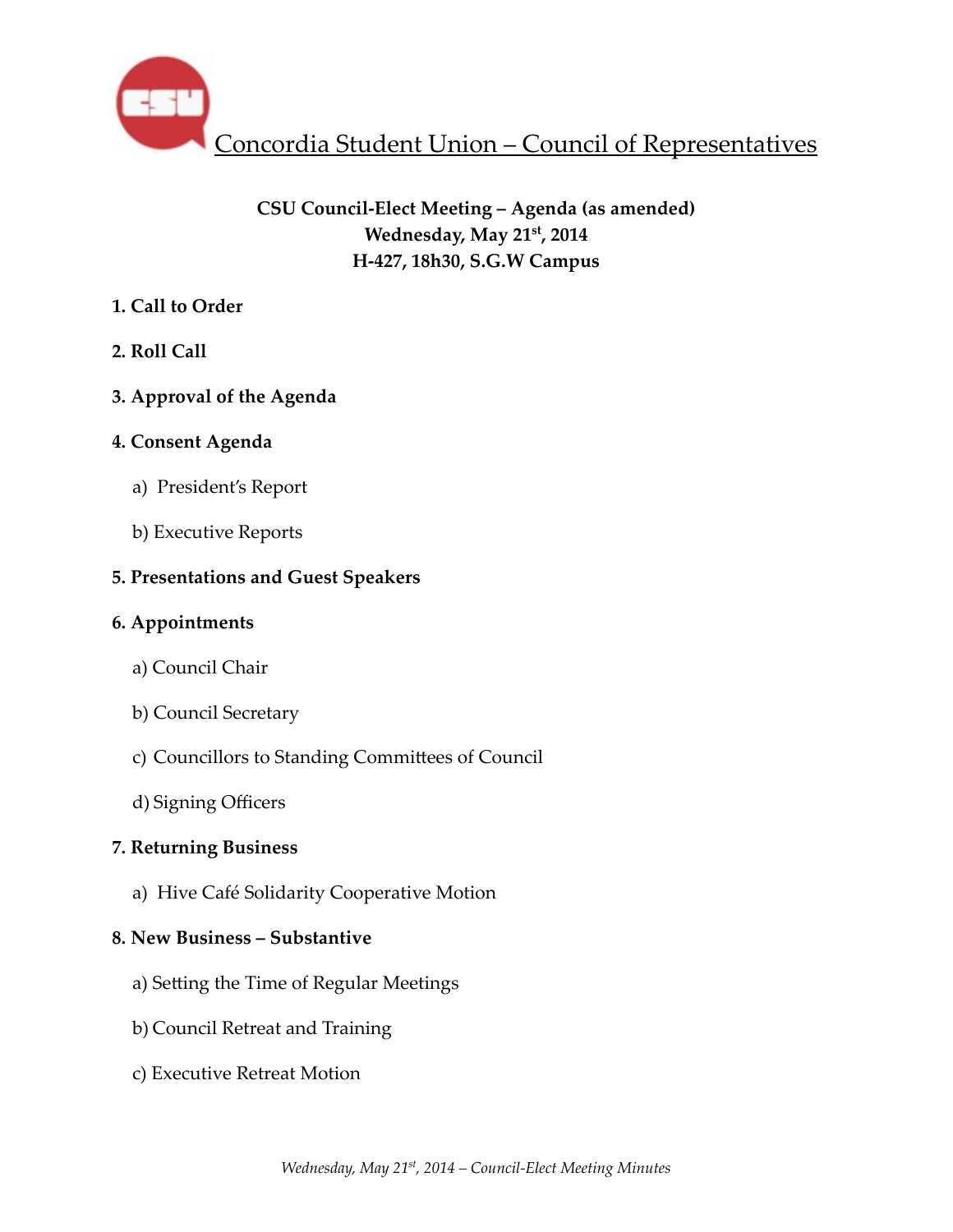# Concordia Student Union – Council of Representatives

**CSU Council-Elect Meeting – Agenda (as amended)**
**Wednesday, May 21st, 2014**
**H-427, 18h30, S.G.W Campus**

**1. Call to Order**

**2. Roll Call**

**3. Approval of the Agenda**

**4. Consent Agenda**

a) President's Report

b) Executive Reports

**5. Presentations and Guest Speakers**

**6. Appointments**

a) Council Chair

b) Council Secretary

c) Councillors to Standing Committees of Council

d) Signing Officers

**7. Returning Business**

a) Hive Café Solidarity Cooperative Motion

**8. New Business – Substantive**

a) Setting the Time of Regular Meetings

b) Council Retreat and Training

c) Executive Retreat Motion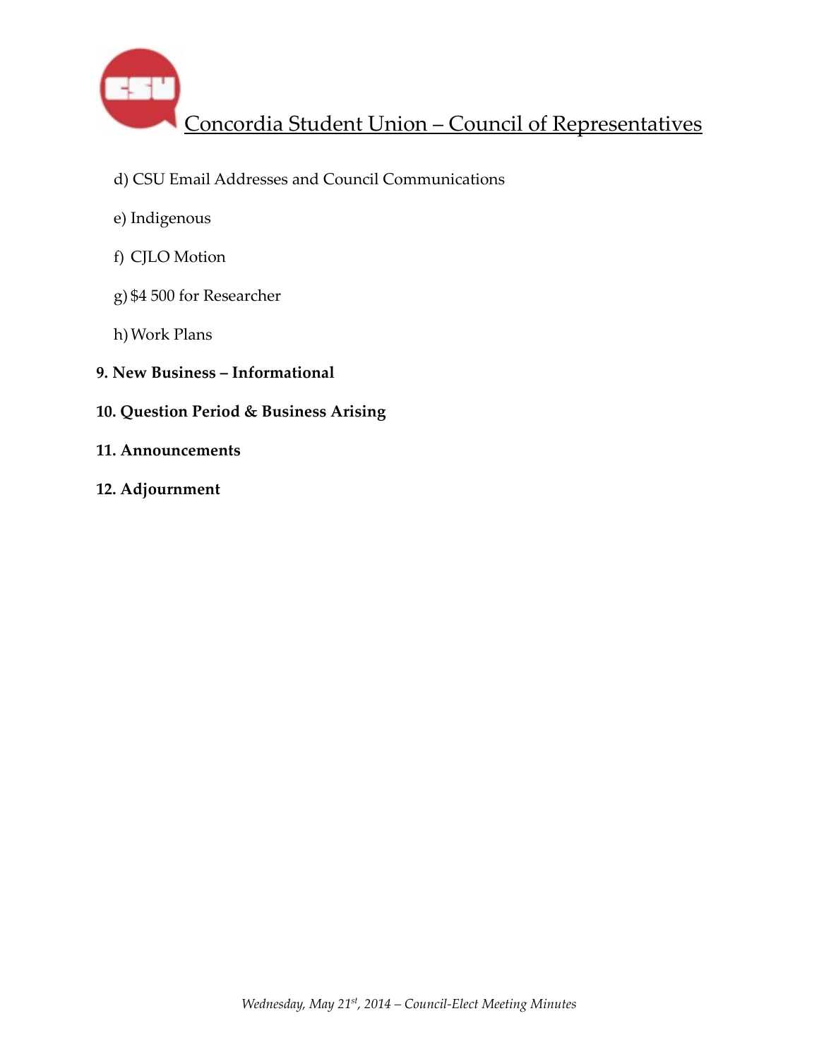d) CSU Email Addresses and Council Communications

e) Indigenous

f) CJLO Motion

g) $4 500 for Researcher

h) Work Plans

**9. New Business – Informational**

**10. Question Period & Business Arising**

**11. Announcements**

**12. Adjournment**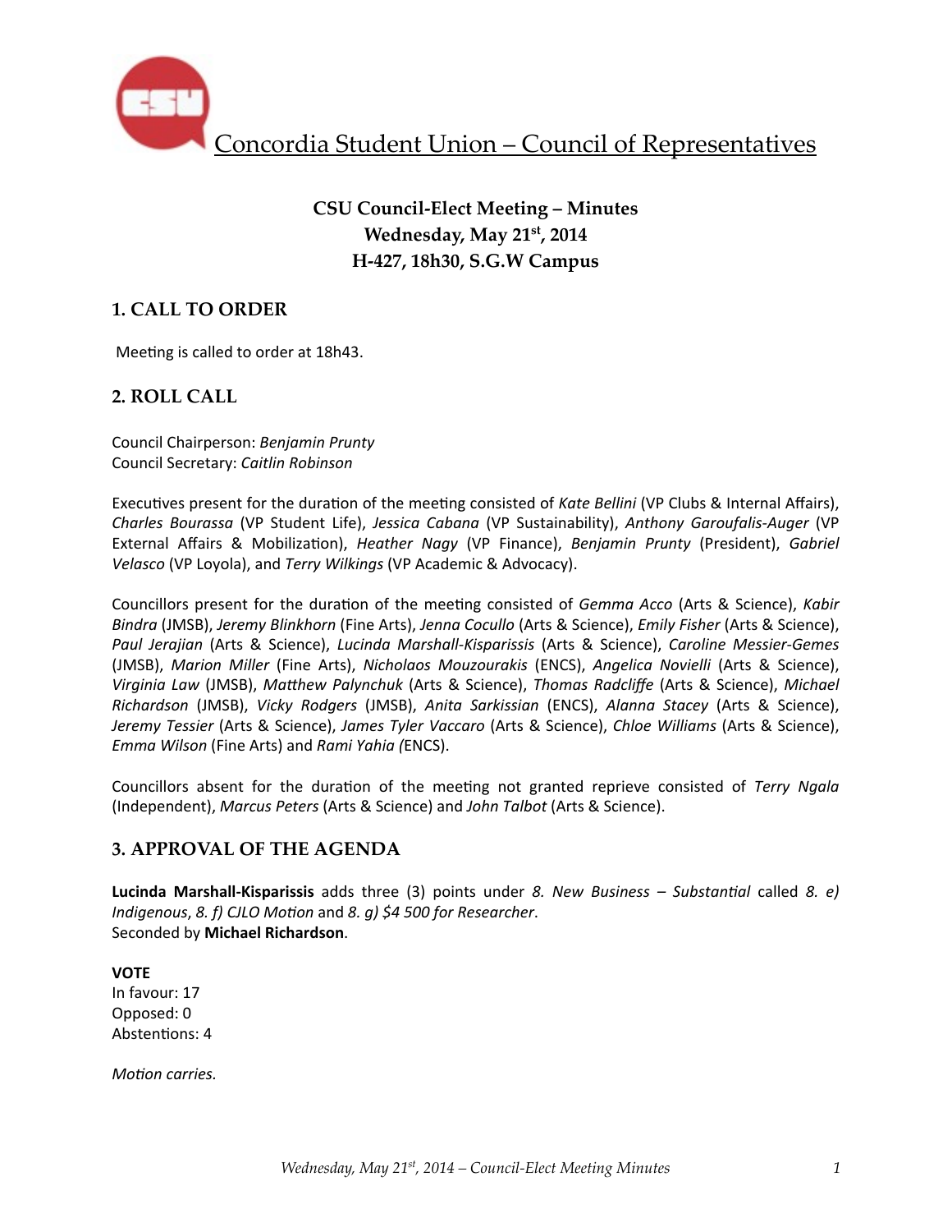# Concordia Student Union – Council of Representatives

## CSU Council-Elect Meeting – Minutes
## Wednesday, May 21st, 2014
## H-427, 18h30, S.G.W Campus

## 1. CALL TO ORDER

Meeting is called to order at 18h43.

## 2. ROLL CALL

Council Chairperson: *Benjamin Prunty*
Council Secretary: *Caitlin Robinson*

Executives present for the duration of the meeting consisted of *Kate Bellini* (VP Clubs & Internal Affairs), *Charles Bourassa* (VP Student Life), *Jessica Cabana* (VP Sustainability), *Anthony Garoufalis-Auger* (VP External Affairs & Mobilization), *Heather Nagy* (VP Finance), *Benjamin Prunty* (President), *Gabriel Velasco* (VP Loyola), and *Terry Wilkings* (VP Academic & Advocacy).

Councillors present for the duration of the meeting consisted of *Gemma Acco* (Arts & Science), *Kabir Bindra* (JMSB), *Jeremy Blinkhorn* (Fine Arts), *Jenna Cocullo* (Arts & Science), *Emily Fisher* (Arts & Science), *Paul Jerajian* (Arts & Science), *Lucinda Marshall-Kisparissis* (Arts & Science), *Caroline Messier-Gemes* (JMSB), *Marion Miller* (Fine Arts), *Nicholaos Mouzourakis* (ENCS), *Angelica Novielli* (Arts & Science), *Virginia Law* (JMSB), *Matthew Palynchuk* (Arts & Science), *Thomas Radcliffe* (Arts & Science), *Michael Richardson* (JMSB), *Vicky Rodgers* (JMSB), *Anita Sarkissian* (ENCS), *Alanna Stacey* (Arts & Science), *Jeremy Tessier* (Arts & Science), *James Tyler Vaccaro* (Arts & Science), *Chloe Williams* (Arts & Science), *Emma Wilson* (Fine Arts) and *Rami Yahia (*ENCS).

Councillors absent for the duration of the meeting not granted reprieve consisted of *Terry Ngala* (Independent), *Marcus Peters* (Arts & Science) and *John Talbot* (Arts & Science).

## 3. APPROVAL OF THE AGENDA

**Lucinda Marshall-Kisparissis** adds three (3) points under *8. New Business – Substantial* called *8. e) Indigenous*, *8. f) CJLO Motion* and *8. g) $4 500 for Researcher*.
Seconded by **Michael Richardson**.

**VOTE**
In favour: 17
Opposed: 0
Abstentions: 4

*Motion carries.*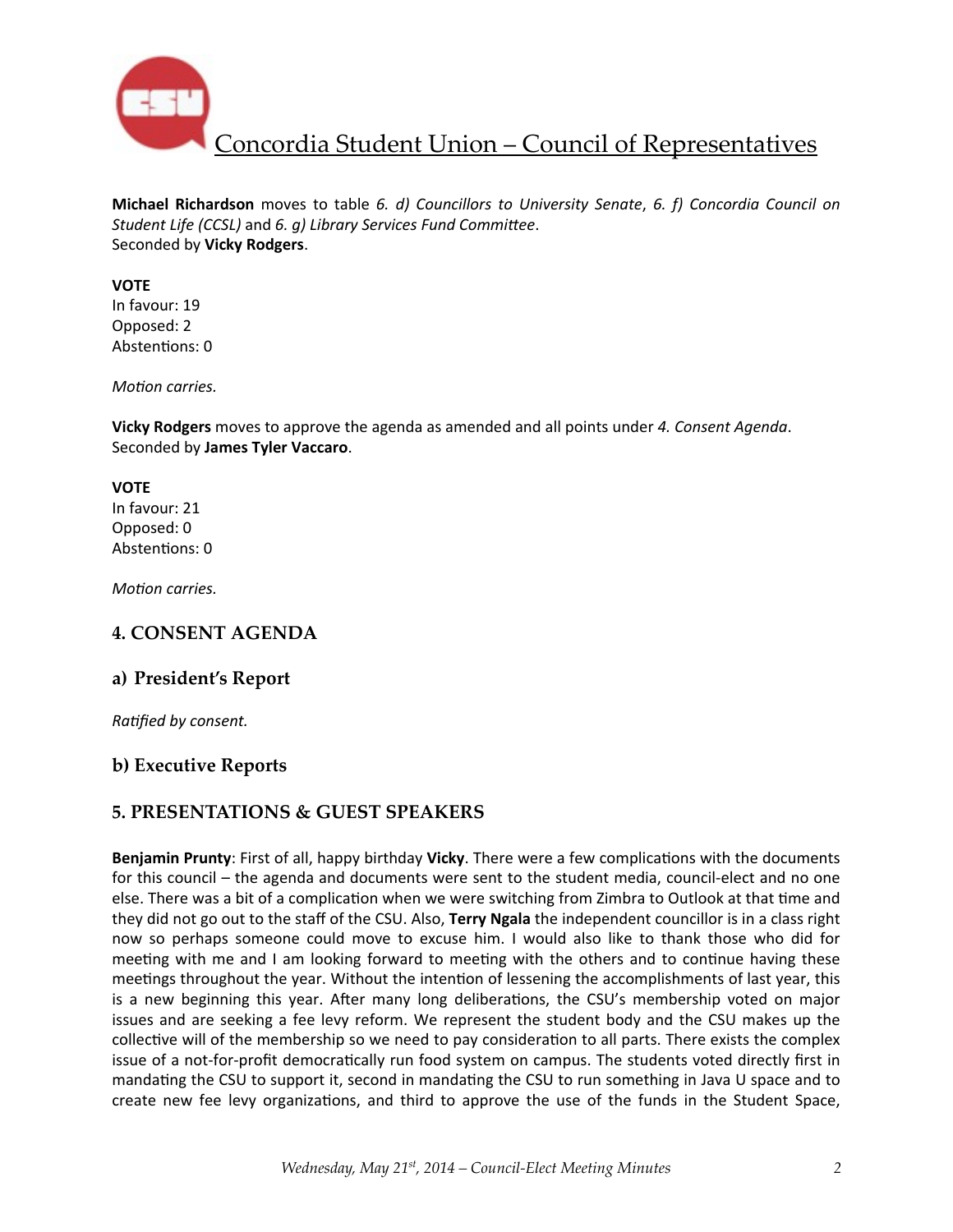**Michael Richardson** moves to table *6. d) Councillors to University Senate*, *6. f) Concordia Council on Student Life (CCSL)* and *6. g) Library Services Fund Committee*.
Seconded by **Vicky Rodgers**.

**VOTE**
In favour: 19
Opposed: 2
Abstentions: 0

*Motion carries.*

**Vicky Rodgers** moves to approve the agenda as amended and all points under *4. Consent Agenda*.
Seconded by **James Tyler Vaccaro**.

**VOTE**
In favour: 21
Opposed: 0
Abstentions: 0

*Motion carries.*

## 4. CONSENT AGENDA

### a) President's Report

*Ratified by consent.*

### b) Executive Reports

## 5. PRESENTATIONS & GUEST SPEAKERS

**Benjamin Prunty**: First of all, happy birthday **Vicky**. There were a few complications with the documents for this council – the agenda and documents were sent to the student media, council-elect and no one else. There was a bit of a complication when we were switching from Zimbra to Outlook at that time and they did not go out to the staff of the CSU. Also, **Terry Ngala** the independent councillor is in a class right now so perhaps someone could move to excuse him. I would also like to thank those who did for meeting with me and I am looking forward to meeting with the others and to continue having these meetings throughout the year. Without the intention of lessening the accomplishments of last year, this is a new beginning this year. After many long deliberations, the CSU's membership voted on major issues and are seeking a fee levy reform. We represent the student body and the CSU makes up the collective will of the membership so we need to pay consideration to all parts. There exists the complex issue of a not-for-profit democratically run food system on campus. The students voted directly first in mandating the CSU to support it, second in mandating the CSU to run something in Java U space and to create new fee levy organizations, and third to approve the use of the funds in the Student Space,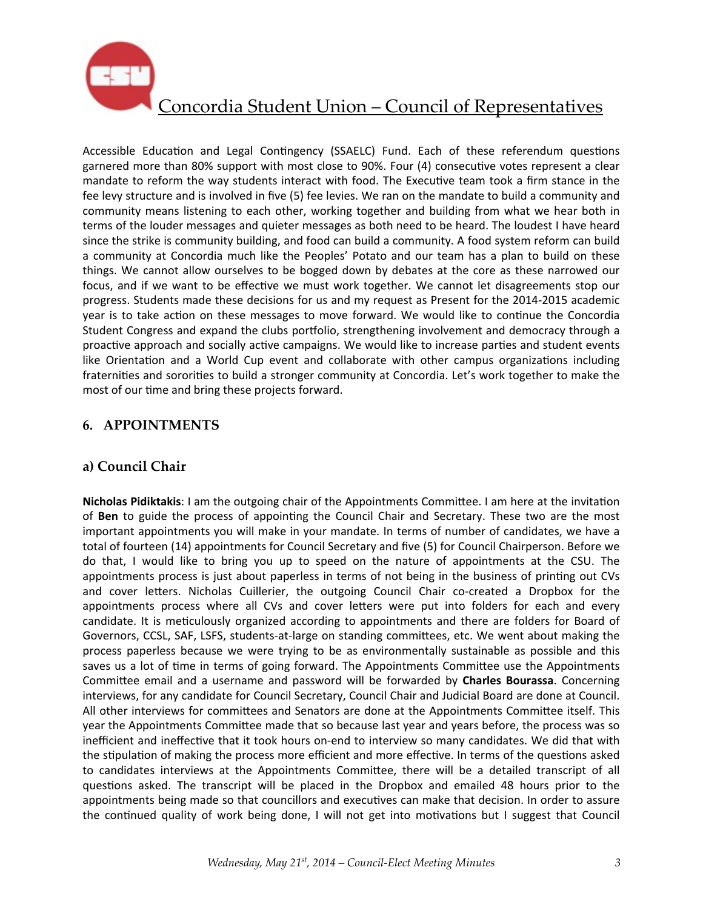Accessible Education and Legal Contingency (SSAELC) Fund. Each of these referendum questions garnered more than 80% support with most close to 90%. Four (4) consecutive votes represent a clear mandate to reform the way students interact with food. The Executive team took a firm stance in the fee levy structure and is involved in five (5) fee levies. We ran on the mandate to build a community and community means listening to each other, working together and building from what we hear both in terms of the louder messages and quieter messages as both need to be heard. The loudest I have heard since the strike is community building, and food can build a community. A food system reform can build a community at Concordia much like the Peoples' Potato and our team has a plan to build on these things. We cannot allow ourselves to be bogged down by debates at the core as these narrowed our focus, and if we want to be effective we must work together. We cannot let disagreements stop our progress. Students made these decisions for us and my request as Present for the 2014-2015 academic year is to take action on these messages to move forward. We would like to continue the Concordia Student Congress and expand the clubs portfolio, strengthening involvement and democracy through a proactive approach and socially active campaigns. We would like to increase parties and student events like Orientation and a World Cup event and collaborate with other campus organizations including fraternities and sororities to build a stronger community at Concordia. Let's work together to make the most of our time and bring these projects forward.

## 6. APPOINTMENTS

### a) Council Chair

**Nicholas Pidiktakis**: I am the outgoing chair of the Appointments Committee. I am here at the invitation of **Ben** to guide the process of appointing the Council Chair and Secretary. These two are the most important appointments you will make in your mandate. In terms of number of candidates, we have a total of fourteen (14) appointments for Council Secretary and five (5) for Council Chairperson. Before we do that, I would like to bring you up to speed on the nature of appointments at the CSU. The appointments process is just about paperless in terms of not being in the business of printing out CVs and cover letters. Nicholas Cuillerier, the outgoing Council Chair co-created a Dropbox for the appointments process where all CVs and cover letters were put into folders for each and every candidate. It is meticulously organized according to appointments and there are folders for Board of Governors, CCSL, SAF, LSFS, students-at-large on standing committees, etc. We went about making the process paperless because we were trying to be as environmentally sustainable as possible and this saves us a lot of time in terms of going forward. The Appointments Committee use the Appointments Committee email and a username and password will be forwarded by **Charles Bourassa**. Concerning interviews, for any candidate for Council Secretary, Council Chair and Judicial Board are done at Council. All other interviews for committees and Senators are done at the Appointments Committee itself. This year the Appointments Committee made that so because last year and years before, the process was so inefficient and ineffective that it took hours on-end to interview so many candidates. We did that with the stipulation of making the process more efficient and more effective. In terms of the questions asked to candidates interviews at the Appointments Committee, there will be a detailed transcript of all questions asked. The transcript will be placed in the Dropbox and emailed 48 hours prior to the appointments being made so that councillors and executives can make that decision. In order to assure the continued quality of work being done, I will not get into motivations but I suggest that Council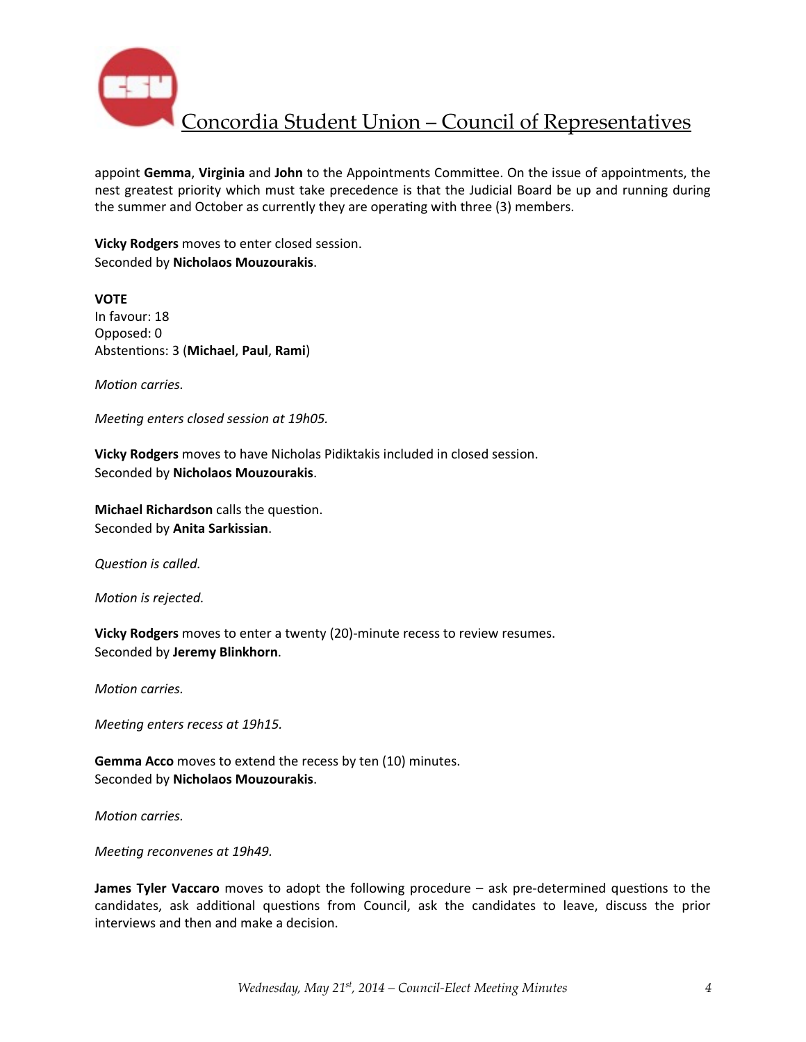appoint **Gemma**, **Virginia** and **John** to the Appointments Committee. On the issue of appointments, the nest greatest priority which must take precedence is that the Judicial Board be up and running during the summer and October as currently they are operating with three (3) members.

**Vicky Rodgers** moves to enter closed session.
Seconded by **Nicholaos Mouzourakis**.

**VOTE**
In favour: 18
Opposed: 0
Abstentions: 3 (**Michael**, **Paul**, **Rami**)

*Motion carries.*

*Meeting enters closed session at 19h05.*

**Vicky Rodgers** moves to have Nicholas Pidiktakis included in closed session.
Seconded by **Nicholaos Mouzourakis**.

**Michael Richardson** calls the question.
Seconded by **Anita Sarkissian**.

*Question is called.*

*Motion is rejected.*

**Vicky Rodgers** moves to enter a twenty (20)-minute recess to review resumes.
Seconded by **Jeremy Blinkhorn**.

*Motion carries.*

*Meeting enters recess at 19h15.*

**Gemma Acco** moves to extend the recess by ten (10) minutes.
Seconded by **Nicholaos Mouzourakis**.

*Motion carries.*

*Meeting reconvenes at 19h49.*

**James Tyler Vaccaro** moves to adopt the following procedure – ask pre-determined questions to the candidates, ask additional questions from Council, ask the candidates to leave, discuss the prior interviews and then and make a decision.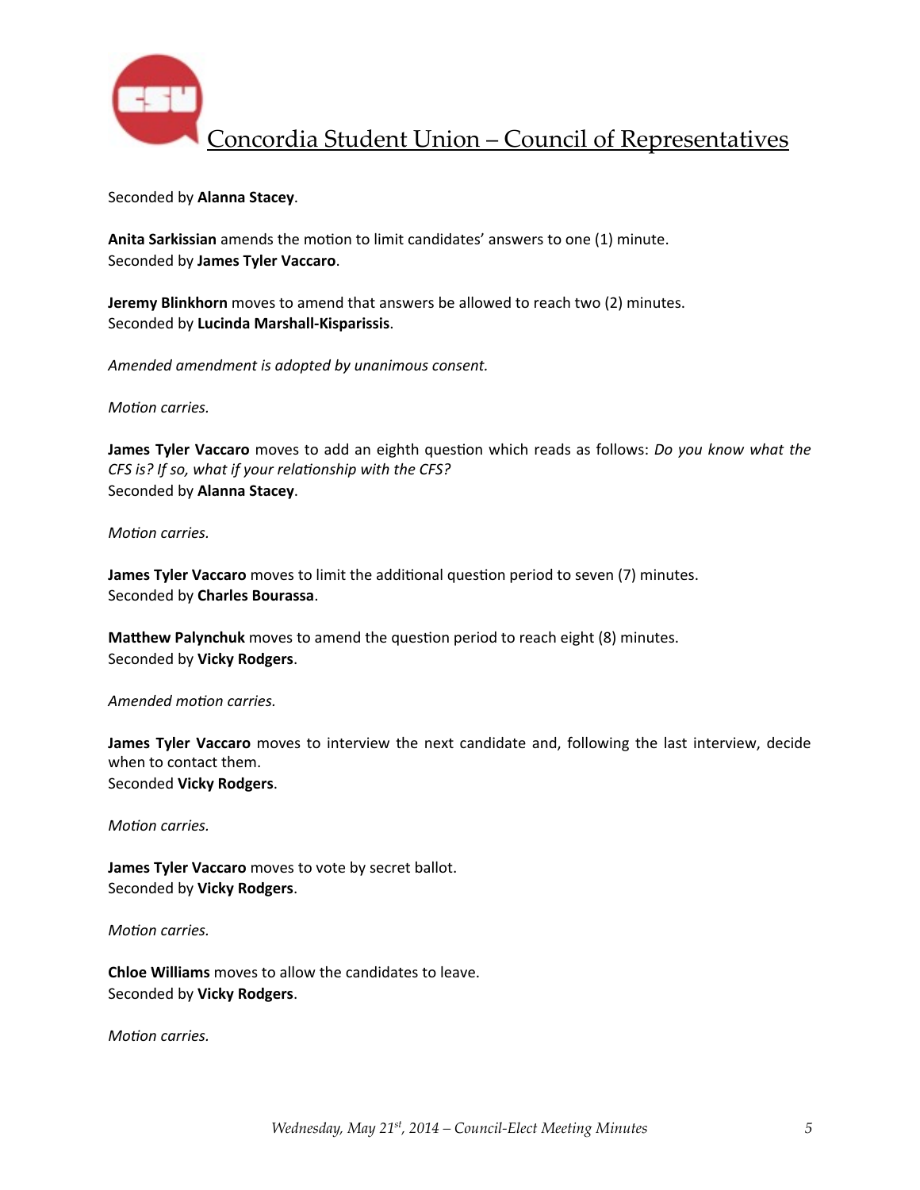Seconded by **Alanna Stacey**.

**Anita Sarkissian** amends the motion to limit candidates' answers to one (1) minute.
Seconded by **James Tyler Vaccaro**.

**Jeremy Blinkhorn** moves to amend that answers be allowed to reach two (2) minutes.
Seconded by **Lucinda Marshall-Kisparissis**.

*Amended amendment is adopted by unanimous consent.*

*Motion carries.*

**James Tyler Vaccaro** moves to add an eighth question which reads as follows: *Do you know what the CFS is? If so, what if your relationship with the CFS?*
Seconded by **Alanna Stacey**.

*Motion carries.*

**James Tyler Vaccaro** moves to limit the additional question period to seven (7) minutes.
Seconded by **Charles Bourassa**.

**Matthew Palynchuk** moves to amend the question period to reach eight (8) minutes.
Seconded by **Vicky Rodgers**.

*Amended motion carries.*

**James Tyler Vaccaro** moves to interview the next candidate and, following the last interview, decide when to contact them.
Seconded **Vicky Rodgers**.

*Motion carries.*

**James Tyler Vaccaro** moves to vote by secret ballot.
Seconded by **Vicky Rodgers**.

*Motion carries.*

**Chloe Williams** moves to allow the candidates to leave.
Seconded by **Vicky Rodgers**.

*Motion carries.*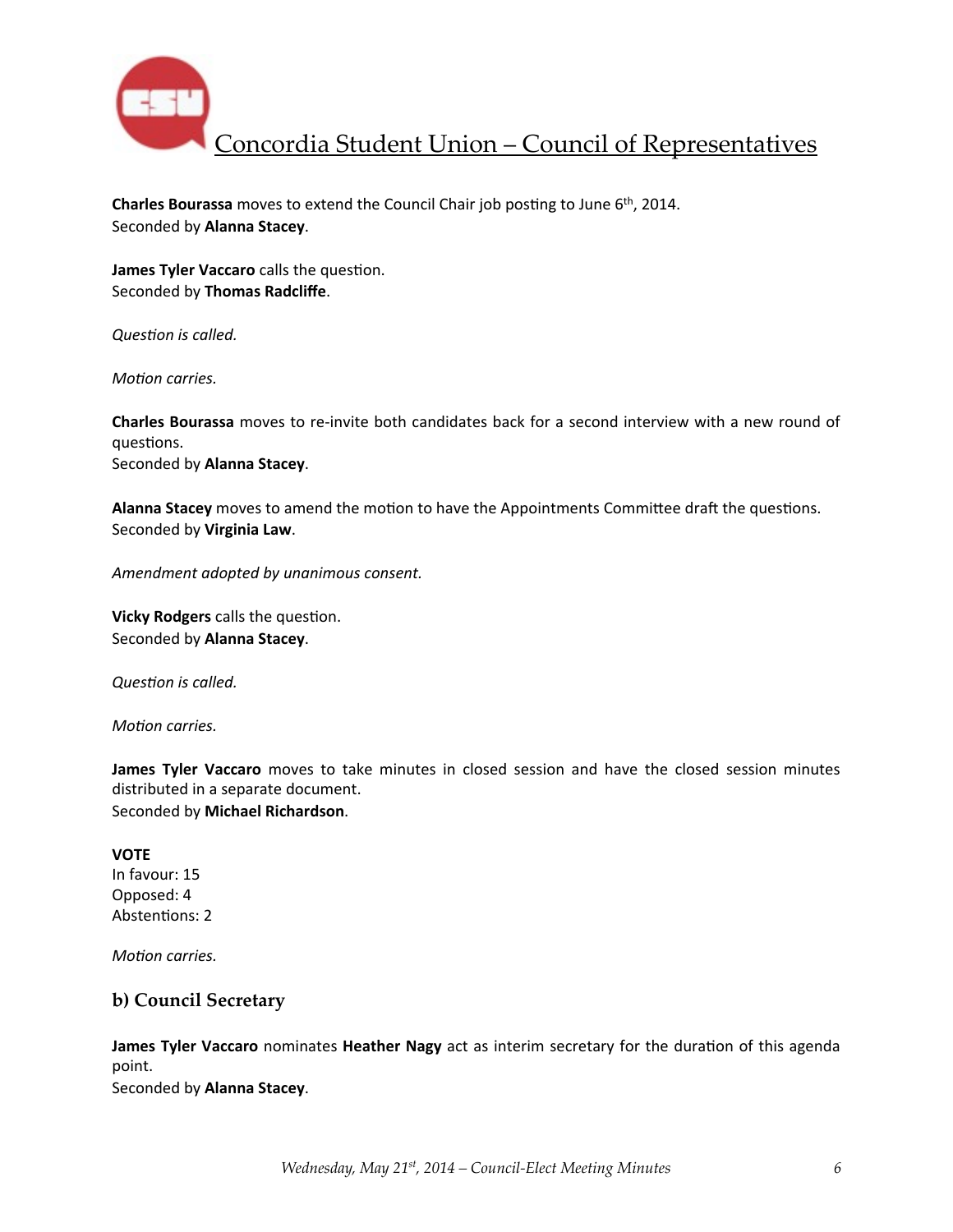**Charles Bourassa** moves to extend the Council Chair job posting to June 6th, 2014.
Seconded by **Alanna Stacey**.

**James Tyler Vaccaro** calls the question.
Seconded by **Thomas Radcliffe**.

*Question is called.*

*Motion carries.*

**Charles Bourassa** moves to re-invite both candidates back for a second interview with a new round of questions.
Seconded by **Alanna Stacey**.

**Alanna Stacey** moves to amend the motion to have the Appointments Committee draft the questions.
Seconded by **Virginia Law**.

*Amendment adopted by unanimous consent.*

**Vicky Rodgers** calls the question.
Seconded by **Alanna Stacey**.

*Question is called.*

*Motion carries.*

**James Tyler Vaccaro** moves to take minutes in closed session and have the closed session minutes distributed in a separate document.
Seconded by **Michael Richardson**.

**VOTE**
In favour: 15
Opposed: 4
Abstentions: 2

*Motion carries.*

### b) Council Secretary

**James Tyler Vaccaro** nominates **Heather Nagy** act as interim secretary for the duration of this agenda point.
Seconded by **Alanna Stacey**.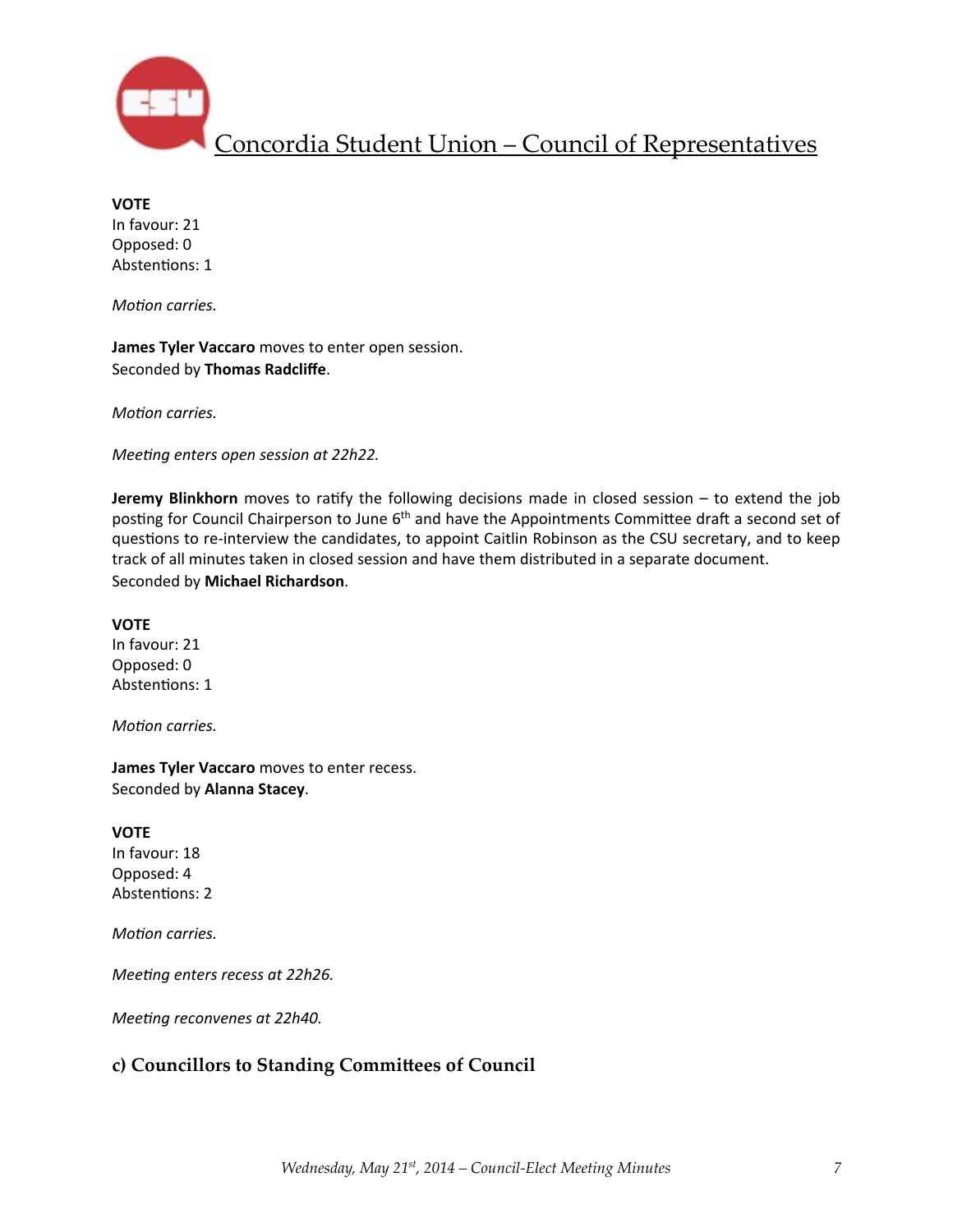**VOTE**
In favour: 21
Opposed: 0
Abstentions: 1

*Motion carries.*

**James Tyler Vaccaro** moves to enter open session.
Seconded by **Thomas Radcliffe**.

*Motion carries.*

*Meeting enters open session at 22h22.*

**Jeremy Blinkhorn** moves to ratify the following decisions made in closed session – to extend the job posting for Council Chairperson to June 6th and have the Appointments Committee draft a second set of questions to re-interview the candidates, to appoint Caitlin Robinson as the CSU secretary, and to keep track of all minutes taken in closed session and have them distributed in a separate document.
Seconded by **Michael Richardson**.

**VOTE**
In favour: 21
Opposed: 0
Abstentions: 1

*Motion carries.*

**James Tyler Vaccaro** moves to enter recess.
Seconded by **Alanna Stacey**.

**VOTE**
In favour: 18
Opposed: 4
Abstentions: 2

*Motion carries.*

*Meeting enters recess at 22h26.*

*Meeting reconvenes at 22h40.*

### c) Councillors to Standing Committees of Council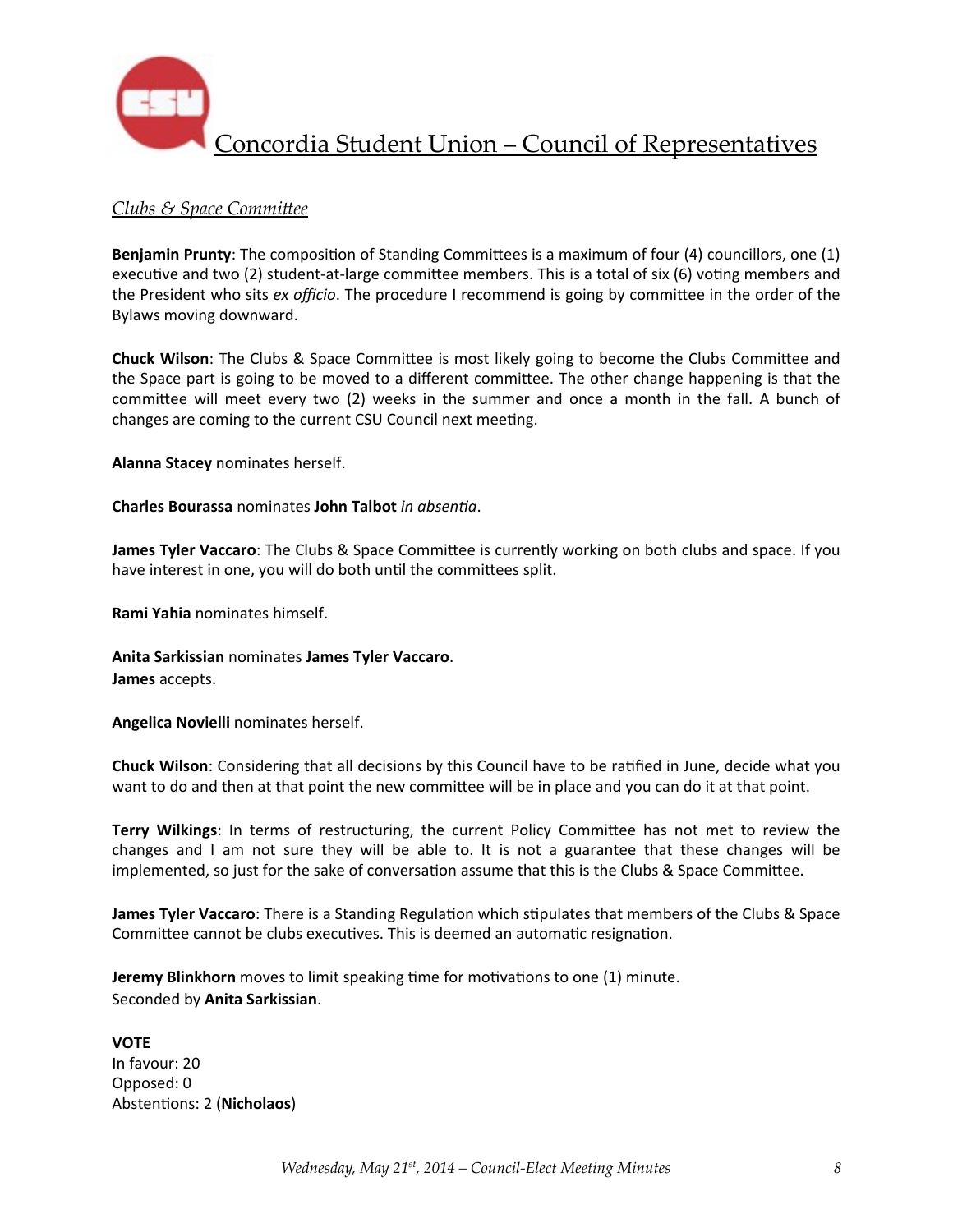*Clubs & Space Committee*

**Benjamin Prunty**: The composition of Standing Committees is a maximum of four (4) councillors, one (1) executive and two (2) student-at-large committee members. This is a total of six (6) voting members and the President who sits *ex officio*. The procedure I recommend is going by committee in the order of the Bylaws moving downward.

**Chuck Wilson**: The Clubs & Space Committee is most likely going to become the Clubs Committee and the Space part is going to be moved to a different committee. The other change happening is that the committee will meet every two (2) weeks in the summer and once a month in the fall. A bunch of changes are coming to the current CSU Council next meeting.

**Alanna Stacey** nominates herself.

**Charles Bourassa** nominates **John Talbot** *in absentia*.

**James Tyler Vaccaro**: The Clubs & Space Committee is currently working on both clubs and space. If you have interest in one, you will do both until the committees split.

**Rami Yahia** nominates himself.

**Anita Sarkissian** nominates **James Tyler Vaccaro**.
**James** accepts.

**Angelica Novielli** nominates herself.

**Chuck Wilson**: Considering that all decisions by this Council have to be ratified in June, decide what you want to do and then at that point the new committee will be in place and you can do it at that point.

**Terry Wilkings**: In terms of restructuring, the current Policy Committee has not met to review the changes and I am not sure they will be able to. It is not a guarantee that these changes will be implemented, so just for the sake of conversation assume that this is the Clubs & Space Committee.

**James Tyler Vaccaro**: There is a Standing Regulation which stipulates that members of the Clubs & Space Committee cannot be clubs executives. This is deemed an automatic resignation.

**Jeremy Blinkhorn** moves to limit speaking time for motivations to one (1) minute.
Seconded by **Anita Sarkissian**.

**VOTE**
In favour: 20
Opposed: 0
Abstentions: 2 (**Nicholaos**)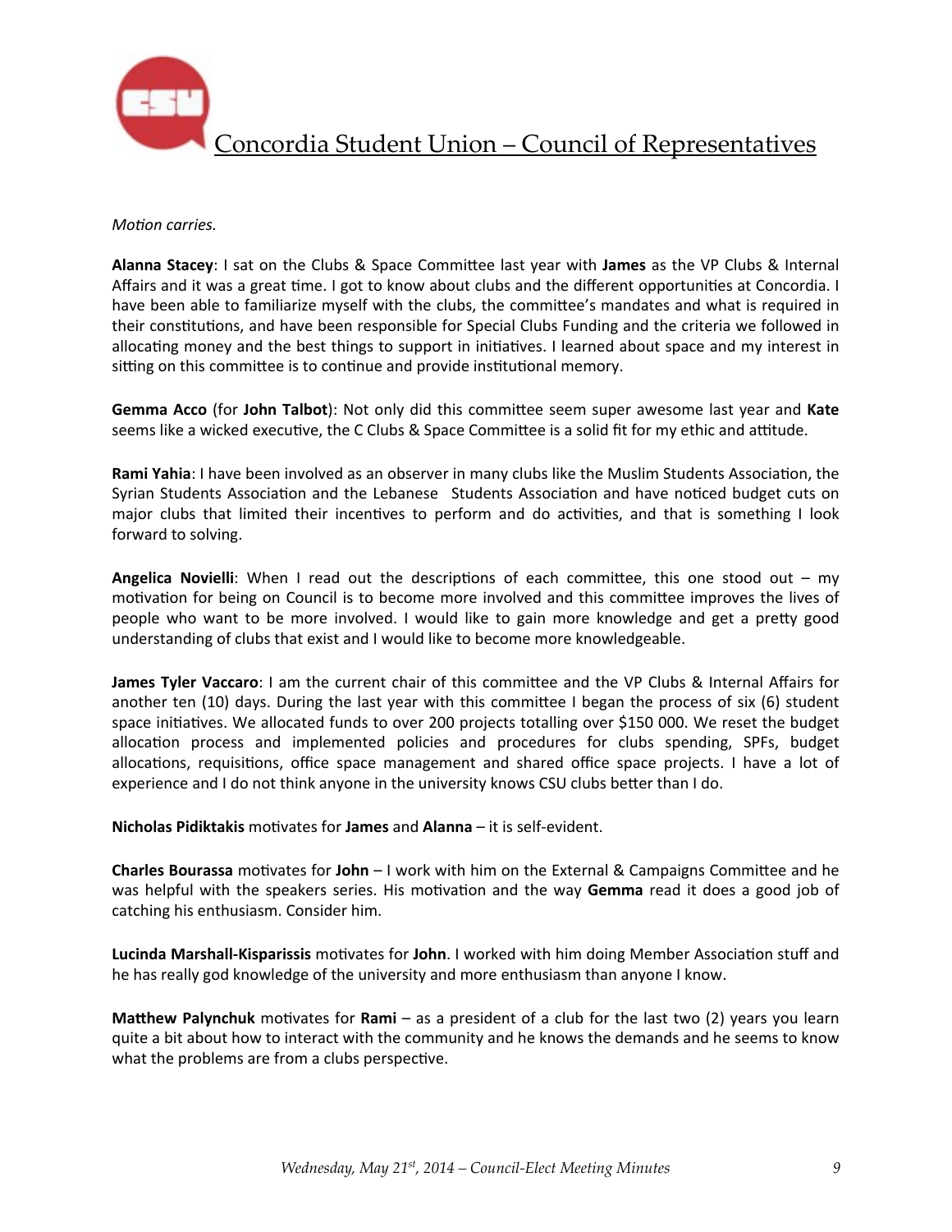*Motion carries.*

**Alanna Stacey**: I sat on the Clubs & Space Committee last year with **James** as the VP Clubs & Internal Affairs and it was a great time. I got to know about clubs and the different opportunities at Concordia. I have been able to familiarize myself with the clubs, the committee's mandates and what is required in their constitutions, and have been responsible for Special Clubs Funding and the criteria we followed in allocating money and the best things to support in initiatives. I learned about space and my interest in sitting on this committee is to continue and provide institutional memory.

**Gemma Acco** (for **John Talbot**): Not only did this committee seem super awesome last year and **Kate** seems like a wicked executive, the C Clubs & Space Committee is a solid fit for my ethic and attitude.

**Rami Yahia**: I have been involved as an observer in many clubs like the Muslim Students Association, the Syrian Students Association and the Lebanese Students Association and have noticed budget cuts on major clubs that limited their incentives to perform and do activities, and that is something I look forward to solving.

**Angelica Novielli**: When I read out the descriptions of each committee, this one stood out – my motivation for being on Council is to become more involved and this committee improves the lives of people who want to be more involved. I would like to gain more knowledge and get a pretty good understanding of clubs that exist and I would like to become more knowledgeable.

**James Tyler Vaccaro**: I am the current chair of this committee and the VP Clubs & Internal Affairs for another ten (10) days. During the last year with this committee I began the process of six (6) student space initiatives. We allocated funds to over 200 projects totalling over $150 000. We reset the budget allocation process and implemented policies and procedures for clubs spending, SPFs, budget allocations, requisitions, office space management and shared office space projects. I have a lot of experience and I do not think anyone in the university knows CSU clubs better than I do.

**Nicholas Pidiktakis** motivates for **James** and **Alanna** – it is self-evident.

**Charles Bourassa** motivates for **John** – I work with him on the External & Campaigns Committee and he was helpful with the speakers series. His motivation and the way **Gemma** read it does a good job of catching his enthusiasm. Consider him.

**Lucinda Marshall-Kisparissis** motivates for **John**. I worked with him doing Member Association stuff and he has really god knowledge of the university and more enthusiasm than anyone I know.

**Matthew Palynchuk** motivates for **Rami** – as a president of a club for the last two (2) years you learn quite a bit about how to interact with the community and he knows the demands and he seems to know what the problems are from a clubs perspective.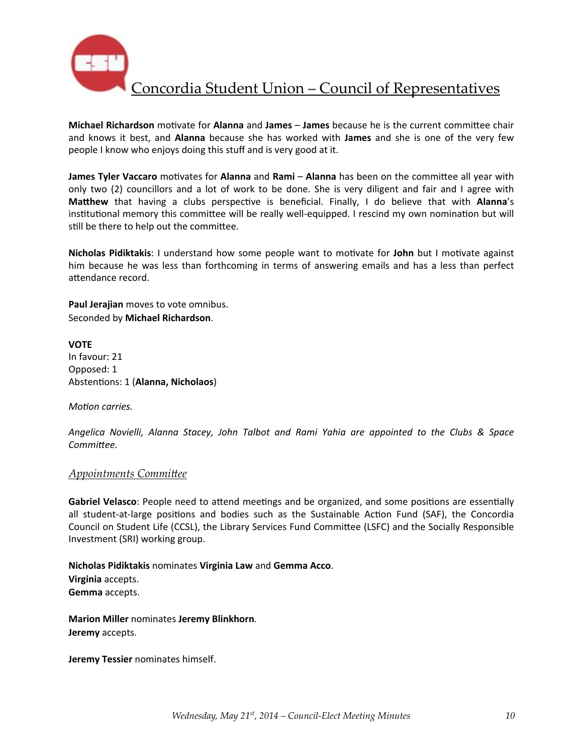**Michael Richardson** motivate for **Alanna** and **James** – **James** because he is the current committee chair and knows it best, and **Alanna** because she has worked with **James** and she is one of the very few people I know who enjoys doing this stuff and is very good at it.

**James Tyler Vaccaro** motivates for **Alanna** and **Rami** – **Alanna** has been on the committee all year with only two (2) councillors and a lot of work to be done. She is very diligent and fair and I agree with **Matthew** that having a clubs perspective is beneficial. Finally, I do believe that with **Alanna**'s institutional memory this committee will be really well-equipped. I rescind my own nomination but will still be there to help out the committee.

**Nicholas Pidiktakis**: I understand how some people want to motivate for **John** but I motivate against him because he was less than forthcoming in terms of answering emails and has a less than perfect attendance record.

**Paul Jerajian** moves to vote omnibus.
Seconded by **Michael Richardson**.

**VOTE**
In favour: 21
Opposed: 1
Abstentions: 1 (**Alanna, Nicholaos**)

*Motion carries.*

*Angelica Novielli, Alanna Stacey, John Talbot and Rami Yahia are appointed to the Clubs & Space Committee.*

### *Appointments Committee*

**Gabriel Velasco**: People need to attend meetings and be organized, and some positions are essentially all student-at-large positions and bodies such as the Sustainable Action Fund (SAF), the Concordia Council on Student Life (CCSL), the Library Services Fund Committee (LSFC) and the Socially Responsible Investment (SRI) working group.

**Nicholas Pidiktakis** nominates **Virginia Law** and **Gemma Acco**.
**Virginia** accepts.
**Gemma** accepts.

**Marion Miller** nominates **Jeremy Blinkhorn**.
**Jeremy** accepts.

**Jeremy Tessier** nominates himself.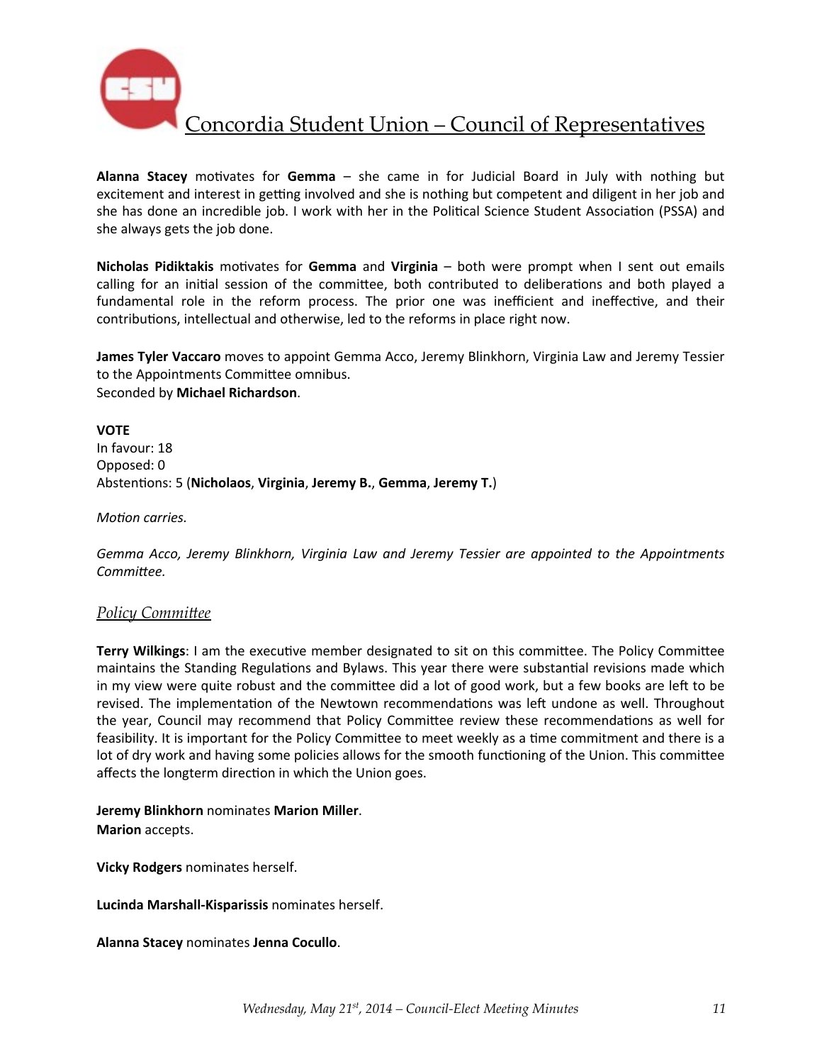**Alanna Stacey** motivates for **Gemma** – she came in for Judicial Board in July with nothing but excitement and interest in getting involved and she is nothing but competent and diligent in her job and she has done an incredible job. I work with her in the Political Science Student Association (PSSA) and she always gets the job done.

**Nicholas Pidiktakis** motivates for **Gemma** and **Virginia** – both were prompt when I sent out emails calling for an initial session of the committee, both contributed to deliberations and both played a fundamental role in the reform process. The prior one was inefficient and ineffective, and their contributions, intellectual and otherwise, led to the reforms in place right now.

**James Tyler Vaccaro** moves to appoint Gemma Acco, Jeremy Blinkhorn, Virginia Law and Jeremy Tessier to the Appointments Committee omnibus.
Seconded by **Michael Richardson**.

**VOTE**
In favour: 18
Opposed: 0
Abstentions: 5 (**Nicholaos**, **Virginia**, **Jeremy B.**, **Gemma**, **Jeremy T.**)

*Motion carries.*

*Gemma Acco, Jeremy Blinkhorn, Virginia Law and Jeremy Tessier are appointed to the Appointments Committee.*

## *Policy Committee*

**Terry Wilkings**: I am the executive member designated to sit on this committee. The Policy Committee maintains the Standing Regulations and Bylaws. This year there were substantial revisions made which in my view were quite robust and the committee did a lot of good work, but a few books are left to be revised. The implementation of the Newtown recommendations was left undone as well. Throughout the year, Council may recommend that Policy Committee review these recommendations as well for feasibility. It is important for the Policy Committee to meet weekly as a time commitment and there is a lot of dry work and having some policies allows for the smooth functioning of the Union. This committee affects the longterm direction in which the Union goes.

**Jeremy Blinkhorn** nominates **Marion Miller**.
**Marion** accepts.

**Vicky Rodgers** nominates herself.

**Lucinda Marshall-Kisparissis** nominates herself.

**Alanna Stacey** nominates **Jenna Cocullo**.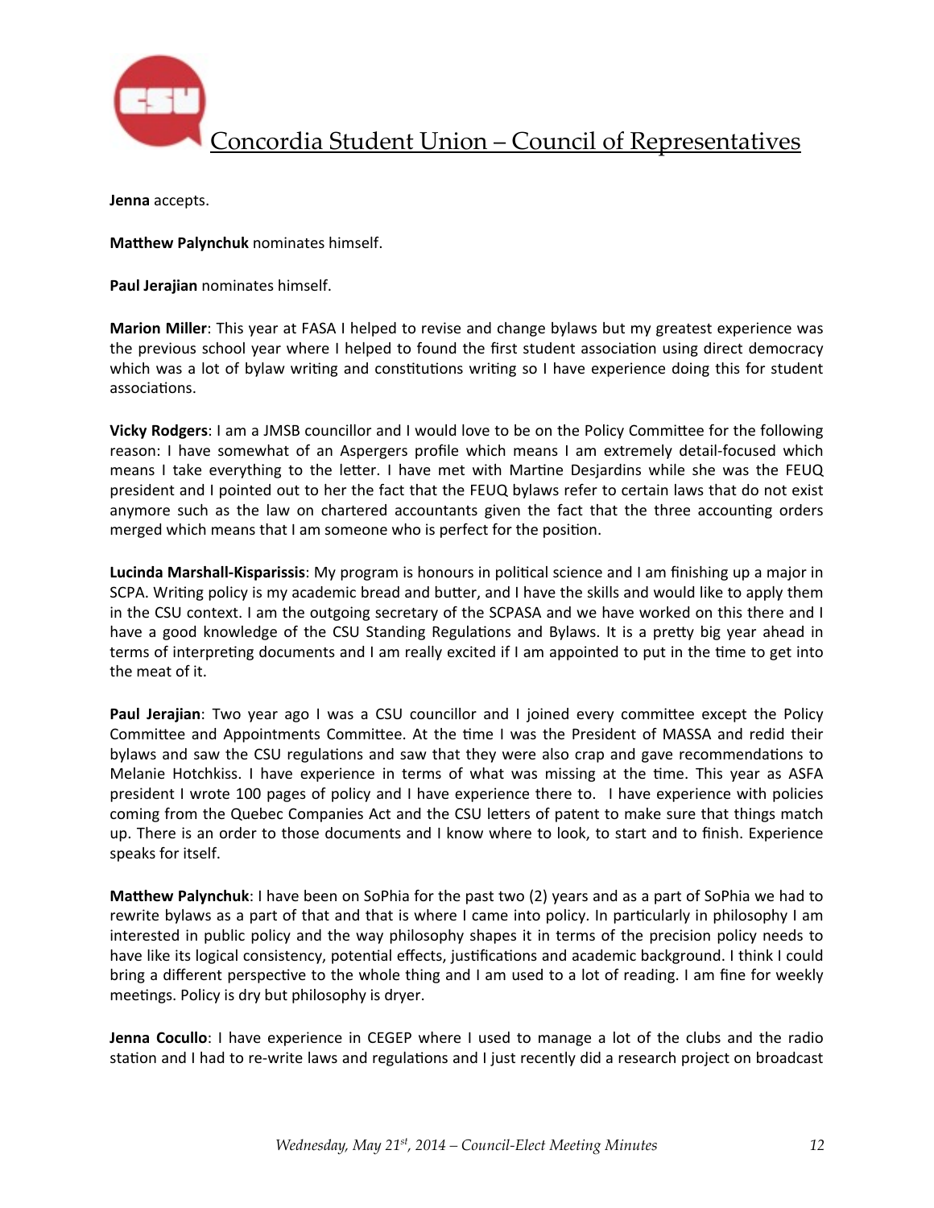**Jenna** accepts.

**Matthew Palynchuk** nominates himself.

**Paul Jerajian** nominates himself.

**Marion Miller**: This year at FASA I helped to revise and change bylaws but my greatest experience was the previous school year where I helped to found the first student association using direct democracy which was a lot of bylaw writing and constitutions writing so I have experience doing this for student associations.

**Vicky Rodgers**: I am a JMSB councillor and I would love to be on the Policy Committee for the following reason: I have somewhat of an Aspergers profile which means I am extremely detail-focused which means I take everything to the letter. I have met with Martine Desjardins while she was the FEUQ president and I pointed out to her the fact that the FEUQ bylaws refer to certain laws that do not exist anymore such as the law on chartered accountants given the fact that the three accounting orders merged which means that I am someone who is perfect for the position.

**Lucinda Marshall-Kisparissis**: My program is honours in political science and I am finishing up a major in SCPA. Writing policy is my academic bread and butter, and I have the skills and would like to apply them in the CSU context. I am the outgoing secretary of the SCPASA and we have worked on this there and I have a good knowledge of the CSU Standing Regulations and Bylaws. It is a pretty big year ahead in terms of interpreting documents and I am really excited if I am appointed to put in the time to get into the meat of it.

**Paul Jerajian**: Two year ago I was a CSU councillor and I joined every committee except the Policy Committee and Appointments Committee. At the time I was the President of MASSA and redid their bylaws and saw the CSU regulations and saw that they were also crap and gave recommendations to Melanie Hotchkiss. I have experience in terms of what was missing at the time. This year as ASFA president I wrote 100 pages of policy and I have experience there to. I have experience with policies coming from the Quebec Companies Act and the CSU letters of patent to make sure that things match up. There is an order to those documents and I know where to look, to start and to finish. Experience speaks for itself.

**Matthew Palynchuk**: I have been on SoPhia for the past two (2) years and as a part of SoPhia we had to rewrite bylaws as a part of that and that is where I came into policy. In particularly in philosophy I am interested in public policy and the way philosophy shapes it in terms of the precision policy needs to have like its logical consistency, potential effects, justifications and academic background. I think I could bring a different perspective to the whole thing and I am used to a lot of reading. I am fine for weekly meetings. Policy is dry but philosophy is dryer.

**Jenna Cocullo**: I have experience in CEGEP where I used to manage a lot of the clubs and the radio station and I had to re-write laws and regulations and I just recently did a research project on broadcast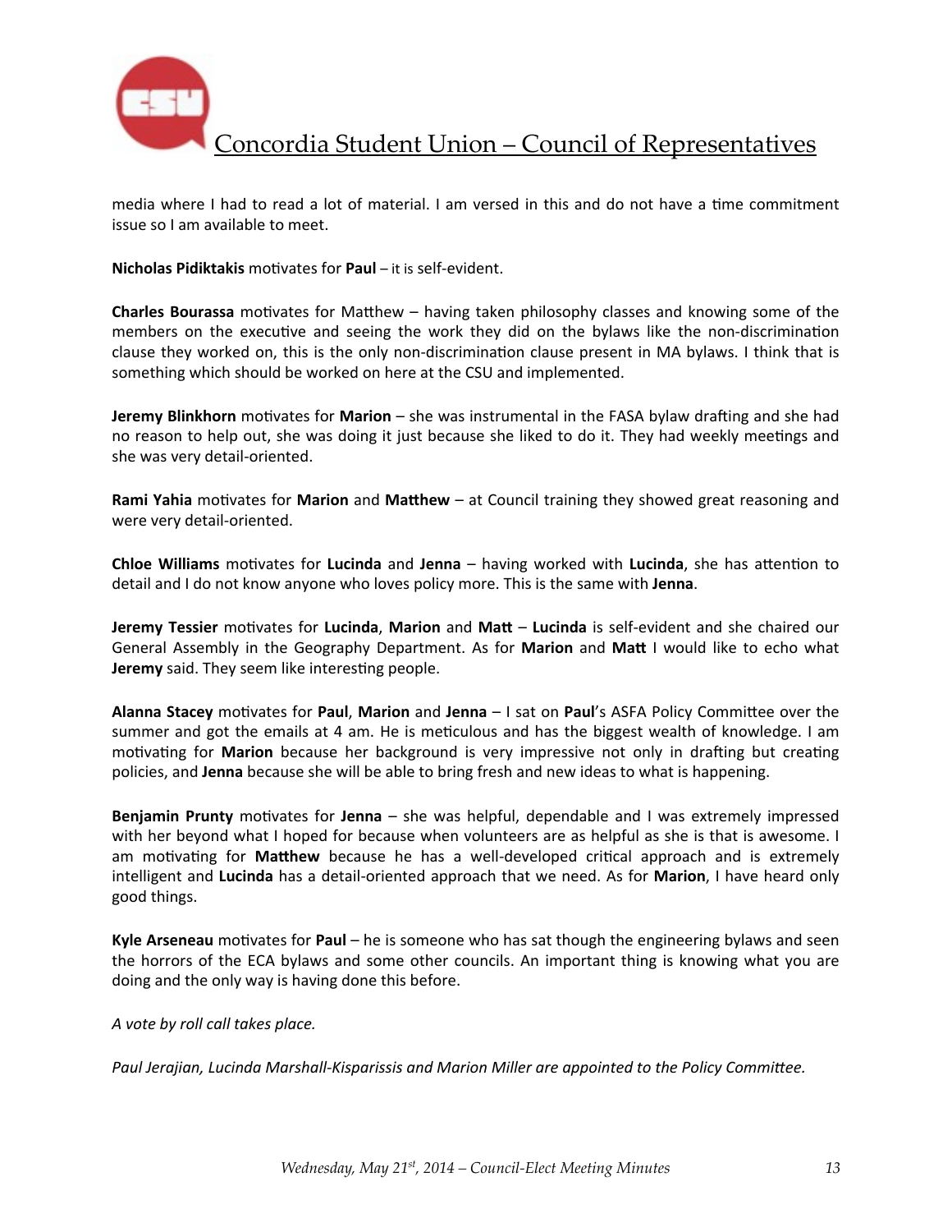media where I had to read a lot of material. I am versed in this and do not have a time commitment issue so I am available to meet.

**Nicholas Pidiktakis** motivates for **Paul** – it is self-evident.

**Charles Bourassa** motivates for Matthew – having taken philosophy classes and knowing some of the members on the executive and seeing the work they did on the bylaws like the non-discrimination clause they worked on, this is the only non-discrimination clause present in MA bylaws. I think that is something which should be worked on here at the CSU and implemented.

**Jeremy Blinkhorn** motivates for **Marion** – she was instrumental in the FASA bylaw drafting and she had no reason to help out, she was doing it just because she liked to do it. They had weekly meetings and she was very detail-oriented.

**Rami Yahia** motivates for **Marion** and **Matthew** – at Council training they showed great reasoning and were very detail-oriented.

**Chloe Williams** motivates for **Lucinda** and **Jenna** – having worked with **Lucinda**, she has attention to detail and I do not know anyone who loves policy more. This is the same with **Jenna**.

**Jeremy Tessier** motivates for **Lucinda**, **Marion** and **Matt** – **Lucinda** is self-evident and she chaired our General Assembly in the Geography Department. As for **Marion** and **Matt** I would like to echo what **Jeremy** said. They seem like interesting people.

**Alanna Stacey** motivates for **Paul**, **Marion** and **Jenna** – I sat on **Paul**'s ASFA Policy Committee over the summer and got the emails at 4 am. He is meticulous and has the biggest wealth of knowledge. I am motivating for **Marion** because her background is very impressive not only in drafting but creating policies, and **Jenna** because she will be able to bring fresh and new ideas to what is happening.

**Benjamin Prunty** motivates for **Jenna** – she was helpful, dependable and I was extremely impressed with her beyond what I hoped for because when volunteers are as helpful as she is that is awesome. I am motivating for **Matthew** because he has a well-developed critical approach and is extremely intelligent and **Lucinda** has a detail-oriented approach that we need. As for **Marion**, I have heard only good things.

**Kyle Arseneau** motivates for **Paul** – he is someone who has sat though the engineering bylaws and seen the horrors of the ECA bylaws and some other councils. An important thing is knowing what you are doing and the only way is having done this before.

*A vote by roll call takes place.*

*Paul Jerajian, Lucinda Marshall-Kisparissis and Marion Miller are appointed to the Policy Committee.*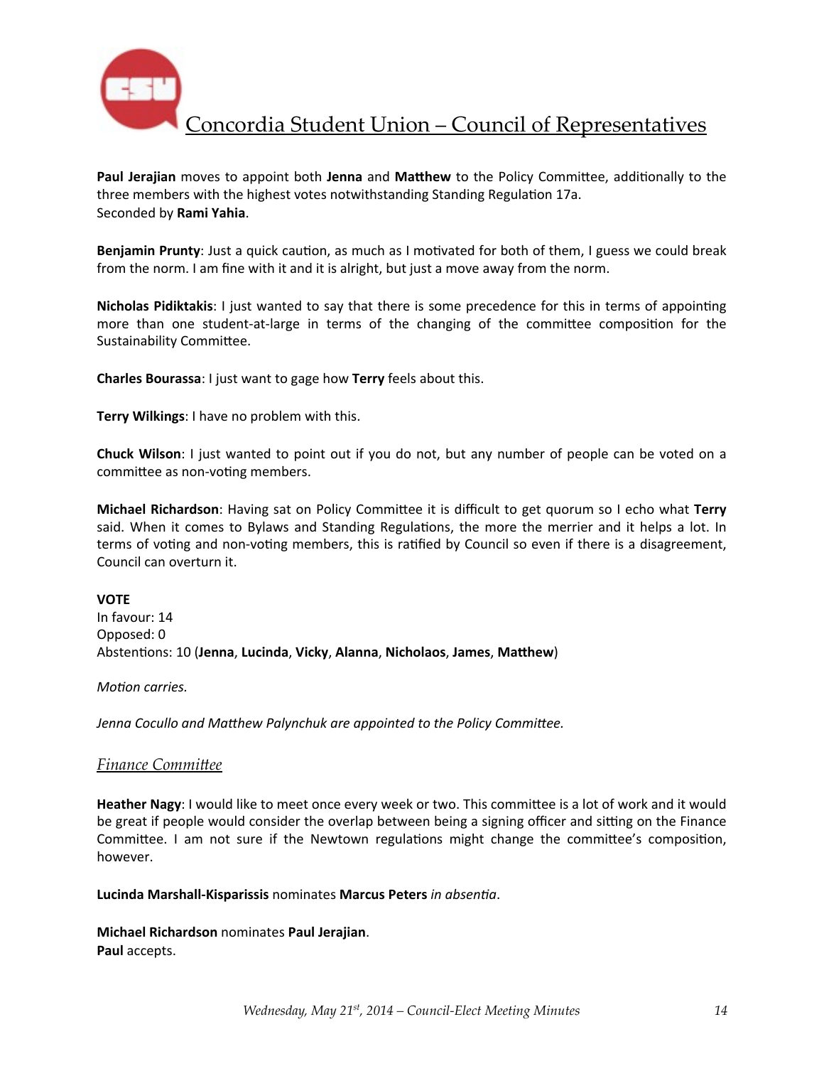**Paul Jerajian** moves to appoint both **Jenna** and **Matthew** to the Policy Committee, additionally to the three members with the highest votes notwithstanding Standing Regulation 17a.
Seconded by **Rami Yahia**.

**Benjamin Prunty**: Just a quick caution, as much as I motivated for both of them, I guess we could break from the norm. I am fine with it and it is alright, but just a move away from the norm.

**Nicholas Pidiktakis**: I just wanted to say that there is some precedence for this in terms of appointing more than one student-at-large in terms of the changing of the committee composition for the Sustainability Committee.

**Charles Bourassa**: I just want to gage how **Terry** feels about this.

**Terry Wilkings**: I have no problem with this.

**Chuck Wilson**: I just wanted to point out if you do not, but any number of people can be voted on a committee as non-voting members.

**Michael Richardson**: Having sat on Policy Committee it is difficult to get quorum so I echo what **Terry** said. When it comes to Bylaws and Standing Regulations, the more the merrier and it helps a lot. In terms of voting and non-voting members, this is ratified by Council so even if there is a disagreement, Council can overturn it.

**VOTE**
In favour: 14
Opposed: 0
Abstentions: 10 (**Jenna**, **Lucinda**, **Vicky**, **Alanna**, **Nicholaos**, **James**, **Matthew**)

*Motion carries.*

*Jenna Cocullo and Matthew Palynchuk are appointed to the Policy Committee.*

### *Finance Committee*

**Heather Nagy**: I would like to meet once every week or two. This committee is a lot of work and it would be great if people would consider the overlap between being a signing officer and sitting on the Finance Committee. I am not sure if the Newtown regulations might change the committee's composition, however.

**Lucinda Marshall-Kisparissis** nominates **Marcus Peters** *in absentia*.

**Michael Richardson** nominates **Paul Jerajian**.
**Paul** accepts.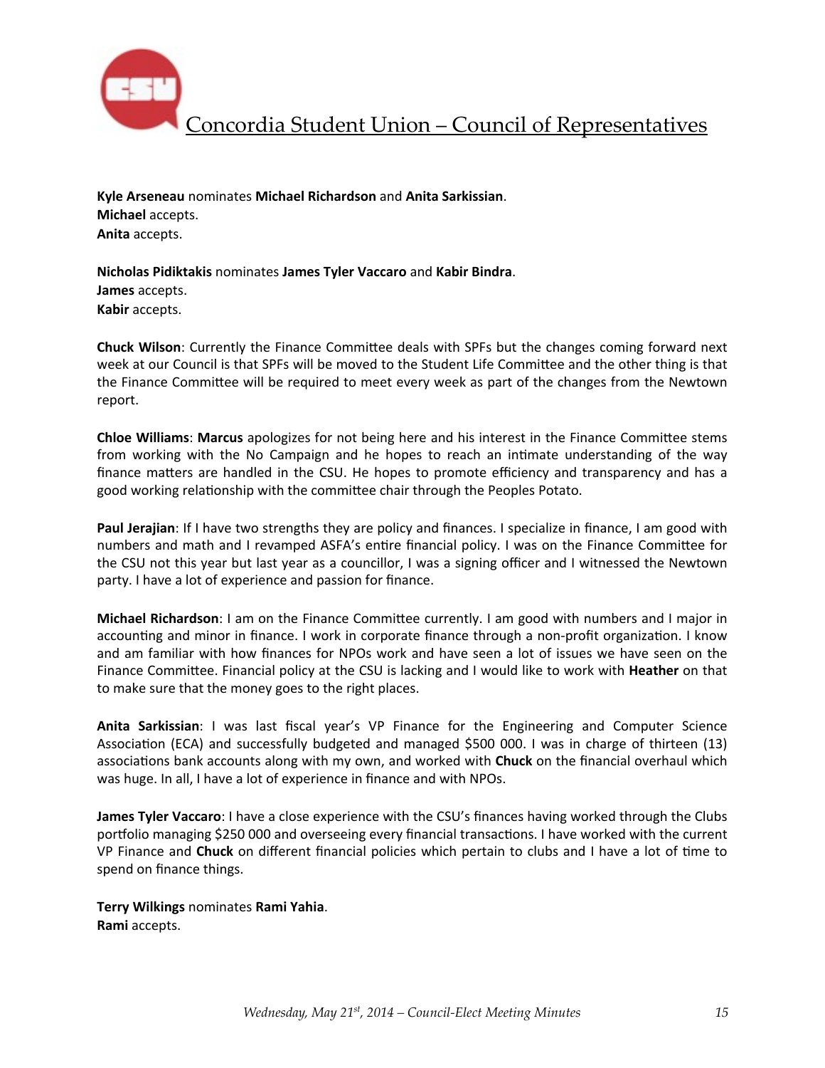**Kyle Arseneau** nominates **Michael Richardson** and **Anita Sarkissian**.
**Michael** accepts.
**Anita** accepts.

**Nicholas Pidiktakis** nominates **James Tyler Vaccaro** and **Kabir Bindra**.
**James** accepts.
**Kabir** accepts.

**Chuck Wilson**: Currently the Finance Committee deals with SPFs but the changes coming forward next week at our Council is that SPFs will be moved to the Student Life Committee and the other thing is that the Finance Committee will be required to meet every week as part of the changes from the Newtown report.

**Chloe Williams**: **Marcus** apologizes for not being here and his interest in the Finance Committee stems from working with the No Campaign and he hopes to reach an intimate understanding of the way finance matters are handled in the CSU. He hopes to promote efficiency and transparency and has a good working relationship with the committee chair through the Peoples Potato.

**Paul Jerajian**: If I have two strengths they are policy and finances. I specialize in finance, I am good with numbers and math and I revamped ASFA's entire financial policy. I was on the Finance Committee for the CSU not this year but last year as a councillor, I was a signing officer and I witnessed the Newtown party. I have a lot of experience and passion for finance.

**Michael Richardson**: I am on the Finance Committee currently. I am good with numbers and I major in accounting and minor in finance. I work in corporate finance through a non-profit organization. I know and am familiar with how finances for NPOs work and have seen a lot of issues we have seen on the Finance Committee. Financial policy at the CSU is lacking and I would like to work with **Heather** on that to make sure that the money goes to the right places.

**Anita Sarkissian**: I was last fiscal year's VP Finance for the Engineering and Computer Science Association (ECA) and successfully budgeted and managed $500 000. I was in charge of thirteen (13) associations bank accounts along with my own, and worked with **Chuck** on the financial overhaul which was huge. In all, I have a lot of experience in finance and with NPOs.

**James Tyler Vaccaro**: I have a close experience with the CSU's finances having worked through the Clubs portfolio managing $250 000 and overseeing every financial transactions. I have worked with the current VP Finance and **Chuck** on different financial policies which pertain to clubs and I have a lot of time to spend on finance things.

**Terry Wilkings** nominates **Rami Yahia**.
**Rami** accepts.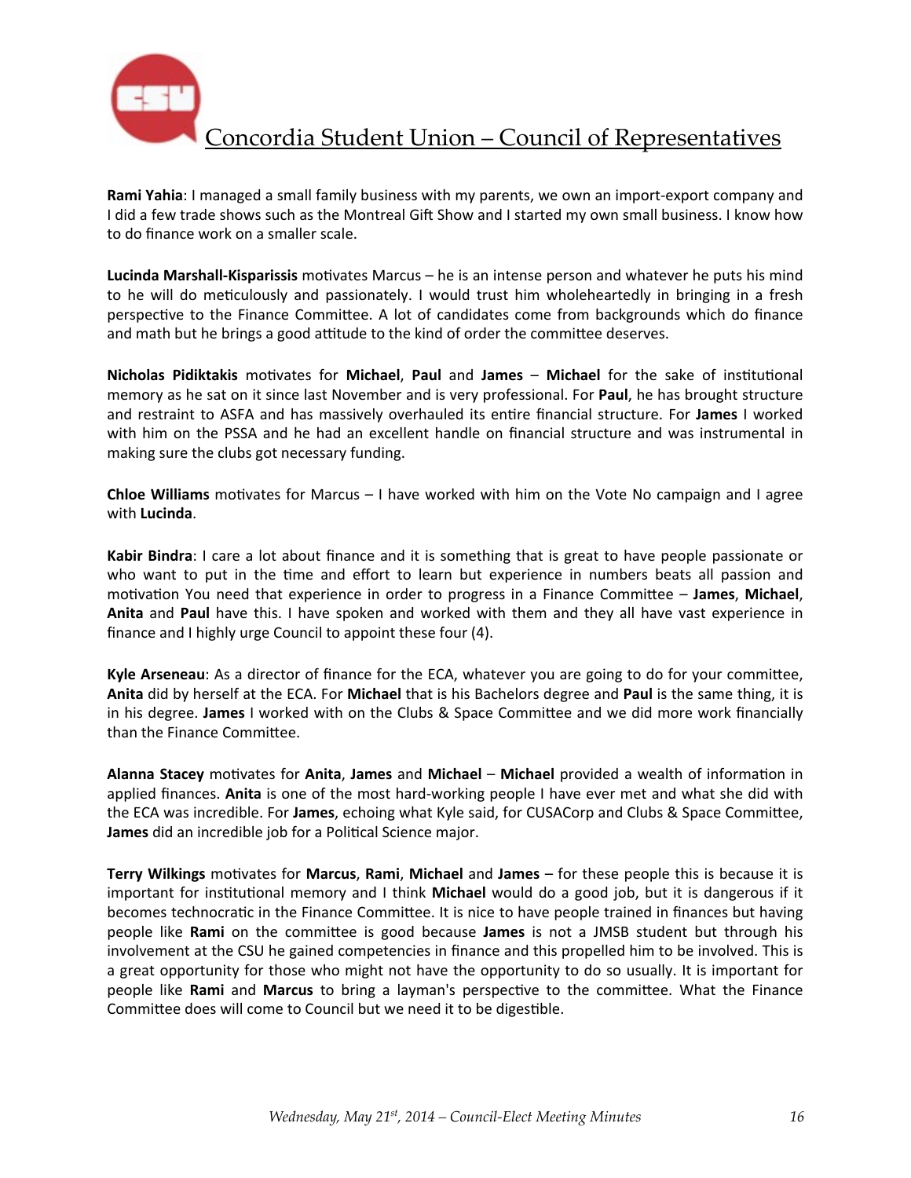**Rami Yahia**: I managed a small family business with my parents, we own an import-export company and I did a few trade shows such as the Montreal Gift Show and I started my own small business. I know how to do finance work on a smaller scale.

**Lucinda Marshall-Kisparissis** motivates Marcus – he is an intense person and whatever he puts his mind to he will do meticulously and passionately. I would trust him wholeheartedly in bringing in a fresh perspective to the Finance Committee. A lot of candidates come from backgrounds which do finance and math but he brings a good attitude to the kind of order the committee deserves.

**Nicholas Pidiktakis** motivates for **Michael**, **Paul** and **James** – **Michael** for the sake of institutional memory as he sat on it since last November and is very professional. For **Paul**, he has brought structure and restraint to ASFA and has massively overhauled its entire financial structure. For **James** I worked with him on the PSSA and he had an excellent handle on financial structure and was instrumental in making sure the clubs got necessary funding.

**Chloe Williams** motivates for Marcus – I have worked with him on the Vote No campaign and I agree with **Lucinda**.

**Kabir Bindra**: I care a lot about finance and it is something that is great to have people passionate or who want to put in the time and effort to learn but experience in numbers beats all passion and motivation You need that experience in order to progress in a Finance Committee – **James**, **Michael**, **Anita** and **Paul** have this. I have spoken and worked with them and they all have vast experience in finance and I highly urge Council to appoint these four (4).

**Kyle Arseneau**: As a director of finance for the ECA, whatever you are going to do for your committee, **Anita** did by herself at the ECA. For **Michael** that is his Bachelors degree and **Paul** is the same thing, it is in his degree. **James** I worked with on the Clubs & Space Committee and we did more work financially than the Finance Committee.

**Alanna Stacey** motivates for **Anita**, **James** and **Michael** – **Michael** provided a wealth of information in applied finances. **Anita** is one of the most hard-working people I have ever met and what she did with the ECA was incredible. For **James**, echoing what Kyle said, for CUSACorp and Clubs & Space Committee, **James** did an incredible job for a Political Science major.

**Terry Wilkings** motivates for **Marcus**, **Rami**, **Michael** and **James** – for these people this is because it is important for institutional memory and I think **Michael** would do a good job, but it is dangerous if it becomes technocratic in the Finance Committee. It is nice to have people trained in finances but having people like **Rami** on the committee is good because **James** is not a JMSB student but through his involvement at the CSU he gained competencies in finance and this propelled him to be involved. This is a great opportunity for those who might not have the opportunity to do so usually. It is important for people like **Rami** and **Marcus** to bring a layman's perspective to the committee. What the Finance Committee does will come to Council but we need it to be digestible.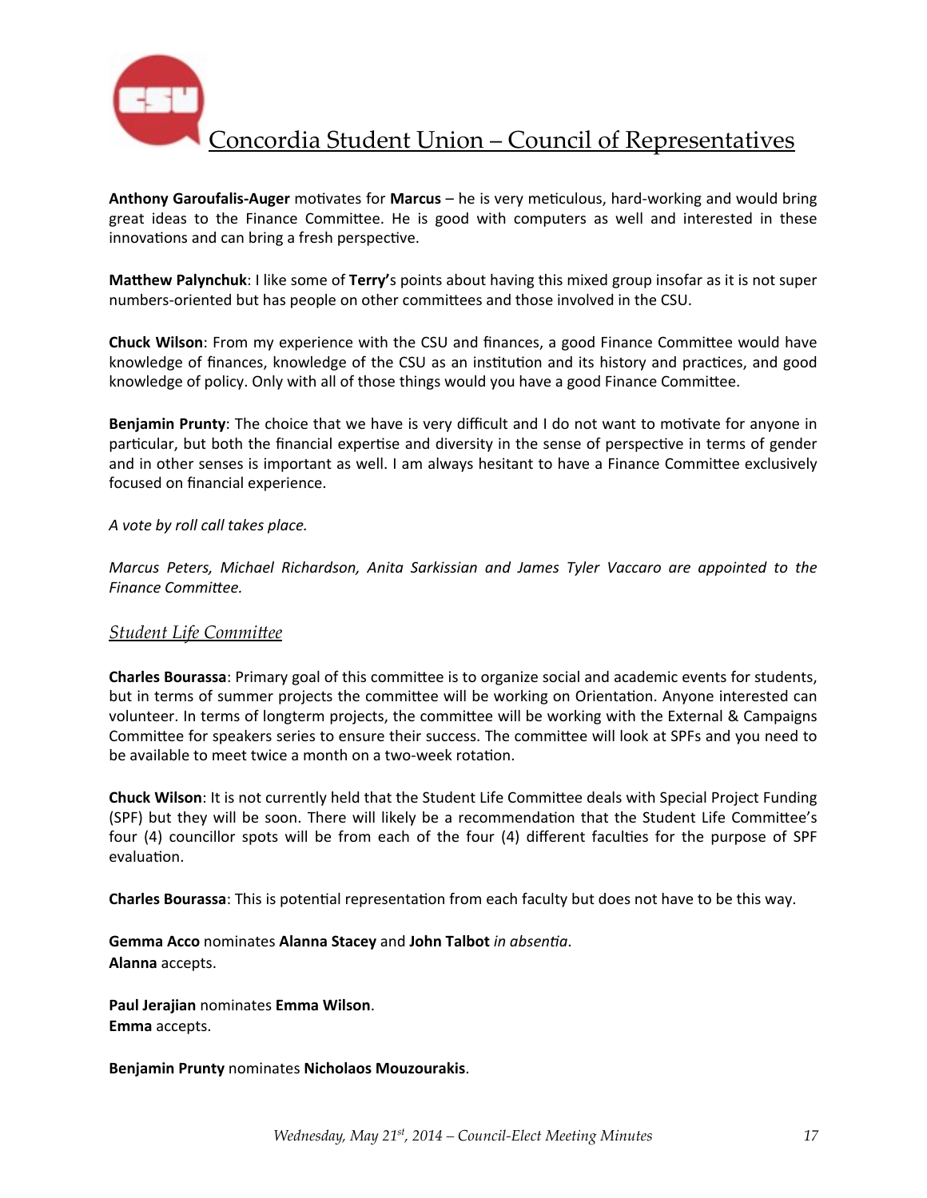**Anthony Garoufalis-Auger** motivates for **Marcus** – he is very meticulous, hard-working and would bring great ideas to the Finance Committee. He is good with computers as well and interested in these innovations and can bring a fresh perspective.

**Matthew Palynchuk**: I like some of **Terry'**s points about having this mixed group insofar as it is not super numbers-oriented but has people on other committees and those involved in the CSU.

**Chuck Wilson**: From my experience with the CSU and finances, a good Finance Committee would have knowledge of finances, knowledge of the CSU as an institution and its history and practices, and good knowledge of policy. Only with all of those things would you have a good Finance Committee.

**Benjamin Prunty**: The choice that we have is very difficult and I do not want to motivate for anyone in particular, but both the financial expertise and diversity in the sense of perspective in terms of gender and in other senses is important as well. I am always hesitant to have a Finance Committee exclusively focused on financial experience.

*A vote by roll call takes place.*

*Marcus Peters, Michael Richardson, Anita Sarkissian and James Tyler Vaccaro are appointed to the Finance Committee.*

## Student Life Committee

**Charles Bourassa**: Primary goal of this committee is to organize social and academic events for students, but in terms of summer projects the committee will be working on Orientation. Anyone interested can volunteer. In terms of longterm projects, the committee will be working with the External & Campaigns Committee for speakers series to ensure their success. The committee will look at SPFs and you need to be available to meet twice a month on a two-week rotation.

**Chuck Wilson**: It is not currently held that the Student Life Committee deals with Special Project Funding (SPF) but they will be soon. There will likely be a recommendation that the Student Life Committee's four (4) councillor spots will be from each of the four (4) different faculties for the purpose of SPF evaluation.

**Charles Bourassa**: This is potential representation from each faculty but does not have to be this way.

**Gemma Acco** nominates **Alanna Stacey** and **John Talbot** *in absentia*.
**Alanna** accepts.

**Paul Jerajian** nominates **Emma Wilson**.
**Emma** accepts.

**Benjamin Prunty** nominates **Nicholaos Mouzourakis**.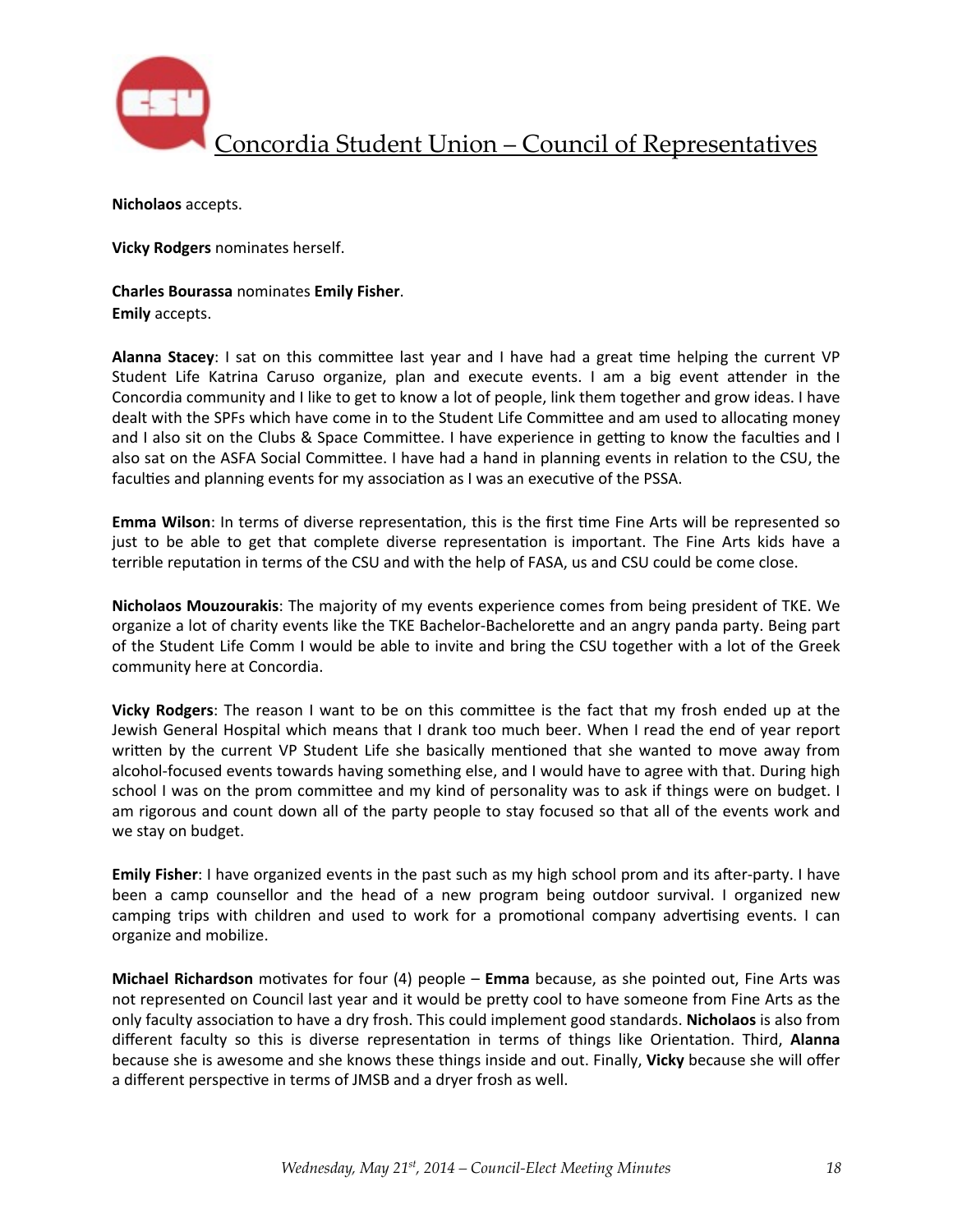**Nicholaos** accepts.

**Vicky Rodgers** nominates herself.

**Charles Bourassa** nominates **Emily Fisher**.
**Emily** accepts.

**Alanna Stacey**: I sat on this committee last year and I have had a great time helping the current VP Student Life Katrina Caruso organize, plan and execute events. I am a big event attender in the Concordia community and I like to get to know a lot of people, link them together and grow ideas. I have dealt with the SPFs which have come in to the Student Life Committee and am used to allocating money and I also sit on the Clubs & Space Committee. I have experience in getting to know the faculties and I also sat on the ASFA Social Committee. I have had a hand in planning events in relation to the CSU, the faculties and planning events for my association as I was an executive of the PSSA.

**Emma Wilson**: In terms of diverse representation, this is the first time Fine Arts will be represented so just to be able to get that complete diverse representation is important. The Fine Arts kids have a terrible reputation in terms of the CSU and with the help of FASA, us and CSU could be come close.

**Nicholaos Mouzourakis**: The majority of my events experience comes from being president of TKE. We organize a lot of charity events like the TKE Bachelor-Bachelorette and an angry panda party. Being part of the Student Life Comm I would be able to invite and bring the CSU together with a lot of the Greek community here at Concordia.

**Vicky Rodgers**: The reason I want to be on this committee is the fact that my frosh ended up at the Jewish General Hospital which means that I drank too much beer. When I read the end of year report written by the current VP Student Life she basically mentioned that she wanted to move away from alcohol-focused events towards having something else, and I would have to agree with that. During high school I was on the prom committee and my kind of personality was to ask if things were on budget. I am rigorous and count down all of the party people to stay focused so that all of the events work and we stay on budget.

**Emily Fisher**: I have organized events in the past such as my high school prom and its after-party. I have been a camp counsellor and the head of a new program being outdoor survival. I organized new camping trips with children and used to work for a promotional company advertising events. I can organize and mobilize.

**Michael Richardson** motivates for four (4) people – **Emma** because, as she pointed out, Fine Arts was not represented on Council last year and it would be pretty cool to have someone from Fine Arts as the only faculty association to have a dry frosh. This could implement good standards. **Nicholaos** is also from different faculty so this is diverse representation in terms of things like Orientation. Third, **Alanna** because she is awesome and she knows these things inside and out. Finally, **Vicky** because she will offer a different perspective in terms of JMSB and a dryer frosh as well.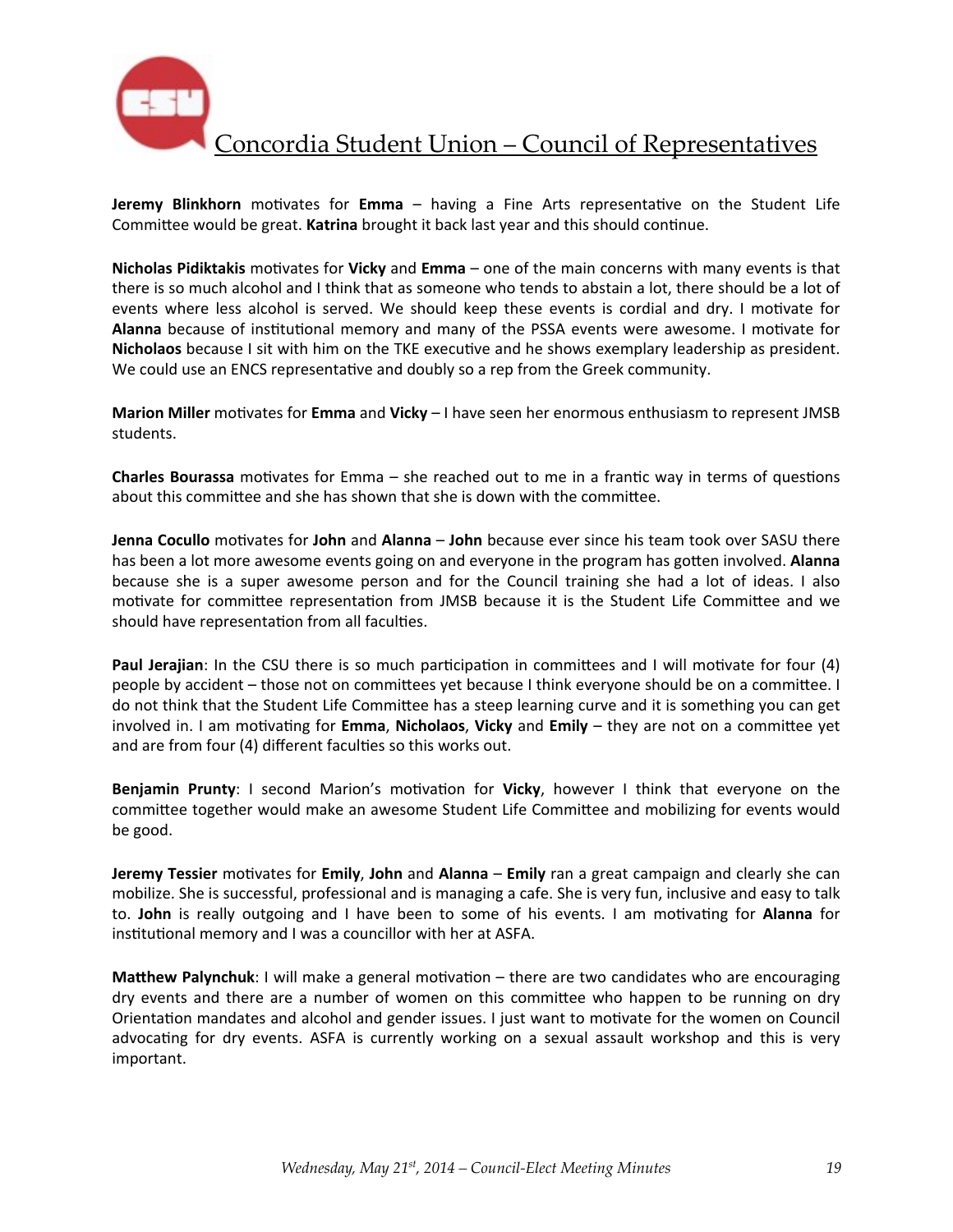**Jeremy Blinkhorn** motivates for **Emma** – having a Fine Arts representative on the Student Life Committee would be great. **Katrina** brought it back last year and this should continue.

**Nicholas Pidiktakis** motivates for **Vicky** and **Emma** – one of the main concerns with many events is that there is so much alcohol and I think that as someone who tends to abstain a lot, there should be a lot of events where less alcohol is served. We should keep these events is cordial and dry. I motivate for **Alanna** because of institutional memory and many of the PSSA events were awesome. I motivate for **Nicholaos** because I sit with him on the TKE executive and he shows exemplary leadership as president. We could use an ENCS representative and doubly so a rep from the Greek community.

**Marion Miller** motivates for **Emma** and **Vicky** – I have seen her enormous enthusiasm to represent JMSB students.

**Charles Bourassa** motivates for Emma – she reached out to me in a frantic way in terms of questions about this committee and she has shown that she is down with the committee.

**Jenna Cocullo** motivates for **John** and **Alanna** – **John** because ever since his team took over SASU there has been a lot more awesome events going on and everyone in the program has gotten involved. **Alanna** because she is a super awesome person and for the Council training she had a lot of ideas. I also motivate for committee representation from JMSB because it is the Student Life Committee and we should have representation from all faculties.

**Paul Jerajian**: In the CSU there is so much participation in committees and I will motivate for four (4) people by accident – those not on committees yet because I think everyone should be on a committee. I do not think that the Student Life Committee has a steep learning curve and it is something you can get involved in. I am motivating for **Emma**, **Nicholaos**, **Vicky** and **Emily** – they are not on a committee yet and are from four (4) different faculties so this works out.

**Benjamin Prunty**: I second Marion's motivation for **Vicky**, however I think that everyone on the committee together would make an awesome Student Life Committee and mobilizing for events would be good.

**Jeremy Tessier** motivates for **Emily**, **John** and **Alanna** – **Emily** ran a great campaign and clearly she can mobilize. She is successful, professional and is managing a cafe. She is very fun, inclusive and easy to talk to. **John** is really outgoing and I have been to some of his events. I am motivating for **Alanna** for institutional memory and I was a councillor with her at ASFA.

**Matthew Palynchuk**: I will make a general motivation – there are two candidates who are encouraging dry events and there are a number of women on this committee who happen to be running on dry Orientation mandates and alcohol and gender issues. I just want to motivate for the women on Council advocating for dry events. ASFA is currently working on a sexual assault workshop and this is very important.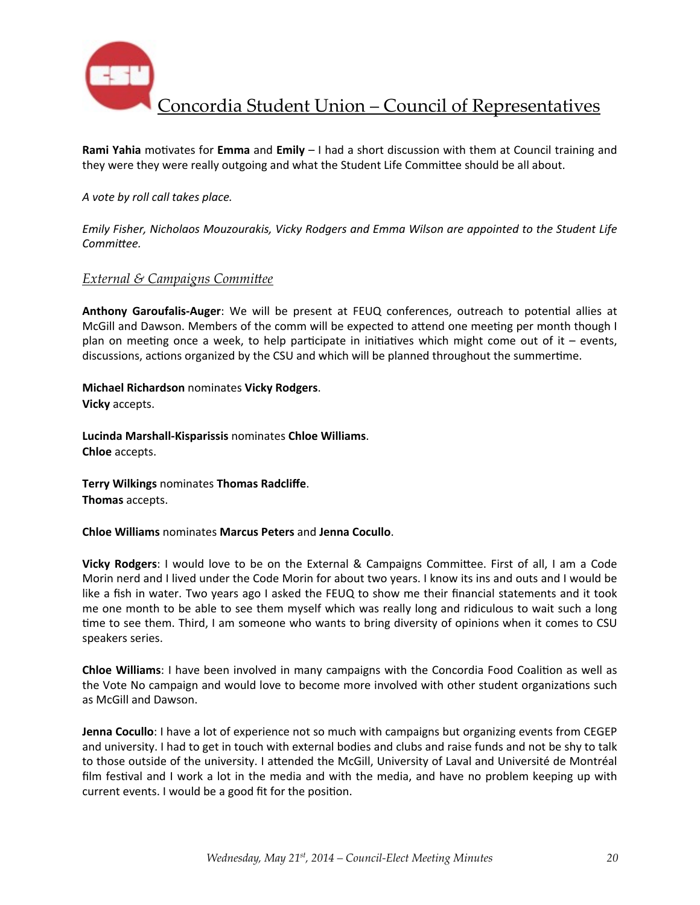**Rami Yahia** motivates for **Emma** and **Emily** – I had a short discussion with them at Council training and they were they were really outgoing and what the Student Life Committee should be all about.

*A vote by roll call takes place.*

*Emily Fisher, Nicholaos Mouzourakis, Vicky Rodgers and Emma Wilson are appointed to the Student Life Committee.*

## *External & Campaigns Committee*

**Anthony Garoufalis-Auger**: We will be present at FEUQ conferences, outreach to potential allies at McGill and Dawson. Members of the comm will be expected to attend one meeting per month though I plan on meeting once a week, to help participate in initiatives which might come out of it – events, discussions, actions organized by the CSU and which will be planned throughout the summertime.

**Michael Richardson** nominates **Vicky Rodgers**.
**Vicky** accepts.

**Lucinda Marshall-Kisparissis** nominates **Chloe Williams**.
**Chloe** accepts.

**Terry Wilkings** nominates **Thomas Radcliffe**.
**Thomas** accepts.

**Chloe Williams** nominates **Marcus Peters** and **Jenna Cocullo**.

**Vicky Rodgers**: I would love to be on the External & Campaigns Committee. First of all, I am a Code Morin nerd and I lived under the Code Morin for about two years. I know its ins and outs and I would be like a fish in water. Two years ago I asked the FEUQ to show me their financial statements and it took me one month to be able to see them myself which was really long and ridiculous to wait such a long time to see them. Third, I am someone who wants to bring diversity of opinions when it comes to CSU speakers series.

**Chloe Williams**: I have been involved in many campaigns with the Concordia Food Coalition as well as the Vote No campaign and would love to become more involved with other student organizations such as McGill and Dawson.

**Jenna Cocullo**: I have a lot of experience not so much with campaigns but organizing events from CEGEP and university. I had to get in touch with external bodies and clubs and raise funds and not be shy to talk to those outside of the university. I attended the McGill, University of Laval and Université de Montréal film festival and I work a lot in the media and with the media, and have no problem keeping up with current events. I would be a good fit for the position.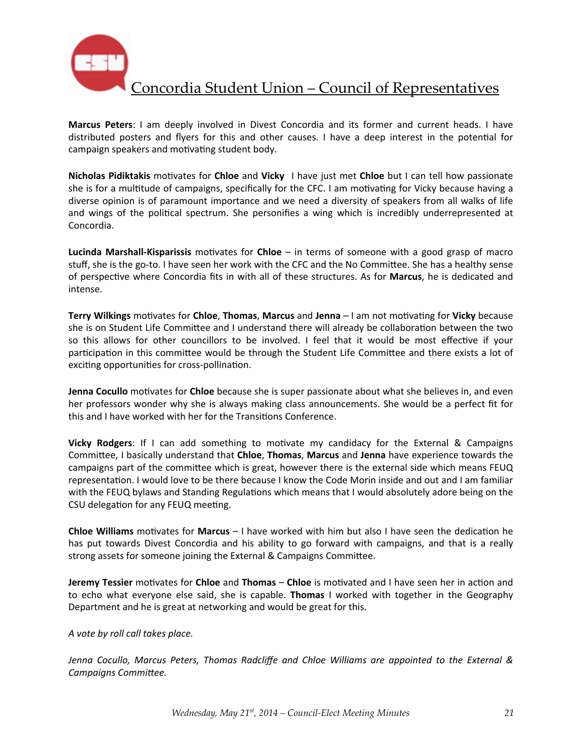**Marcus Peters**: I am deeply involved in Divest Concordia and its former and current heads. I have distributed posters and flyers for this and other causes. I have a deep interest in the potential for campaign speakers and motivating student body.

**Nicholas Pidiktakis** motivates for **Chloe** and **Vicky** I have just met **Chloe** but I can tell how passionate she is for a multitude of campaigns, specifically for the CFC. I am motivating for Vicky because having a diverse opinion is of paramount importance and we need a diversity of speakers from all walks of life and wings of the political spectrum. She personifies a wing which is incredibly underrepresented at Concordia.

**Lucinda Marshall-Kisparissis** motivates for **Chloe** – in terms of someone with a good grasp of macro stuff, she is the go-to. I have seen her work with the CFC and the No Committee. She has a healthy sense of perspective where Concordia fits in with all of these structures. As for **Marcus**, he is dedicated and intense.

**Terry Wilkings** motivates for **Chloe**, **Thomas**, **Marcus** and **Jenna** – I am not motivating for **Vicky** because she is on Student Life Committee and I understand there will already be collaboration between the two so this allows for other councillors to be involved. I feel that it would be most effective if your participation in this committee would be through the Student Life Committee and there exists a lot of exciting opportunities for cross-pollination.

**Jenna Cocullo** motivates for **Chloe** because she is super passionate about what she believes in, and even her professors wonder why she is always making class announcements. She would be a perfect fit for this and I have worked with her for the Transitions Conference.

**Vicky Rodgers**: If I can add something to motivate my candidacy for the External & Campaigns Committee, I basically understand that **Chloe**, **Thomas**, **Marcus** and **Jenna** have experience towards the campaigns part of the committee which is great, however there is the external side which means FEUQ representation. I would love to be there because I know the Code Morin inside and out and I am familiar with the FEUQ bylaws and Standing Regulations which means that I would absolutely adore being on the CSU delegation for any FEUQ meeting.

**Chloe Williams** motivates for **Marcus** – I have worked with him but also I have seen the dedication he has put towards Divest Concordia and his ability to go forward with campaigns, and that is a really strong assets for someone joining the External & Campaigns Committee.

**Jeremy Tessier** motivates for **Chloe** and **Thomas** – **Chloe** is motivated and I have seen her in action and to echo what everyone else said, she is capable. **Thomas** I worked with together in the Geography Department and he is great at networking and would be great for this.

*A vote by roll call takes place.*

*Jenna Cocullo, Marcus Peters, Thomas Radcliffe and Chloe Williams are appointed to the External & Campaigns Committee.*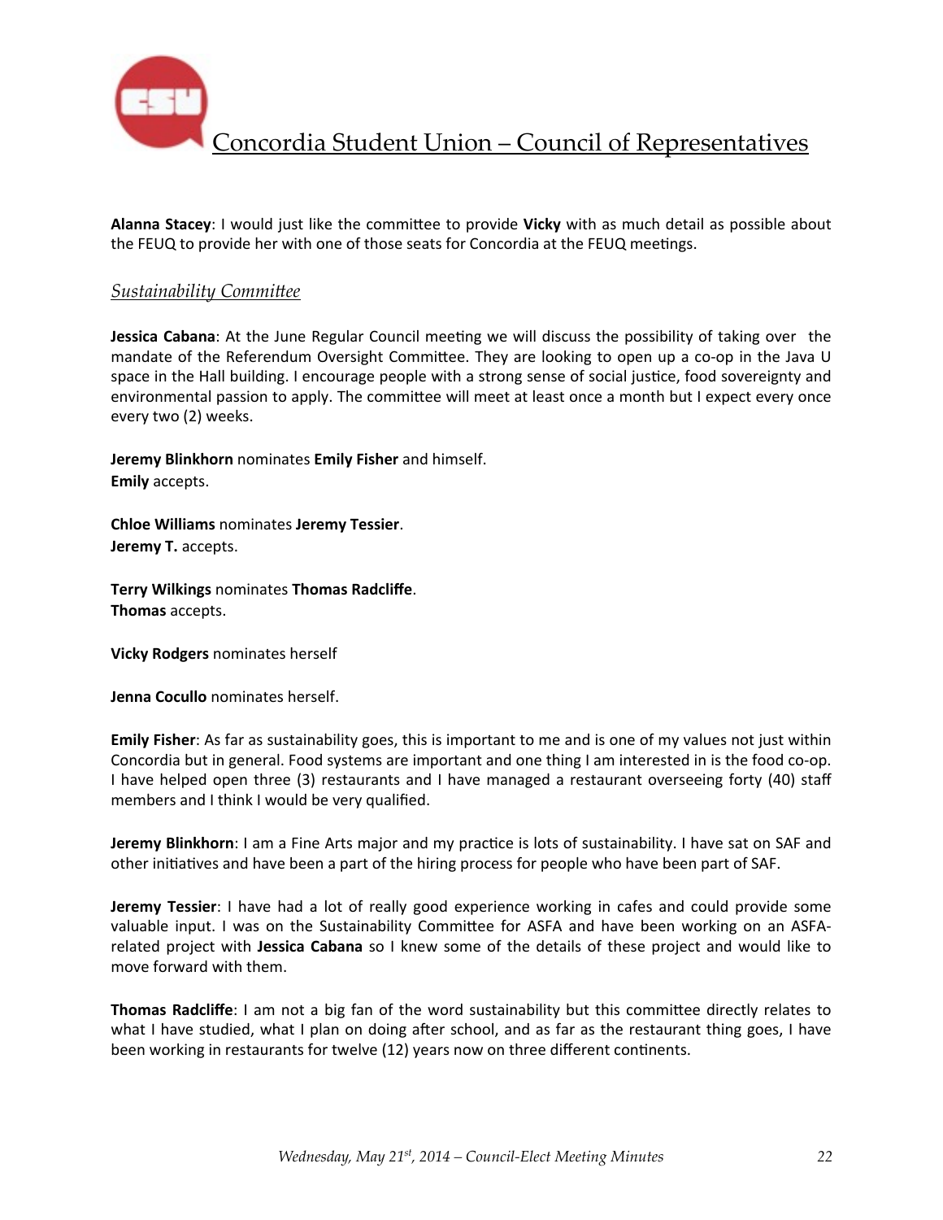**Alanna Stacey**: I would just like the committee to provide **Vicky** with as much detail as possible about the FEUQ to provide her with one of those seats for Concordia at the FEUQ meetings.

*Sustainability Committee*

**Jessica Cabana**: At the June Regular Council meeting we will discuss the possibility of taking over the mandate of the Referendum Oversight Committee. They are looking to open up a co-op in the Java U space in the Hall building. I encourage people with a strong sense of social justice, food sovereignty and environmental passion to apply. The committee will meet at least once a month but I expect every once every two (2) weeks.

**Jeremy Blinkhorn** nominates **Emily Fisher** and himself.
**Emily** accepts.

**Chloe Williams** nominates **Jeremy Tessier**.
**Jeremy T.** accepts.

**Terry Wilkings** nominates **Thomas Radcliffe**.
**Thomas** accepts.

**Vicky Rodgers** nominates herself

**Jenna Cocullo** nominates herself.

**Emily Fisher**: As far as sustainability goes, this is important to me and is one of my values not just within Concordia but in general. Food systems are important and one thing I am interested in is the food co-op. I have helped open three (3) restaurants and I have managed a restaurant overseeing forty (40) staff members and I think I would be very qualified.

**Jeremy Blinkhorn**: I am a Fine Arts major and my practice is lots of sustainability. I have sat on SAF and other initiatives and have been a part of the hiring process for people who have been part of SAF.

**Jeremy Tessier**: I have had a lot of really good experience working in cafes and could provide some valuable input. I was on the Sustainability Committee for ASFA and have been working on an ASFA-related project with **Jessica Cabana** so I knew some of the details of these project and would like to move forward with them.

**Thomas Radcliffe**: I am not a big fan of the word sustainability but this committee directly relates to what I have studied, what I plan on doing after school, and as far as the restaurant thing goes, I have been working in restaurants for twelve (12) years now on three different continents.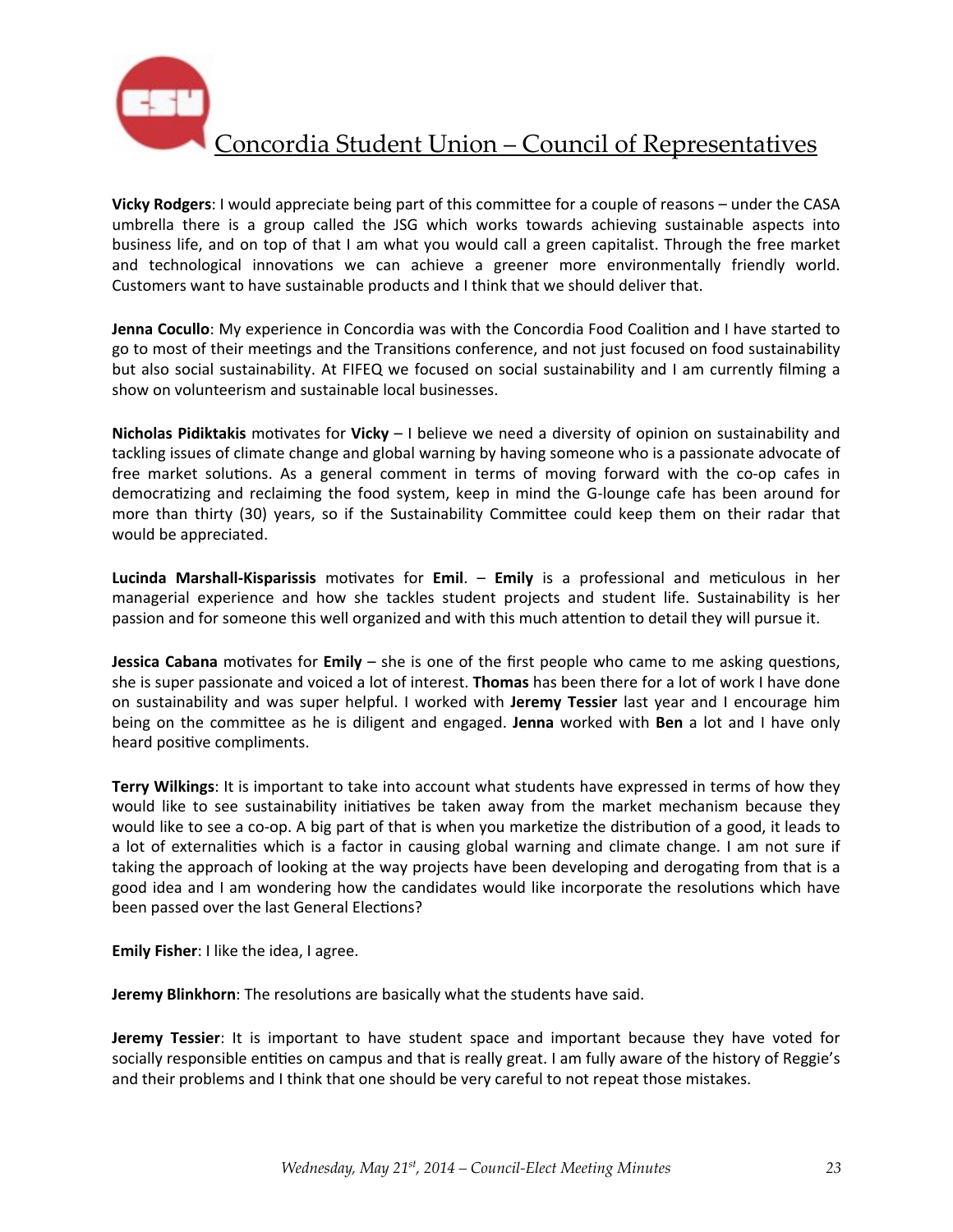**Vicky Rodgers**: I would appreciate being part of this committee for a couple of reasons – under the CASA umbrella there is a group called the JSG which works towards achieving sustainable aspects into business life, and on top of that I am what you would call a green capitalist. Through the free market and technological innovations we can achieve a greener more environmentally friendly world. Customers want to have sustainable products and I think that we should deliver that.

**Jenna Cocullo**: My experience in Concordia was with the Concordia Food Coalition and I have started to go to most of their meetings and the Transitions conference, and not just focused on food sustainability but also social sustainability. At FIFEQ we focused on social sustainability and I am currently filming a show on volunteerism and sustainable local businesses.

**Nicholas Pidiktakis** motivates for **Vicky** – I believe we need a diversity of opinion on sustainability and tackling issues of climate change and global warning by having someone who is a passionate advocate of free market solutions. As a general comment in terms of moving forward with the co-op cafes in democratizing and reclaiming the food system, keep in mind the G-lounge cafe has been around for more than thirty (30) years, so if the Sustainability Committee could keep them on their radar that would be appreciated.

**Lucinda Marshall-Kisparissis** motivates for **Emil**. – **Emily** is a professional and meticulous in her managerial experience and how she tackles student projects and student life. Sustainability is her passion and for someone this well organized and with this much attention to detail they will pursue it.

**Jessica Cabana** motivates for **Emily** – she is one of the first people who came to me asking questions, she is super passionate and voiced a lot of interest. **Thomas** has been there for a lot of work I have done on sustainability and was super helpful. I worked with **Jeremy Tessier** last year and I encourage him being on the committee as he is diligent and engaged. **Jenna** worked with **Ben** a lot and I have only heard positive compliments.

**Terry Wilkings**: It is important to take into account what students have expressed in terms of how they would like to see sustainability initiatives be taken away from the market mechanism because they would like to see a co-op. A big part of that is when you marketize the distribution of a good, it leads to a lot of externalities which is a factor in causing global warning and climate change. I am not sure if taking the approach of looking at the way projects have been developing and derogating from that is a good idea and I am wondering how the candidates would like incorporate the resolutions which have been passed over the last General Elections?

**Emily Fisher**: I like the idea, I agree.

**Jeremy Blinkhorn**: The resolutions are basically what the students have said.

**Jeremy Tessier**: It is important to have student space and important because they have voted for socially responsible entities on campus and that is really great. I am fully aware of the history of Reggie's and their problems and I think that one should be very careful to not repeat those mistakes.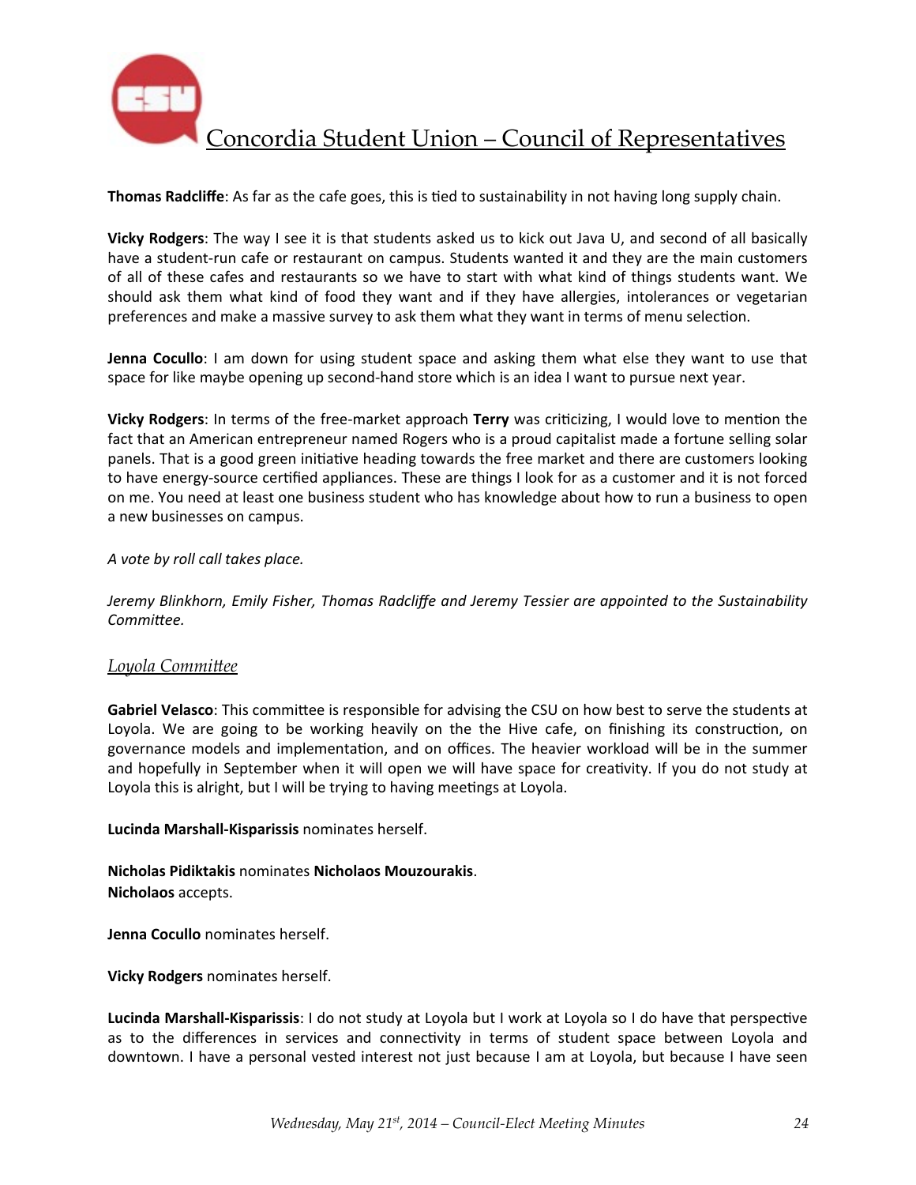**Thomas Radcliffe**: As far as the cafe goes, this is tied to sustainability in not having long supply chain.

**Vicky Rodgers**: The way I see it is that students asked us to kick out Java U, and second of all basically have a student-run cafe or restaurant on campus. Students wanted it and they are the main customers of all of these cafes and restaurants so we have to start with what kind of things students want. We should ask them what kind of food they want and if they have allergies, intolerances or vegetarian preferences and make a massive survey to ask them what they want in terms of menu selection.

**Jenna Cocullo**: I am down for using student space and asking them what else they want to use that space for like maybe opening up second-hand store which is an idea I want to pursue next year.

**Vicky Rodgers**: In terms of the free-market approach **Terry** was criticizing, I would love to mention the fact that an American entrepreneur named Rogers who is a proud capitalist made a fortune selling solar panels. That is a good green initiative heading towards the free market and there are customers looking to have energy-source certified appliances. These are things I look for as a customer and it is not forced on me. You need at least one business student who has knowledge about how to run a business to open a new businesses on campus.

*A vote by roll call takes place.*

*Jeremy Blinkhorn, Emily Fisher, Thomas Radcliffe and Jeremy Tessier are appointed to the Sustainability Committee.*

## Loyola Committee

**Gabriel Velasco**: This committee is responsible for advising the CSU on how best to serve the students at Loyola. We are going to be working heavily on the the Hive cafe, on finishing its construction, on governance models and implementation, and on offices. The heavier workload will be in the summer and hopefully in September when it will open we will have space for creativity. If you do not study at Loyola this is alright, but I will be trying to having meetings at Loyola.

**Lucinda Marshall-Kisparissis** nominates herself.

**Nicholas Pidiktakis** nominates **Nicholaos Mouzourakis**.
**Nicholaos** accepts.

**Jenna Cocullo** nominates herself.

**Vicky Rodgers** nominates herself.

**Lucinda Marshall-Kisparissis**: I do not study at Loyola but I work at Loyola so I do have that perspective as to the differences in services and connectivity in terms of student space between Loyola and downtown. I have a personal vested interest not just because I am at Loyola, but because I have seen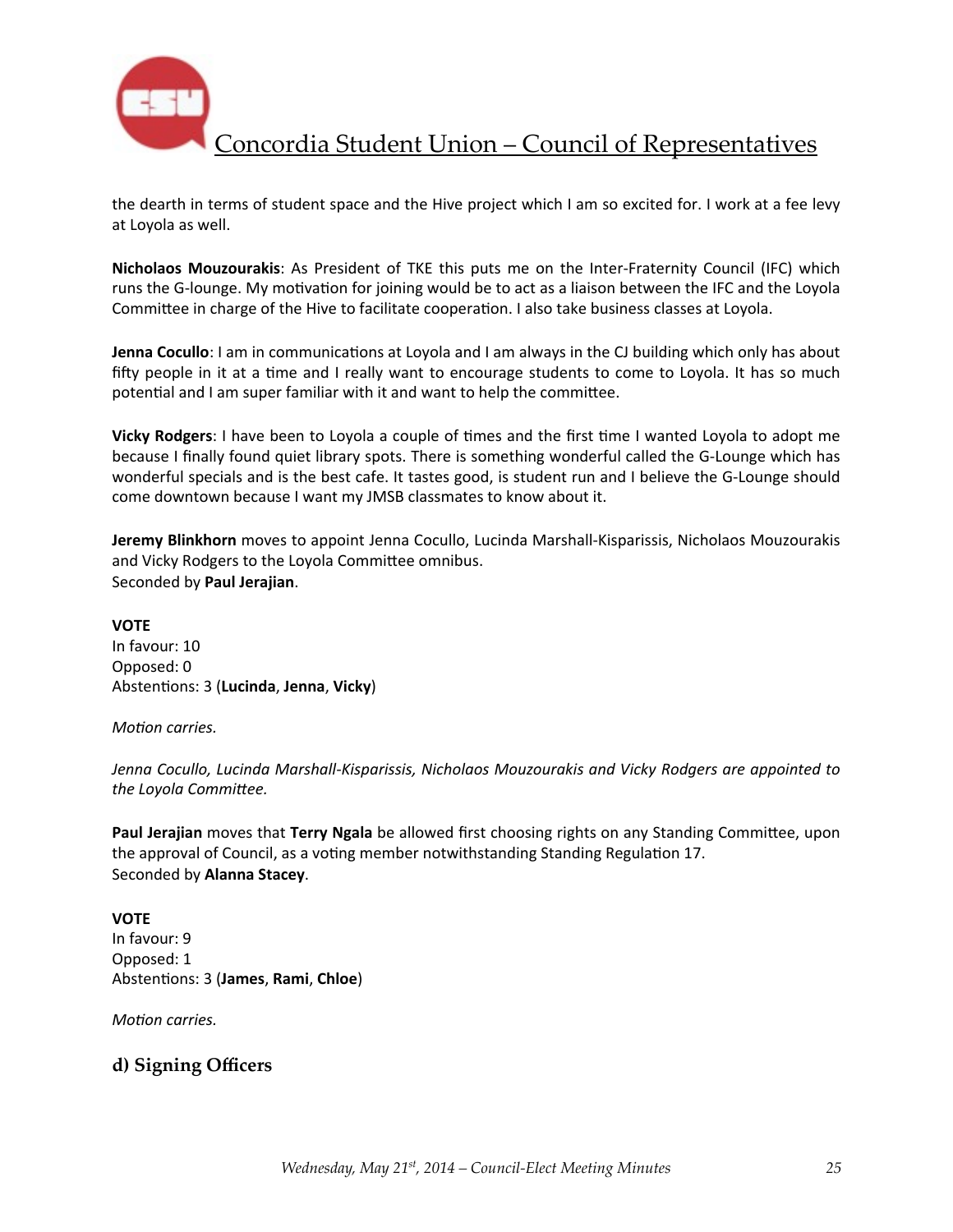the dearth in terms of student space and the Hive project which I am so excited for. I work at a fee levy at Loyola as well.

**Nicholaos Mouzourakis**: As President of TKE this puts me on the Inter-Fraternity Council (IFC) which runs the G-lounge. My motivation for joining would be to act as a liaison between the IFC and the Loyola Committee in charge of the Hive to facilitate cooperation. I also take business classes at Loyola.

**Jenna Cocullo**: I am in communications at Loyola and I am always in the CJ building which only has about fifty people in it at a time and I really want to encourage students to come to Loyola. It has so much potential and I am super familiar with it and want to help the committee.

**Vicky Rodgers**: I have been to Loyola a couple of times and the first time I wanted Loyola to adopt me because I finally found quiet library spots. There is something wonderful called the G-Lounge which has wonderful specials and is the best cafe. It tastes good, is student run and I believe the G-Lounge should come downtown because I want my JMSB classmates to know about it.

**Jeremy Blinkhorn** moves to appoint Jenna Cocullo, Lucinda Marshall-Kisparissis, Nicholaos Mouzourakis and Vicky Rodgers to the Loyola Committee omnibus.
Seconded by **Paul Jerajian**.

**VOTE**
In favour: 10
Opposed: 0
Abstentions: 3 (**Lucinda**, **Jenna**, **Vicky**)

*Motion carries.*

*Jenna Cocullo, Lucinda Marshall-Kisparissis, Nicholaos Mouzourakis and Vicky Rodgers are appointed to the Loyola Committee.*

**Paul Jerajian** moves that **Terry Ngala** be allowed first choosing rights on any Standing Committee, upon the approval of Council, as a voting member notwithstanding Standing Regulation 17.
Seconded by **Alanna Stacey**.

**VOTE**
In favour: 9
Opposed: 1
Abstentions: 3 (**James**, **Rami**, **Chloe**)

*Motion carries.*

## d) Signing Officers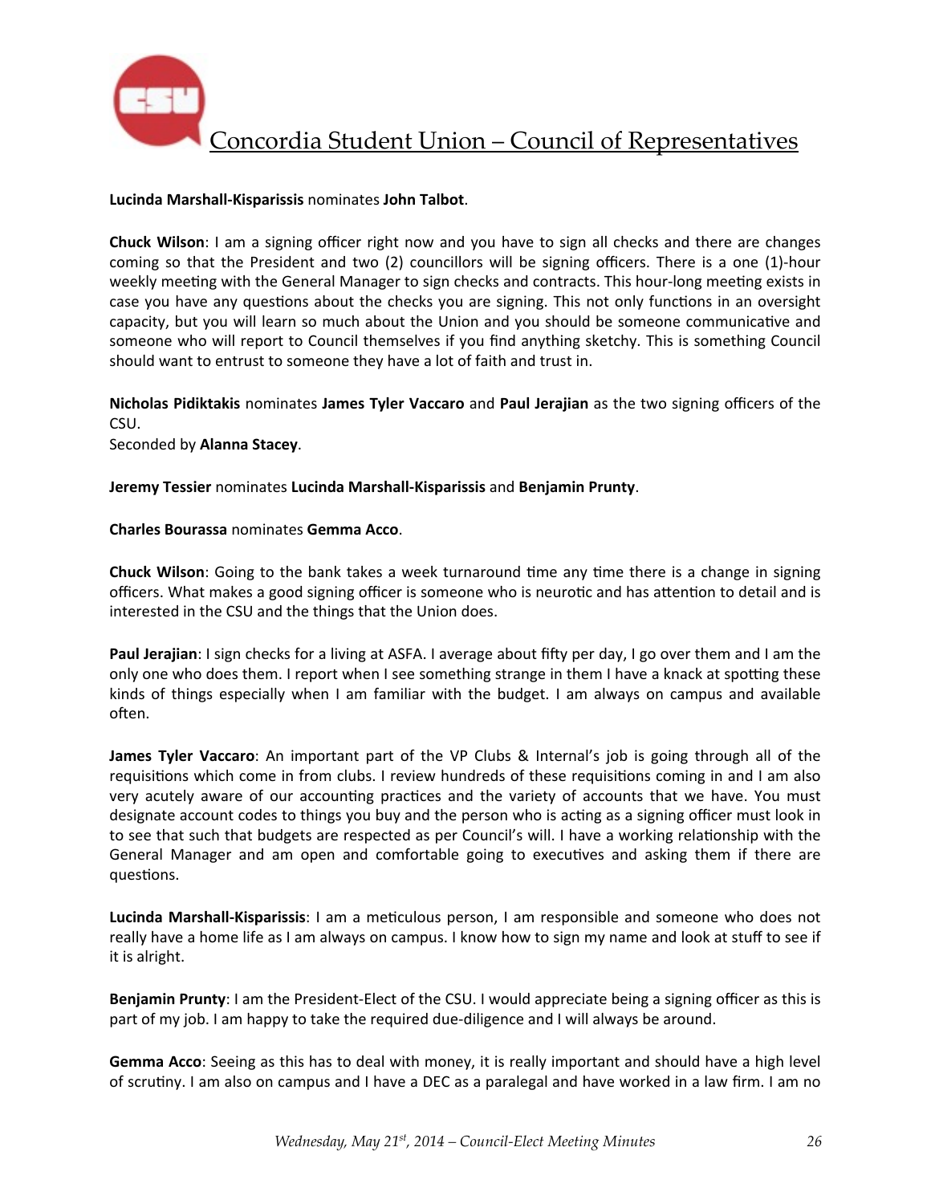**Lucinda Marshall-Kisparissis** nominates **John Talbot**.

**Chuck Wilson**: I am a signing officer right now and you have to sign all checks and there are changes coming so that the President and two (2) councillors will be signing officers. There is a one (1)-hour weekly meeting with the General Manager to sign checks and contracts. This hour-long meeting exists in case you have any questions about the checks you are signing. This not only functions in an oversight capacity, but you will learn so much about the Union and you should be someone communicative and someone who will report to Council themselves if you find anything sketchy. This is something Council should want to entrust to someone they have a lot of faith and trust in.

**Nicholas Pidiktakis** nominates **James Tyler Vaccaro** and **Paul Jerajian** as the two signing officers of the CSU.
Seconded by **Alanna Stacey**.

**Jeremy Tessier** nominates **Lucinda Marshall-Kisparissis** and **Benjamin Prunty**.

**Charles Bourassa** nominates **Gemma Acco**.

**Chuck Wilson**: Going to the bank takes a week turnaround time any time there is a change in signing officers. What makes a good signing officer is someone who is neurotic and has attention to detail and is interested in the CSU and the things that the Union does.

**Paul Jerajian**: I sign checks for a living at ASFA. I average about fifty per day, I go over them and I am the only one who does them. I report when I see something strange in them I have a knack at spotting these kinds of things especially when I am familiar with the budget. I am always on campus and available often.

**James Tyler Vaccaro**: An important part of the VP Clubs & Internal's job is going through all of the requisitions which come in from clubs. I review hundreds of these requisitions coming in and I am also very acutely aware of our accounting practices and the variety of accounts that we have. You must designate account codes to things you buy and the person who is acting as a signing officer must look in to see that such that budgets are respected as per Council's will. I have a working relationship with the General Manager and am open and comfortable going to executives and asking them if there are questions.

**Lucinda Marshall-Kisparissis**: I am a meticulous person, I am responsible and someone who does not really have a home life as I am always on campus. I know how to sign my name and look at stuff to see if it is alright.

**Benjamin Prunty**: I am the President-Elect of the CSU. I would appreciate being a signing officer as this is part of my job. I am happy to take the required due-diligence and I will always be around.

**Gemma Acco**: Seeing as this has to deal with money, it is really important and should have a high level of scrutiny. I am also on campus and I have a DEC as a paralegal and have worked in a law firm. I am no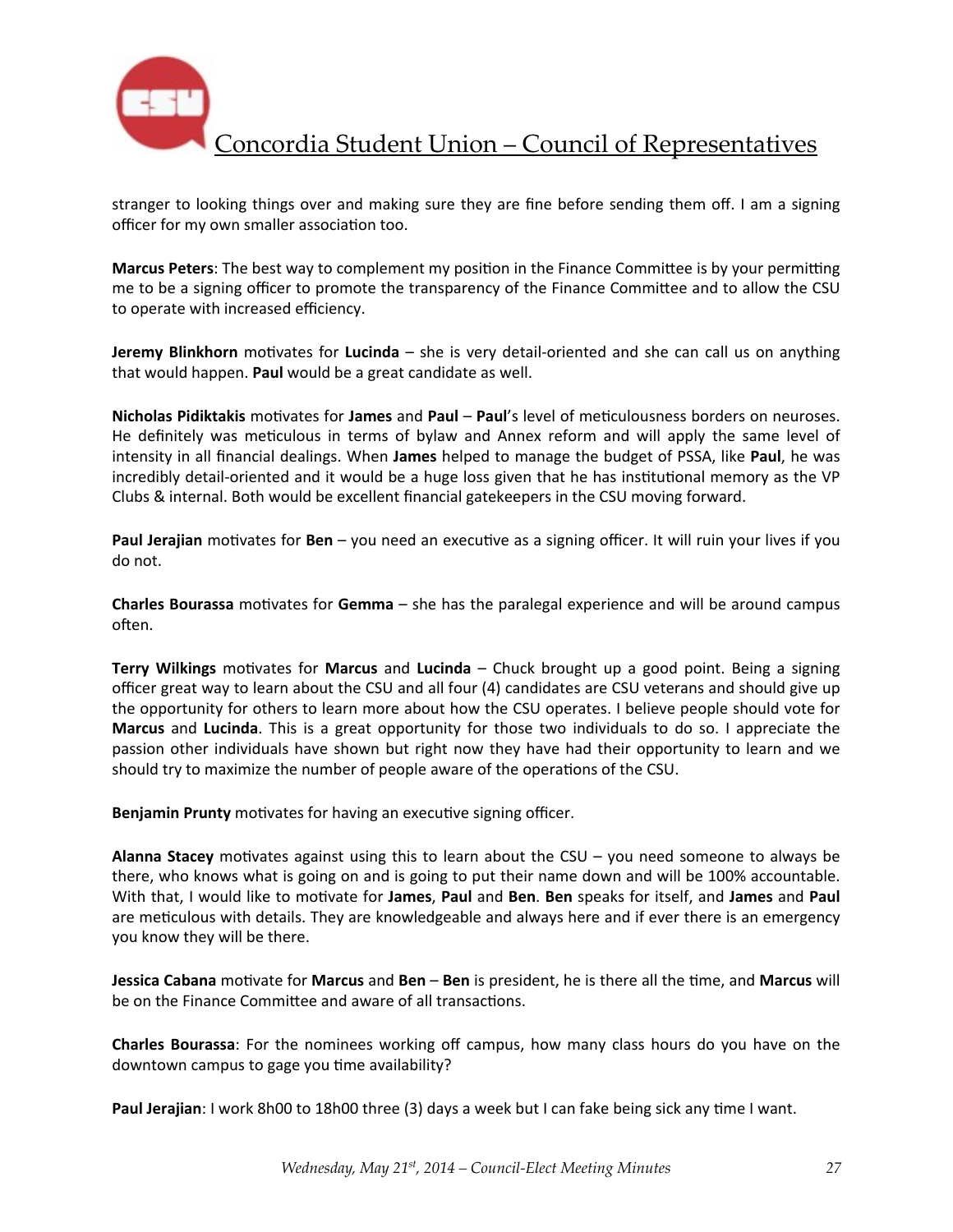stranger to looking things over and making sure they are fine before sending them off. I am a signing officer for my own smaller association too.

**Marcus Peters**: The best way to complement my position in the Finance Committee is by your permitting me to be a signing officer to promote the transparency of the Finance Committee and to allow the CSU to operate with increased efficiency.

**Jeremy Blinkhorn** motivates for **Lucinda** – she is very detail-oriented and she can call us on anything that would happen. **Paul** would be a great candidate as well.

**Nicholas Pidiktakis** motivates for **James** and **Paul** – **Paul**'s level of meticulousness borders on neuroses. He definitely was meticulous in terms of bylaw and Annex reform and will apply the same level of intensity in all financial dealings. When **James** helped to manage the budget of PSSA, like **Paul**, he was incredibly detail-oriented and it would be a huge loss given that he has institutional memory as the VP Clubs & internal. Both would be excellent financial gatekeepers in the CSU moving forward.

**Paul Jerajian** motivates for **Ben** – you need an executive as a signing officer. It will ruin your lives if you do not.

**Charles Bourassa** motivates for **Gemma** – she has the paralegal experience and will be around campus often.

**Terry Wilkings** motivates for **Marcus** and **Lucinda** – Chuck brought up a good point. Being a signing officer great way to learn about the CSU and all four (4) candidates are CSU veterans and should give up the opportunity for others to learn more about how the CSU operates. I believe people should vote for **Marcus** and **Lucinda**. This is a great opportunity for those two individuals to do so. I appreciate the passion other individuals have shown but right now they have had their opportunity to learn and we should try to maximize the number of people aware of the operations of the CSU.

**Benjamin Prunty** motivates for having an executive signing officer.

**Alanna Stacey** motivates against using this to learn about the CSU – you need someone to always be there, who knows what is going on and is going to put their name down and will be 100% accountable. With that, I would like to motivate for **James**, **Paul** and **Ben**. **Ben** speaks for itself, and **James** and **Paul** are meticulous with details. They are knowledgeable and always here and if ever there is an emergency you know they will be there.

**Jessica Cabana** motivate for **Marcus** and **Ben** – **Ben** is president, he is there all the time, and **Marcus** will be on the Finance Committee and aware of all transactions.

**Charles Bourassa**: For the nominees working off campus, how many class hours do you have on the downtown campus to gage you time availability?

**Paul Jerajian**: I work 8h00 to 18h00 three (3) days a week but I can fake being sick any time I want.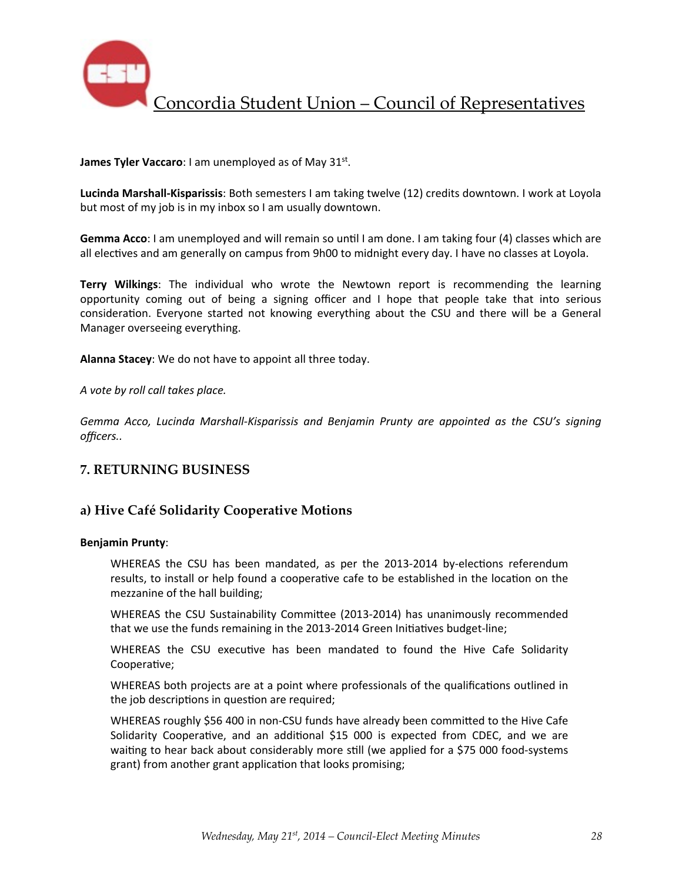**James Tyler Vaccaro**: I am unemployed as of May 31st.

**Lucinda Marshall-Kisparissis**: Both semesters I am taking twelve (12) credits downtown. I work at Loyola but most of my job is in my inbox so I am usually downtown.

**Gemma Acco**: I am unemployed and will remain so until I am done. I am taking four (4) classes which are all electives and am generally on campus from 9h00 to midnight every day. I have no classes at Loyola.

**Terry Wilkings**: The individual who wrote the Newtown report is recommending the learning opportunity coming out of being a signing officer and I hope that people take that into serious consideration. Everyone started not knowing everything about the CSU and there will be a General Manager overseeing everything.

**Alanna Stacey**: We do not have to appoint all three today.

*A vote by roll call takes place.*

*Gemma Acco, Lucinda Marshall-Kisparissis and Benjamin Prunty are appointed as the CSU's signing officers..*

## 7. RETURNING BUSINESS

### a) Hive Café Solidarity Cooperative Motions

**Benjamin Prunty**:

> WHEREAS the CSU has been mandated, as per the 2013-2014 by-elections referendum results, to install or help found a cooperative cafe to be established in the location on the mezzanine of the hall building;
>
> WHEREAS the CSU Sustainability Committee (2013-2014) has unanimously recommended that we use the funds remaining in the 2013-2014 Green Initiatives budget-line;
>
> WHEREAS the CSU executive has been mandated to found the Hive Cafe Solidarity Cooperative;
>
> WHEREAS both projects are at a point where professionals of the qualifications outlined in the job descriptions in question are required;
>
> WHEREAS roughly $56 400 in non-CSU funds have already been committed to the Hive Cafe Solidarity Cooperative, and an additional $15 000 is expected from CDEC, and we are waiting to hear back about considerably more still (we applied for a $75 000 food-systems grant) from another grant application that looks promising;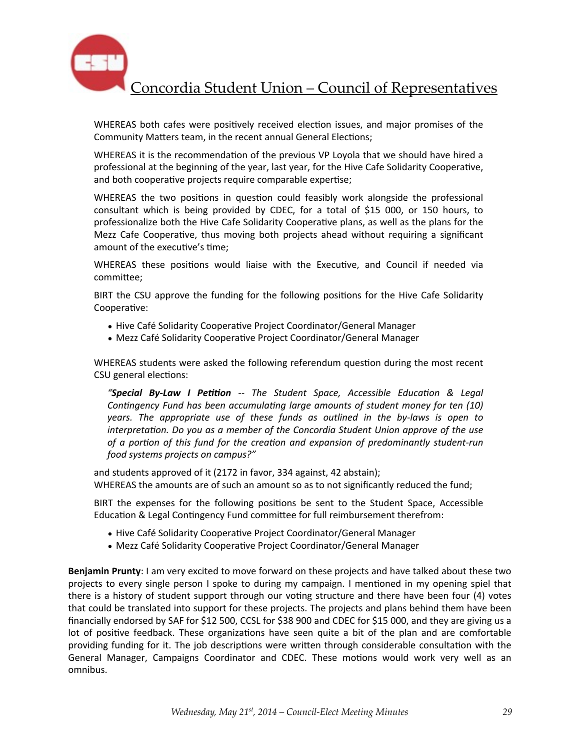WHEREAS both cafes were positively received election issues, and major promises of the Community Matters team, in the recent annual General Elections;

WHEREAS it is the recommendation of the previous VP Loyola that we should have hired a professional at the beginning of the year, last year, for the Hive Cafe Solidarity Cooperative, and both cooperative projects require comparable expertise;

WHEREAS the two positions in question could feasibly work alongside the professional consultant which is being provided by CDEC, for a total of $15 000, or 150 hours, to professionalize both the Hive Cafe Solidarity Cooperative plans, as well as the plans for the Mezz Cafe Cooperative, thus moving both projects ahead without requiring a significant amount of the executive's time;

WHEREAS these positions would liaise with the Executive, and Council if needed via committee;

BIRT the CSU approve the funding for the following positions for the Hive Cafe Solidarity Cooperative:

- Hive Café Solidarity Cooperative Project Coordinator/General Manager
- Mezz Café Solidarity Cooperative Project Coordinator/General Manager

WHEREAS students were asked the following referendum question during the most recent CSU general elections:

> *"**Special By-Law I Petition** -- The Student Space, Accessible Education & Legal Contingency Fund has been accumulating large amounts of student money for ten (10) years. The appropriate use of these funds as outlined in the by-laws is open to interpretation. Do you as a member of the Concordia Student Union approve of the use of a portion of this fund for the creation and expansion of predominantly student-run food systems projects on campus?"*

and students approved of it (2172 in favor, 334 against, 42 abstain);
WHEREAS the amounts are of such an amount so as to not significantly reduced the fund;

BIRT the expenses for the following positions be sent to the Student Space, Accessible Education & Legal Contingency Fund committee for full reimbursement therefrom:

- Hive Café Solidarity Cooperative Project Coordinator/General Manager
- Mezz Café Solidarity Cooperative Project Coordinator/General Manager

**Benjamin Prunty**: I am very excited to move forward on these projects and have talked about these two projects to every single person I spoke to during my campaign. I mentioned in my opening spiel that there is a history of student support through our voting structure and there have been four (4) votes that could be translated into support for these projects. The projects and plans behind them have been financially endorsed by SAF for $12 500, CCSL for $38 900 and CDEC for $15 000, and they are giving us a lot of positive feedback. These organizations have seen quite a bit of the plan and are comfortable providing funding for it. The job descriptions were written through considerable consultation with the General Manager, Campaigns Coordinator and CDEC. These motions would work very well as an omnibus.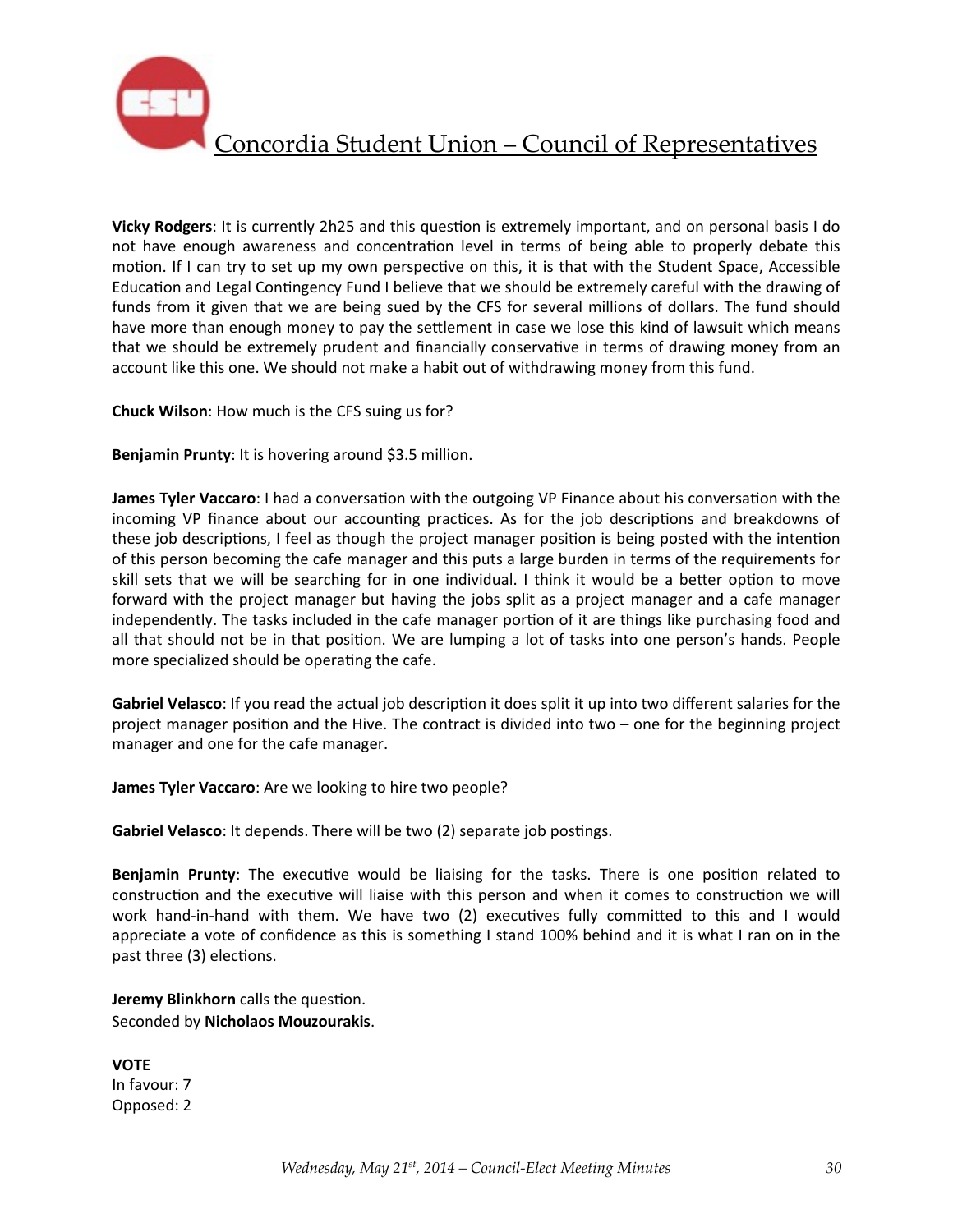**Vicky Rodgers**: It is currently 2h25 and this question is extremely important, and on personal basis I do not have enough awareness and concentration level in terms of being able to properly debate this motion. If I can try to set up my own perspective on this, it is that with the Student Space, Accessible Education and Legal Contingency Fund I believe that we should be extremely careful with the drawing of funds from it given that we are being sued by the CFS for several millions of dollars. The fund should have more than enough money to pay the settlement in case we lose this kind of lawsuit which means that we should be extremely prudent and financially conservative in terms of drawing money from an account like this one. We should not make a habit out of withdrawing money from this fund.

**Chuck Wilson**: How much is the CFS suing us for?

**Benjamin Prunty**: It is hovering around $3.5 million.

**James Tyler Vaccaro**: I had a conversation with the outgoing VP Finance about his conversation with the incoming VP finance about our accounting practices. As for the job descriptions and breakdowns of these job descriptions, I feel as though the project manager position is being posted with the intention of this person becoming the cafe manager and this puts a large burden in terms of the requirements for skill sets that we will be searching for in one individual. I think it would be a better option to move forward with the project manager but having the jobs split as a project manager and a cafe manager independently. The tasks included in the cafe manager portion of it are things like purchasing food and all that should not be in that position. We are lumping a lot of tasks into one person's hands. People more specialized should be operating the cafe.

**Gabriel Velasco**: If you read the actual job description it does split it up into two different salaries for the project manager position and the Hive. The contract is divided into two – one for the beginning project manager and one for the cafe manager.

**James Tyler Vaccaro**: Are we looking to hire two people?

**Gabriel Velasco**: It depends. There will be two (2) separate job postings.

**Benjamin Prunty**: The executive would be liaising for the tasks. There is one position related to construction and the executive will liaise with this person and when it comes to construction we will work hand-in-hand with them. We have two (2) executives fully committed to this and I would appreciate a vote of confidence as this is something I stand 100% behind and it is what I ran on in the past three (3) elections.

**Jeremy Blinkhorn** calls the question.
Seconded by **Nicholaos Mouzourakis**.

**VOTE**
In favour: 7
Opposed: 2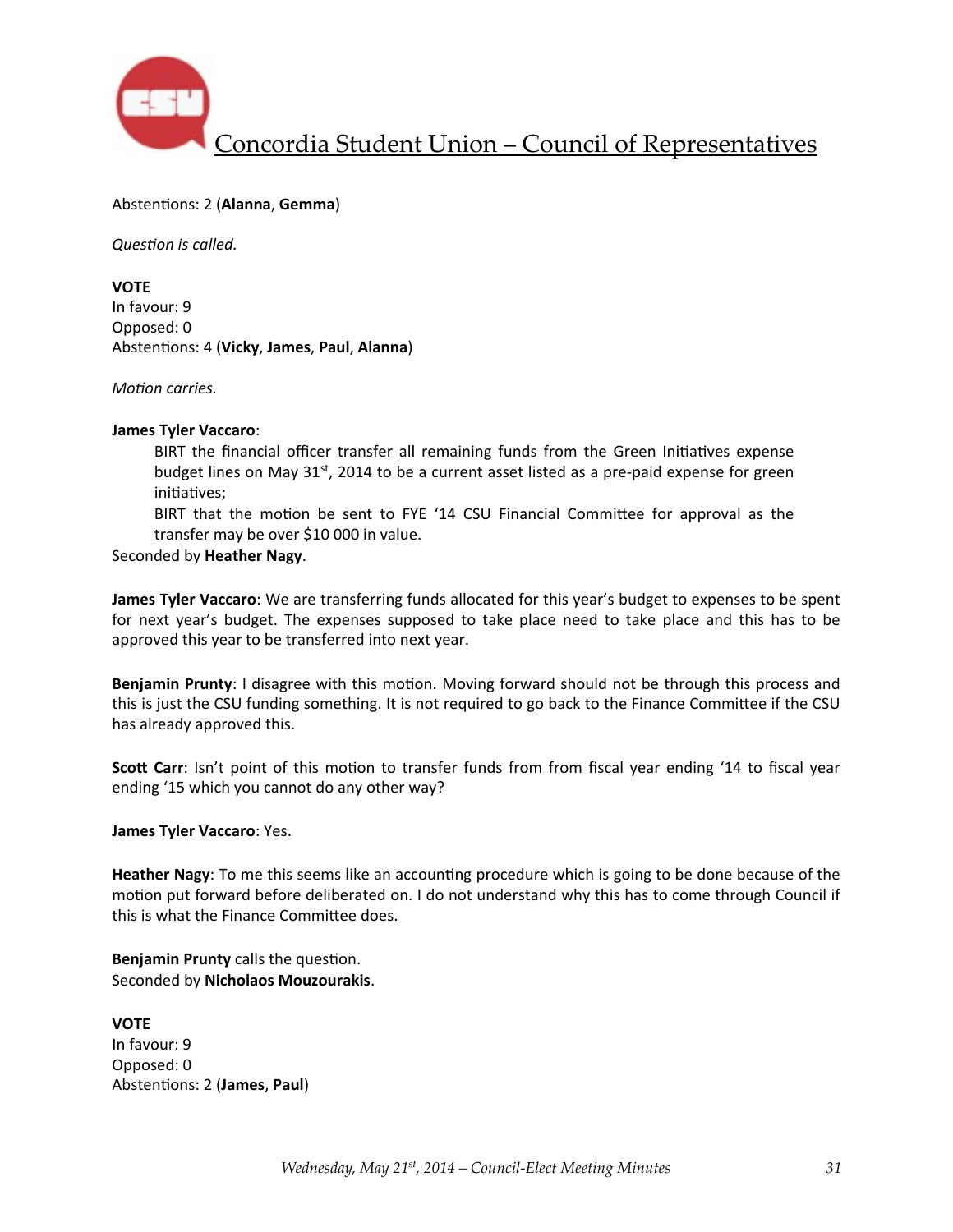Abstentions: 2 (**Alanna**, **Gemma**)

*Question is called.*

**VOTE**
In favour: 9
Opposed: 0
Abstentions: 4 (**Vicky**, **James**, **Paul**, **Alanna**)

*Motion carries.*

**James Tyler Vaccaro**:

> BIRT the financial officer transfer all remaining funds from the Green Initiatives expense budget lines on May 31st, 2014 to be a current asset listed as a pre-paid expense for green initiatives;
>
> BIRT that the motion be sent to FYE '14 CSU Financial Committee for approval as the transfer may be over $10 000 in value.

Seconded by **Heather Nagy**.

**James Tyler Vaccaro**: We are transferring funds allocated for this year's budget to expenses to be spent for next year's budget. The expenses supposed to take place need to take place and this has to be approved this year to be transferred into next year.

**Benjamin Prunty**: I disagree with this motion. Moving forward should not be through this process and this is just the CSU funding something. It is not required to go back to the Finance Committee if the CSU has already approved this.

**Scott Carr**: Isn't point of this motion to transfer funds from from fiscal year ending '14 to fiscal year ending '15 which you cannot do any other way?

**James Tyler Vaccaro**: Yes.

**Heather Nagy**: To me this seems like an accounting procedure which is going to be done because of the motion put forward before deliberated on. I do not understand why this has to come through Council if this is what the Finance Committee does.

**Benjamin Prunty** calls the question.
Seconded by **Nicholaos Mouzourakis**.

**VOTE**
In favour: 9
Opposed: 0
Abstentions: 2 (**James**, **Paul**)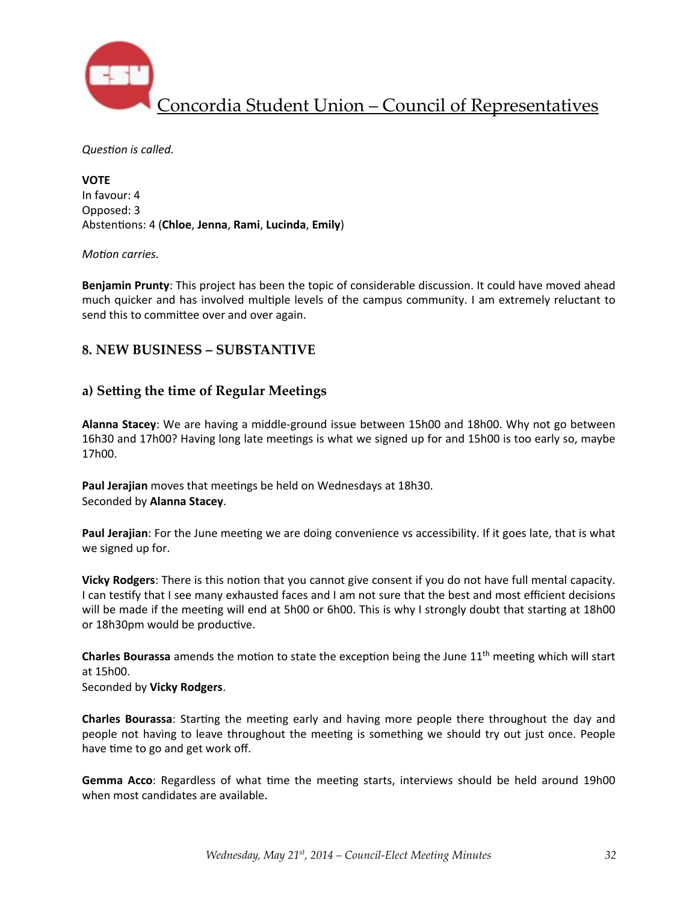*Question is called.*

**VOTE**
In favour: 4
Opposed: 3
Abstentions: 4 (**Chloe**, **Jenna**, **Rami**, **Lucinda**, **Emily**)

*Motion carries.*

**Benjamin Prunty**: This project has been the topic of considerable discussion. It could have moved ahead much quicker and has involved multiple levels of the campus community. I am extremely reluctant to send this to committee over and over again.

## 8. NEW BUSINESS – SUBSTANTIVE

### a) Setting the time of Regular Meetings

**Alanna Stacey**: We are having a middle-ground issue between 15h00 and 18h00. Why not go between 16h30 and 17h00? Having long late meetings is what we signed up for and 15h00 is too early so, maybe 17h00.

**Paul Jerajian** moves that meetings be held on Wednesdays at 18h30.
Seconded by **Alanna Stacey**.

**Paul Jerajian**: For the June meeting we are doing convenience vs accessibility. If it goes late, that is what we signed up for.

**Vicky Rodgers**: There is this notion that you cannot give consent if you do not have full mental capacity. I can testify that I see many exhausted faces and I am not sure that the best and most efficient decisions will be made if the meeting will end at 5h00 or 6h00. This is why I strongly doubt that starting at 18h00 or 18h30pm would be productive.

**Charles Bourassa** amends the motion to state the exception being the June 11th meeting which will start at 15h00.
Seconded by **Vicky Rodgers**.

**Charles Bourassa**: Starting the meeting early and having more people there throughout the day and people not having to leave throughout the meeting is something we should try out just once. People have time to go and get work off.

**Gemma Acco**: Regardless of what time the meeting starts, interviews should be held around 19h00 when most candidates are available.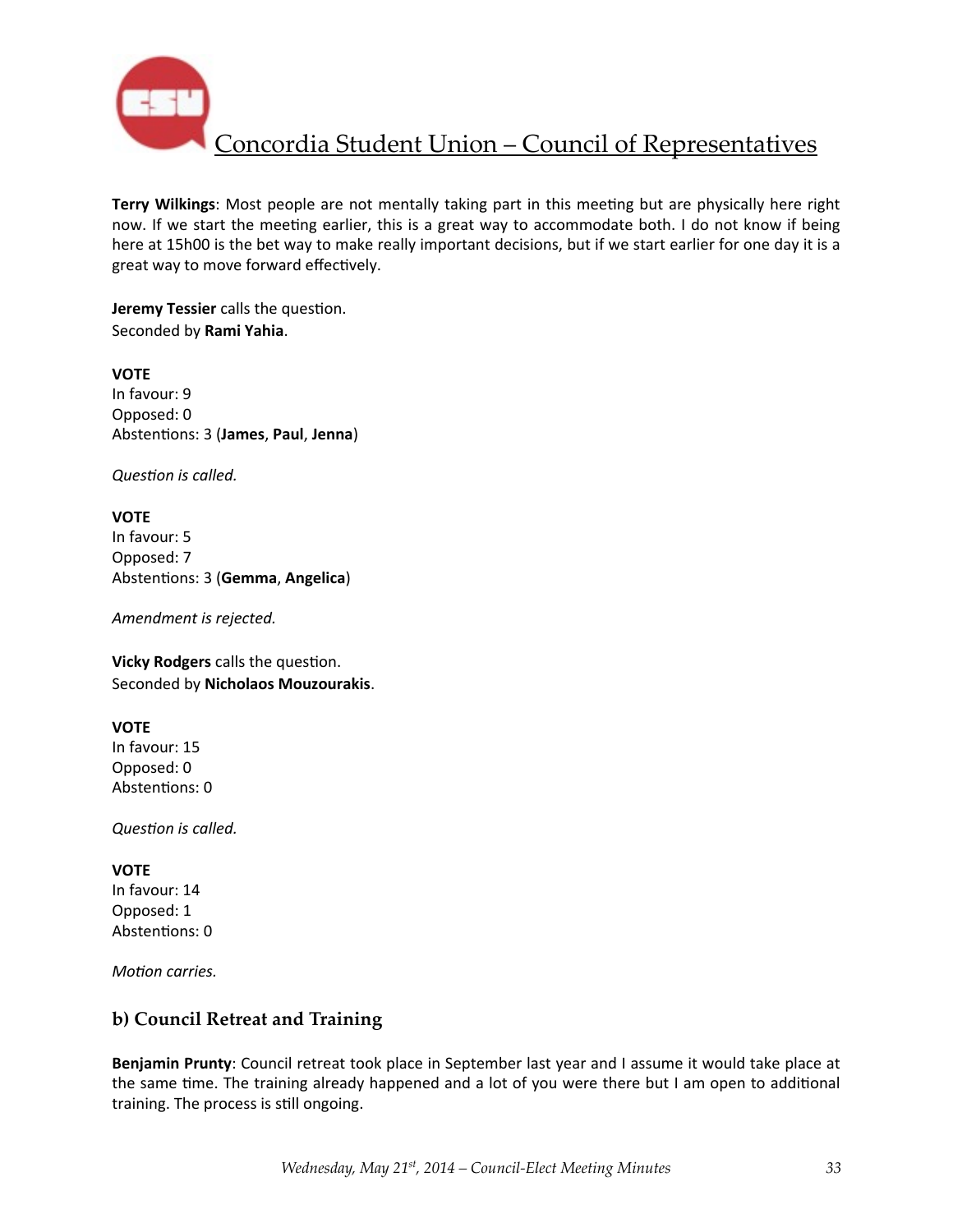**Terry Wilkings**: Most people are not mentally taking part in this meeting but are physically here right now. If we start the meeting earlier, this is a great way to accommodate both. I do not know if being here at 15h00 is the bet way to make really important decisions, but if we start earlier for one day it is a great way to move forward effectively.

**Jeremy Tessier** calls the question.
Seconded by **Rami Yahia**.

**VOTE**
In favour: 9
Opposed: 0
Abstentions: 3 (**James**, **Paul**, **Jenna**)

*Question is called.*

**VOTE**
In favour: 5
Opposed: 7
Abstentions: 3 (**Gemma**, **Angelica**)

*Amendment is rejected.*

**Vicky Rodgers** calls the question.
Seconded by **Nicholaos Mouzourakis**.

**VOTE**
In favour: 15
Opposed: 0
Abstentions: 0

*Question is called.*

**VOTE**
In favour: 14
Opposed: 1
Abstentions: 0

*Motion carries.*

### b) Council Retreat and Training

**Benjamin Prunty**: Council retreat took place in September last year and I assume it would take place at the same time. The training already happened and a lot of you were there but I am open to additional training. The process is still ongoing.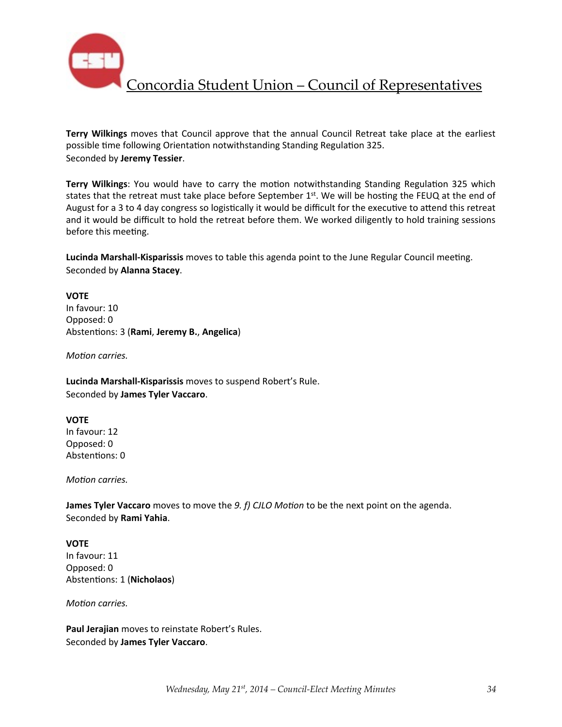**Terry Wilkings** moves that Council approve that the annual Council Retreat take place at the earliest possible time following Orientation notwithstanding Standing Regulation 325.
Seconded by **Jeremy Tessier**.

**Terry Wilkings**: You would have to carry the motion notwithstanding Standing Regulation 325 which states that the retreat must take place before September 1st. We will be hosting the FEUQ at the end of August for a 3 to 4 day congress so logistically it would be difficult for the executive to attend this retreat and it would be difficult to hold the retreat before them. We worked diligently to hold training sessions before this meeting.

**Lucinda Marshall-Kisparissis** moves to table this agenda point to the June Regular Council meeting.
Seconded by **Alanna Stacey**.

**VOTE**
In favour: 10
Opposed: 0
Abstentions: 3 (**Rami**, **Jeremy B.**, **Angelica**)

*Motion carries.*

**Lucinda Marshall-Kisparissis** moves to suspend Robert's Rule.
Seconded by **James Tyler Vaccaro**.

**VOTE**
In favour: 12
Opposed: 0
Abstentions: 0

*Motion carries.*

**James Tyler Vaccaro** moves to move the *9. f) CJLO Motion* to be the next point on the agenda.
Seconded by **Rami Yahia**.

**VOTE**
In favour: 11
Opposed: 0
Abstentions: 1 (**Nicholaos**)

*Motion carries.*

**Paul Jerajian** moves to reinstate Robert's Rules.
Seconded by **James Tyler Vaccaro**.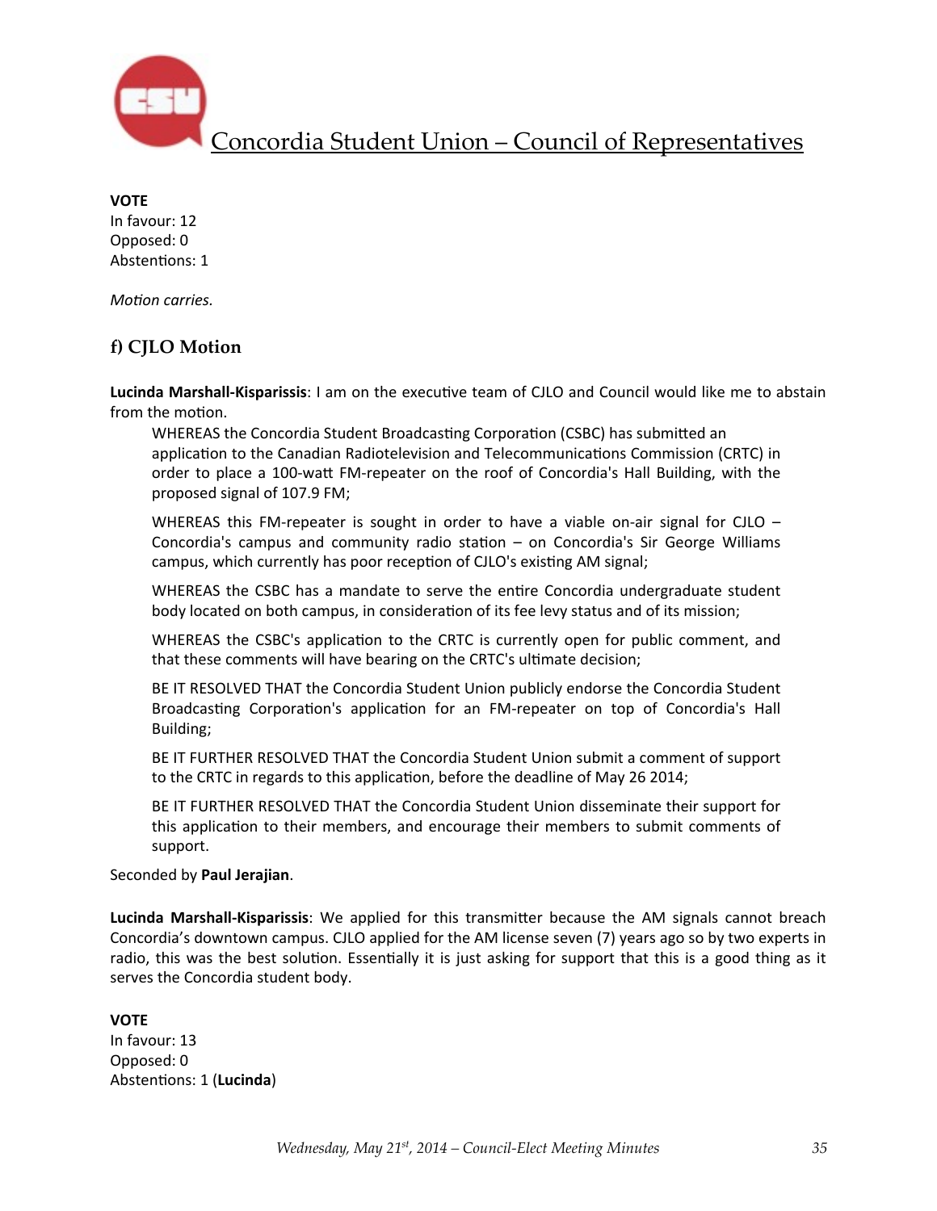**VOTE**
In favour: 12
Opposed: 0
Abstentions: 1

*Motion carries.*

### f) CJLO Motion

**Lucinda Marshall-Kisparissis**: I am on the executive team of CJLO and Council would like me to abstain from the motion.

> WHEREAS the Concordia Student Broadcasting Corporation (CSBC) has submitted an application to the Canadian Radiotelevision and Telecommunications Commission (CRTC) in order to place a 100-watt FM-repeater on the roof of Concordia's Hall Building, with the proposed signal of 107.9 FM;
>
> WHEREAS this FM-repeater is sought in order to have a viable on-air signal for CJLO – Concordia's campus and community radio station – on Concordia's Sir George Williams campus, which currently has poor reception of CJLO's existing AM signal;
>
> WHEREAS the CSBC has a mandate to serve the entire Concordia undergraduate student body located on both campus, in consideration of its fee levy status and of its mission;
>
> WHEREAS the CSBC's application to the CRTC is currently open for public comment, and that these comments will have bearing on the CRTC's ultimate decision;
>
> BE IT RESOLVED THAT the Concordia Student Union publicly endorse the Concordia Student Broadcasting Corporation's application for an FM-repeater on top of Concordia's Hall Building;
>
> BE IT FURTHER RESOLVED THAT the Concordia Student Union submit a comment of support to the CRTC in regards to this application, before the deadline of May 26 2014;
>
> BE IT FURTHER RESOLVED THAT the Concordia Student Union disseminate their support for this application to their members, and encourage their members to submit comments of support.

Seconded by **Paul Jerajian**.

**Lucinda Marshall-Kisparissis**: We applied for this transmitter because the AM signals cannot breach Concordia's downtown campus. CJLO applied for the AM license seven (7) years ago so by two experts in radio, this was the best solution. Essentially it is just asking for support that this is a good thing as it serves the Concordia student body.

**VOTE**
In favour: 13
Opposed: 0
Abstentions: 1 (**Lucinda**)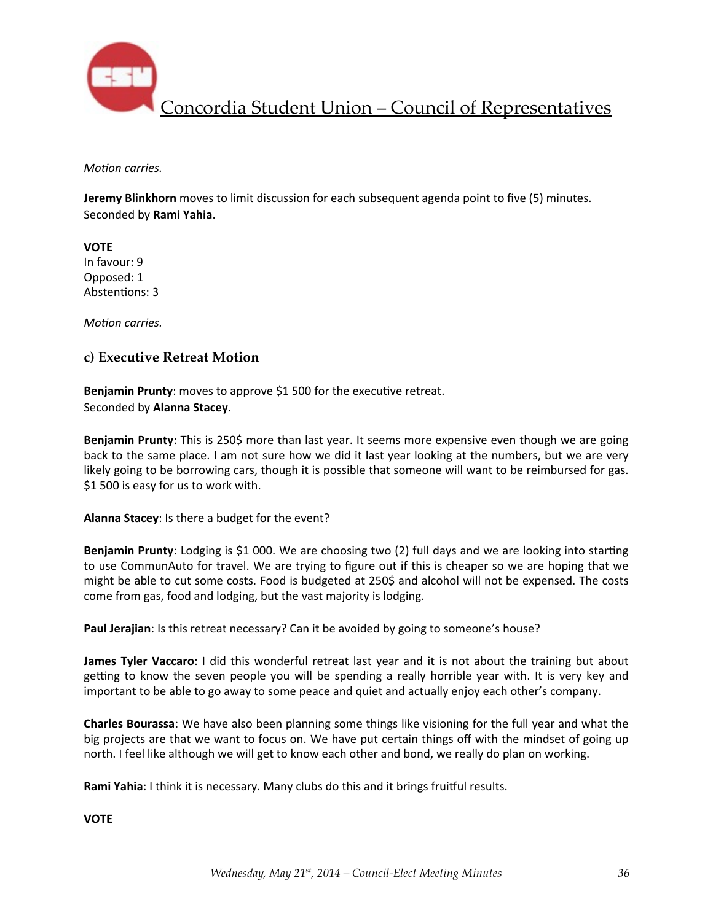*Motion carries.*

**Jeremy Blinkhorn** moves to limit discussion for each subsequent agenda point to five (5) minutes. Seconded by **Rami Yahia**.

**VOTE**
In favour: 9
Opposed: 1
Abstentions: 3

*Motion carries.*

### c) Executive Retreat Motion

**Benjamin Prunty**: moves to approve $1 500 for the executive retreat.
Seconded by **Alanna Stacey**.

**Benjamin Prunty**: This is 250$ more than last year. It seems more expensive even though we are going back to the same place. I am not sure how we did it last year looking at the numbers, but we are very likely going to be borrowing cars, though it is possible that someone will want to be reimbursed for gas. $1 500 is easy for us to work with.

**Alanna Stacey**: Is there a budget for the event?

**Benjamin Prunty**: Lodging is $1 000. We are choosing two (2) full days and we are looking into starting to use CommunAuto for travel. We are trying to figure out if this is cheaper so we are hoping that we might be able to cut some costs. Food is budgeted at 250$ and alcohol will not be expensed. The costs come from gas, food and lodging, but the vast majority is lodging.

**Paul Jerajian**: Is this retreat necessary? Can it be avoided by going to someone's house?

**James Tyler Vaccaro**: I did this wonderful retreat last year and it is not about the training but about getting to know the seven people you will be spending a really horrible year with. It is very key and important to be able to go away to some peace and quiet and actually enjoy each other's company.

**Charles Bourassa**: We have also been planning some things like visioning for the full year and what the big projects are that we want to focus on. We have put certain things off with the mindset of going up north. I feel like although we will get to know each other and bond, we really do plan on working.

**Rami Yahia**: I think it is necessary. Many clubs do this and it brings fruitful results.

**VOTE**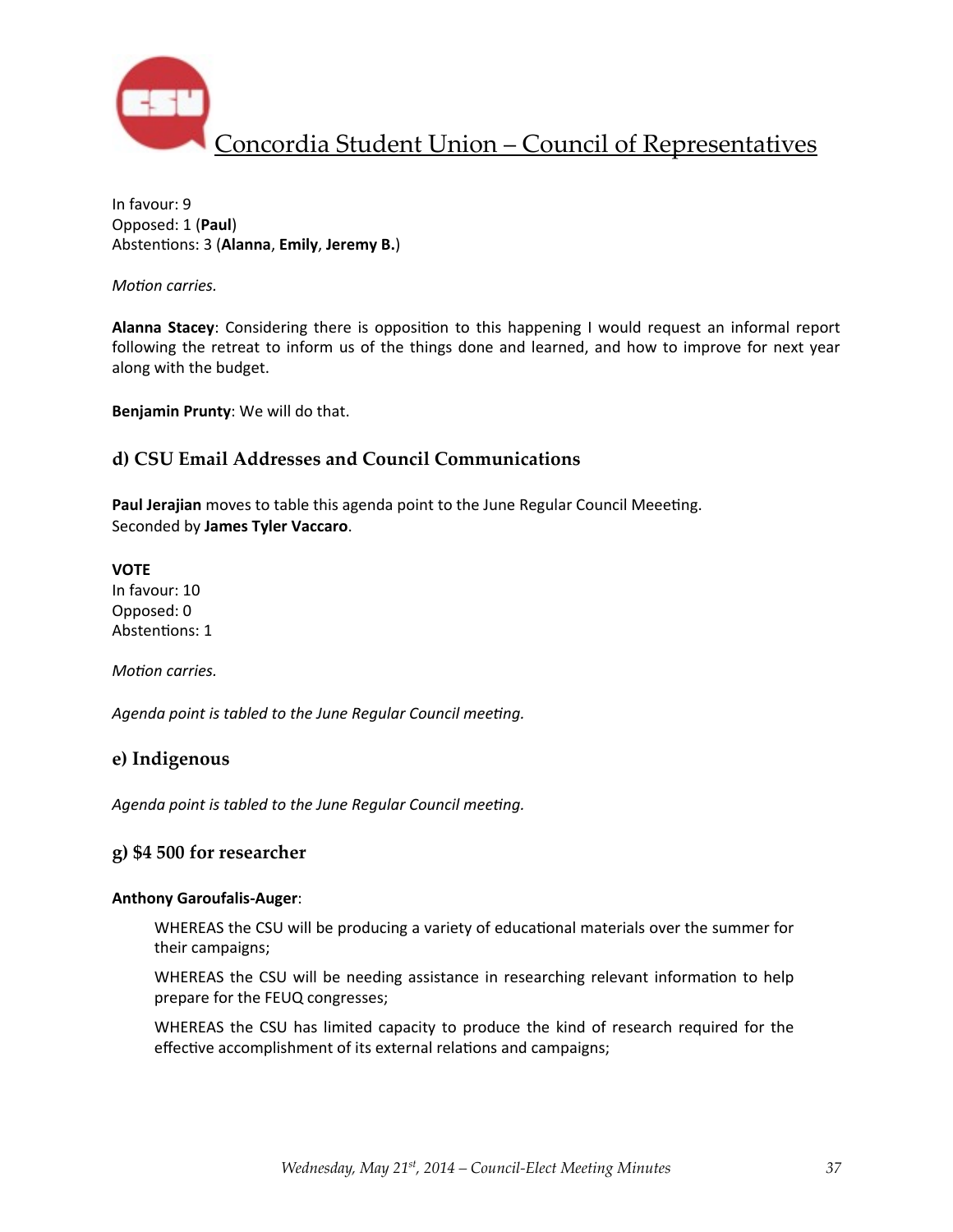In favour: 9
Opposed: 1 (**Paul**)
Abstentions: 3 (**Alanna**, **Emily**, **Jeremy B.**)

*Motion carries.*

**Alanna Stacey**: Considering there is opposition to this happening I would request an informal report following the retreat to inform us of the things done and learned, and how to improve for next year along with the budget.

**Benjamin Prunty**: We will do that.

## d) CSU Email Addresses and Council Communications

**Paul Jerajian** moves to table this agenda point to the June Regular Council Meeeting.
Seconded by **James Tyler Vaccaro**.

**VOTE**
In favour: 10
Opposed: 0
Abstentions: 1

*Motion carries.*

*Agenda point is tabled to the June Regular Council meeting.*

## e) Indigenous

*Agenda point is tabled to the June Regular Council meeting.*

## g) $4 500 for researcher

**Anthony Garoufalis-Auger**:

> WHEREAS the CSU will be producing a variety of educational materials over the summer for their campaigns;
>
> WHEREAS the CSU will be needing assistance in researching relevant information to help prepare for the FEUQ congresses;
>
> WHEREAS the CSU has limited capacity to produce the kind of research required for the effective accomplishment of its external relations and campaigns;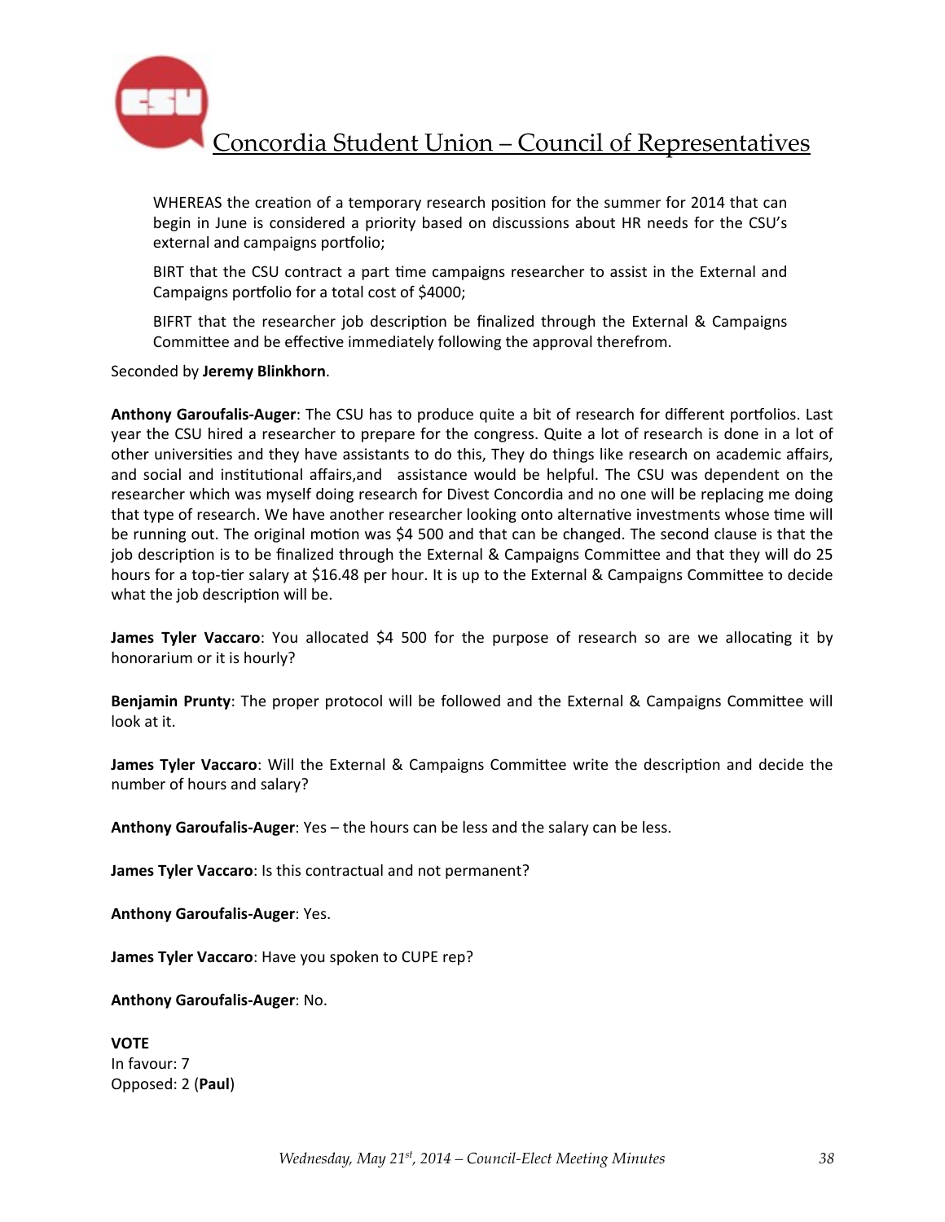WHEREAS the creation of a temporary research position for the summer for 2014 that can begin in June is considered a priority based on discussions about HR needs for the CSU's external and campaigns portfolio;

BIRT that the CSU contract a part time campaigns researcher to assist in the External and Campaigns portfolio for a total cost of $4000;

BIFRT that the researcher job description be finalized through the External & Campaigns Committee and be effective immediately following the approval therefrom.

Seconded by **Jeremy Blinkhorn**.

**Anthony Garoufalis-Auger**: The CSU has to produce quite a bit of research for different portfolios. Last year the CSU hired a researcher to prepare for the congress. Quite a lot of research is done in a lot of other universities and they have assistants to do this, They do things like research on academic affairs, and social and institutional affairs,and assistance would be helpful. The CSU was dependent on the researcher which was myself doing research for Divest Concordia and no one will be replacing me doing that type of research. We have another researcher looking onto alternative investments whose time will be running out. The original motion was $4 500 and that can be changed. The second clause is that the job description is to be finalized through the External & Campaigns Committee and that they will do 25 hours for a top-tier salary at $16.48 per hour. It is up to the External & Campaigns Committee to decide what the job description will be.

**James Tyler Vaccaro**: You allocated $4 500 for the purpose of research so are we allocating it by honorarium or it is hourly?

**Benjamin Prunty**: The proper protocol will be followed and the External & Campaigns Committee will look at it.

**James Tyler Vaccaro**: Will the External & Campaigns Committee write the description and decide the number of hours and salary?

**Anthony Garoufalis-Auger**: Yes – the hours can be less and the salary can be less.

**James Tyler Vaccaro**: Is this contractual and not permanent?

**Anthony Garoufalis-Auger**: Yes.

**James Tyler Vaccaro**: Have you spoken to CUPE rep?

**Anthony Garoufalis-Auger**: No.

**VOTE**
In favour: 7
Opposed: 2 (**Paul**)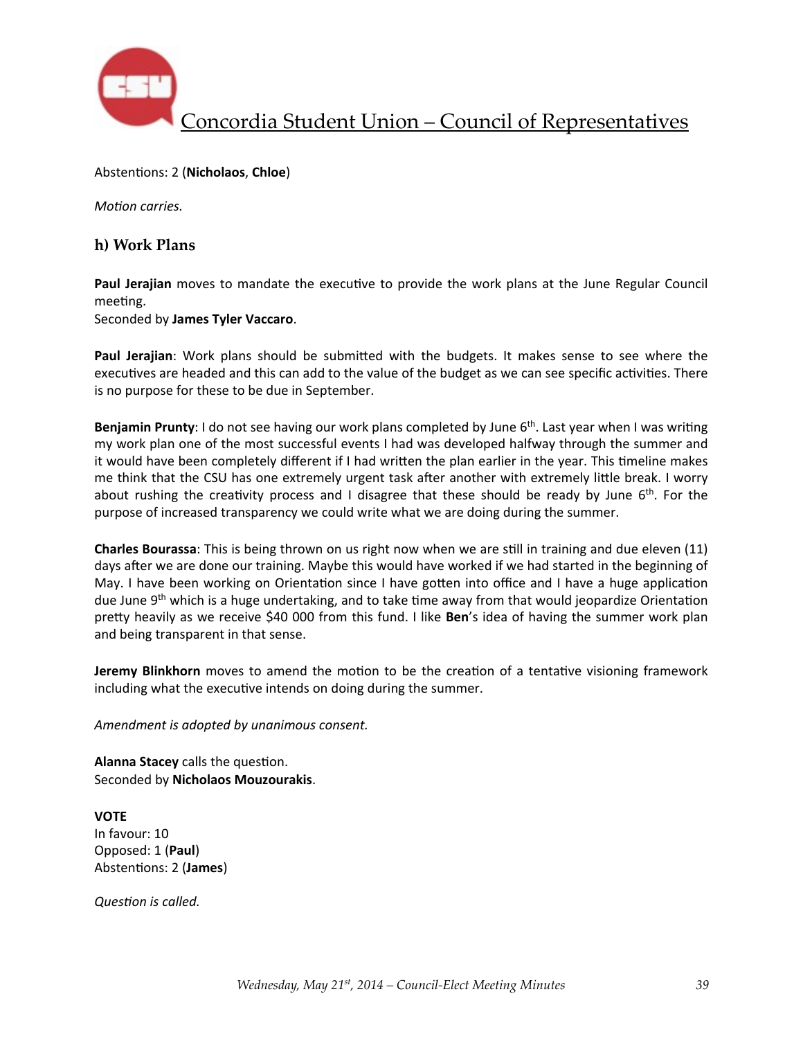Abstentions: 2 (**Nicholaos**, **Chloe**)

*Motion carries.*

### h) Work Plans

**Paul Jerajian** moves to mandate the executive to provide the work plans at the June Regular Council meeting.
Seconded by **James Tyler Vaccaro**.

**Paul Jerajian**: Work plans should be submitted with the budgets. It makes sense to see where the executives are headed and this can add to the value of the budget as we can see specific activities. There is no purpose for these to be due in September.

**Benjamin Prunty**: I do not see having our work plans completed by June 6th. Last year when I was writing my work plan one of the most successful events I had was developed halfway through the summer and it would have been completely different if I had written the plan earlier in the year. This timeline makes me think that the CSU has one extremely urgent task after another with extremely little break. I worry about rushing the creativity process and I disagree that these should be ready by June 6th. For the purpose of increased transparency we could write what we are doing during the summer.

**Charles Bourassa**: This is being thrown on us right now when we are still in training and due eleven (11) days after we are done our training. Maybe this would have worked if we had started in the beginning of May. I have been working on Orientation since I have gotten into office and I have a huge application due June 9th which is a huge undertaking, and to take time away from that would jeopardize Orientation pretty heavily as we receive $40 000 from this fund. I like **Ben**'s idea of having the summer work plan and being transparent in that sense.

**Jeremy Blinkhorn** moves to amend the motion to be the creation of a tentative visioning framework including what the executive intends on doing during the summer.

*Amendment is adopted by unanimous consent.*

**Alanna Stacey** calls the question.
Seconded by **Nicholaos Mouzourakis**.

**VOTE**
In favour: 10
Opposed: 1 (**Paul**)
Abstentions: 2 (**James**)

*Question is called.*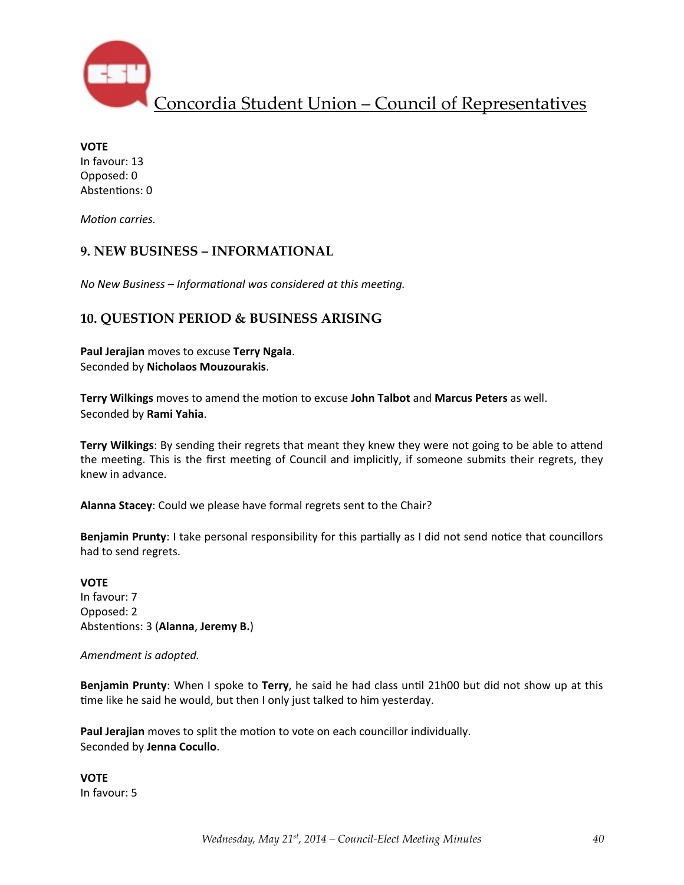**VOTE**
In favour: 13
Opposed: 0
Abstentions: 0

*Motion carries.*

## 9. NEW BUSINESS – INFORMATIONAL

*No New Business – Informational was considered at this meeting.*

## 10. QUESTION PERIOD & BUSINESS ARISING

**Paul Jerajian** moves to excuse **Terry Ngala**.
Seconded by **Nicholaos Mouzourakis**.

**Terry Wilkings** moves to amend the motion to excuse **John Talbot** and **Marcus Peters** as well.
Seconded by **Rami Yahia**.

**Terry Wilkings**: By sending their regrets that meant they knew they were not going to be able to attend the meeting. This is the first meeting of Council and implicitly, if someone submits their regrets, they knew in advance.

**Alanna Stacey**: Could we please have formal regrets sent to the Chair?

**Benjamin Prunty**: I take personal responsibility for this partially as I did not send notice that councillors had to send regrets.

**VOTE**
In favour: 7
Opposed: 2
Abstentions: 3 (**Alanna**, **Jeremy B.**)

*Amendment is adopted.*

**Benjamin Prunty**: When I spoke to **Terry**, he said he had class until 21h00 but did not show up at this time like he said he would, but then I only just talked to him yesterday.

**Paul Jerajian** moves to split the motion to vote on each councillor individually.
Seconded by **Jenna Cocullo**.

**VOTE**
In favour: 5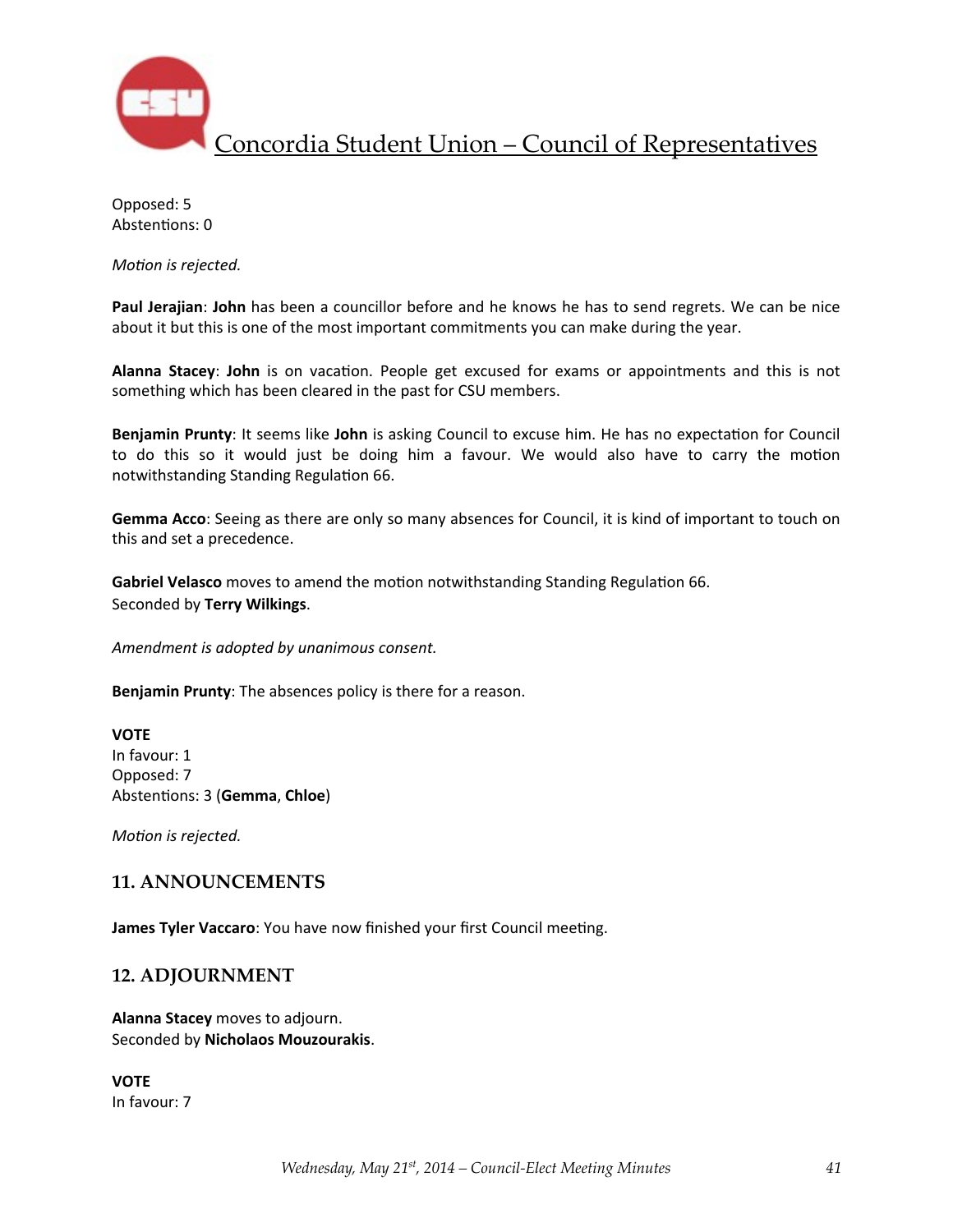Opposed: 5
Abstentions: 0

*Motion is rejected.*

**Paul Jerajian**: **John** has been a councillor before and he knows he has to send regrets. We can be nice about it but this is one of the most important commitments you can make during the year.

**Alanna Stacey**: **John** is on vacation. People get excused for exams or appointments and this is not something which has been cleared in the past for CSU members.

**Benjamin Prunty**: It seems like **John** is asking Council to excuse him. He has no expectation for Council to do this so it would just be doing him a favour. We would also have to carry the motion notwithstanding Standing Regulation 66.

**Gemma Acco**: Seeing as there are only so many absences for Council, it is kind of important to touch on this and set a precedence.

**Gabriel Velasco** moves to amend the motion notwithstanding Standing Regulation 66.
Seconded by **Terry Wilkings**.

*Amendment is adopted by unanimous consent.*

**Benjamin Prunty**: The absences policy is there for a reason.

**VOTE**
In favour: 1
Opposed: 7
Abstentions: 3 (**Gemma**, **Chloe**)

*Motion is rejected.*

## 11. ANNOUNCEMENTS

**James Tyler Vaccaro**: You have now finished your first Council meeting.

## 12. ADJOURNMENT

**Alanna Stacey** moves to adjourn.
Seconded by **Nicholaos Mouzourakis**.

**VOTE**
In favour: 7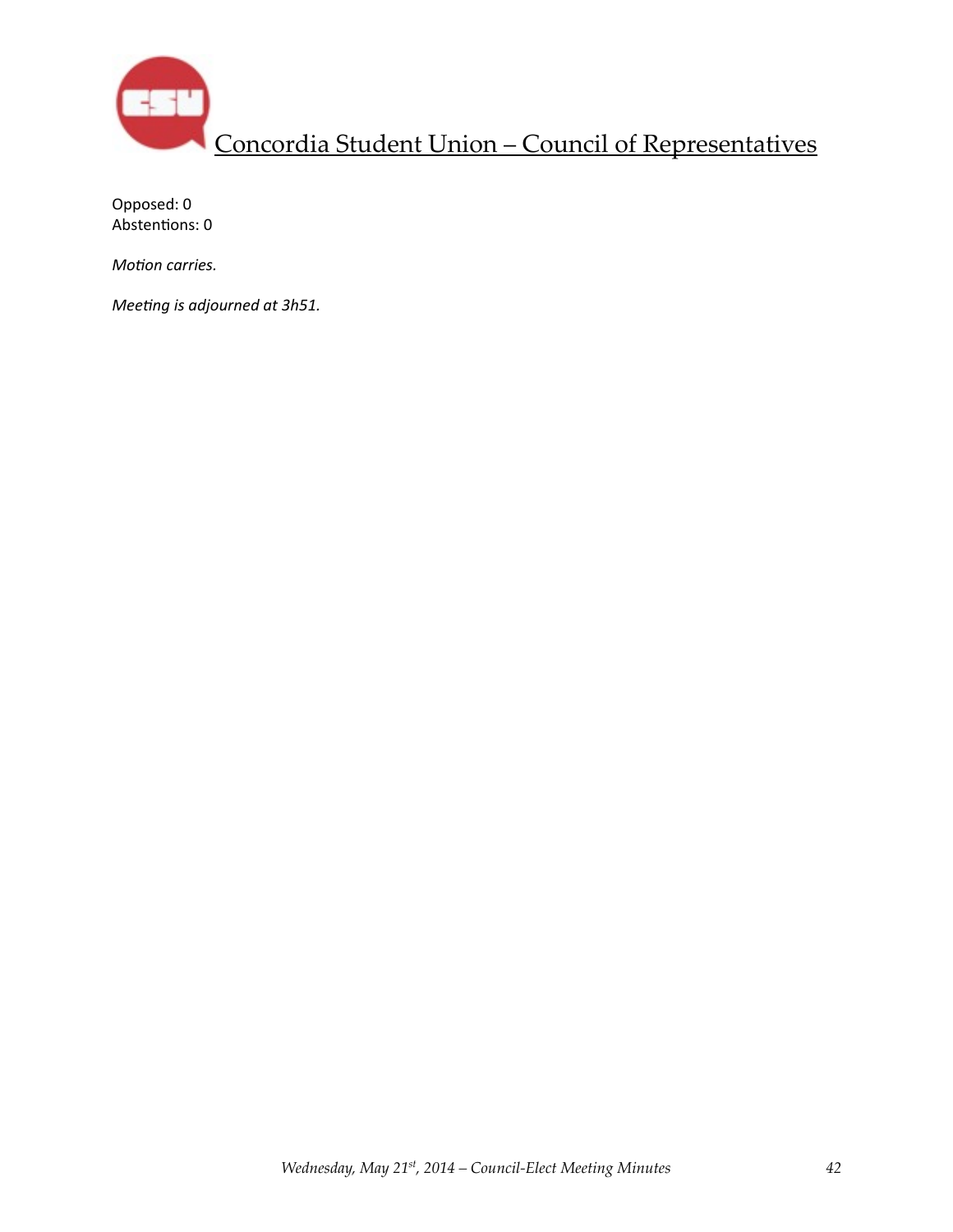Opposed: 0
Abstentions: 0

*Motion carries.*

*Meeting is adjourned at 3h51.*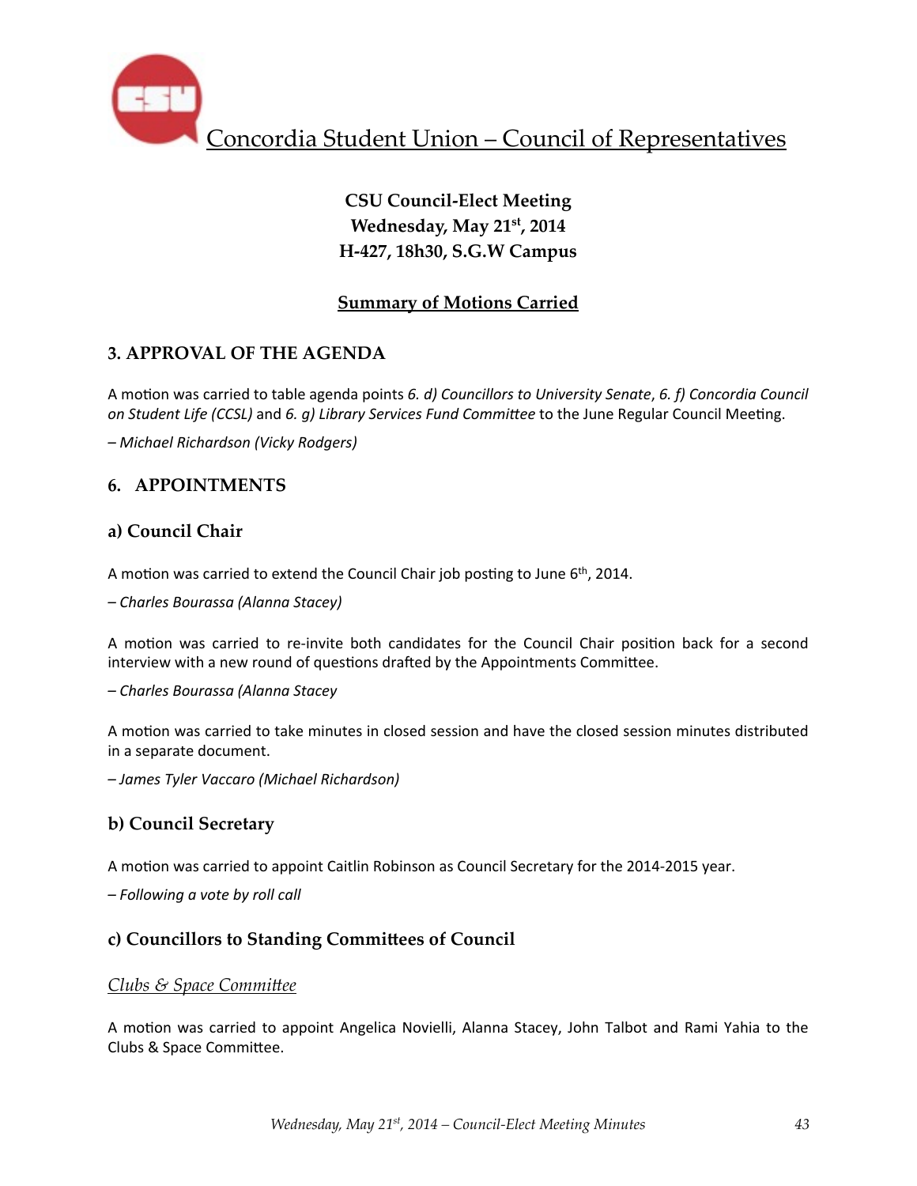# Concordia Student Union – Council of Representatives

**CSU Council-Elect Meeting**
**Wednesday, May 21st, 2014**
**H-427, 18h30, S.G.W Campus**

**Summary of Motions Carried**

## 3. APPROVAL OF THE AGENDA

A motion was carried to table agenda points *6. d) Councillors to University Senate*, *6. f) Concordia Council on Student Life (CCSL)* and *6. g) Library Services Fund Committee* to the June Regular Council Meeting.

*– Michael Richardson (Vicky Rodgers)*

## 6. APPOINTMENTS

### a) Council Chair

A motion was carried to extend the Council Chair job posting to June 6th, 2014.

*– Charles Bourassa (Alanna Stacey)*

A motion was carried to re-invite both candidates for the Council Chair position back for a second interview with a new round of questions drafted by the Appointments Committee.

*– Charles Bourassa (Alanna Stacey*

A motion was carried to take minutes in closed session and have the closed session minutes distributed in a separate document.

*– James Tyler Vaccaro (Michael Richardson)*

### b) Council Secretary

A motion was carried to appoint Caitlin Robinson as Council Secretary for the 2014-2015 year.

*– Following a vote by roll call*

### c) Councillors to Standing Committees of Council

*Clubs & Space Committee*

A motion was carried to appoint Angelica Novielli, Alanna Stacey, John Talbot and Rami Yahia to the Clubs & Space Committee.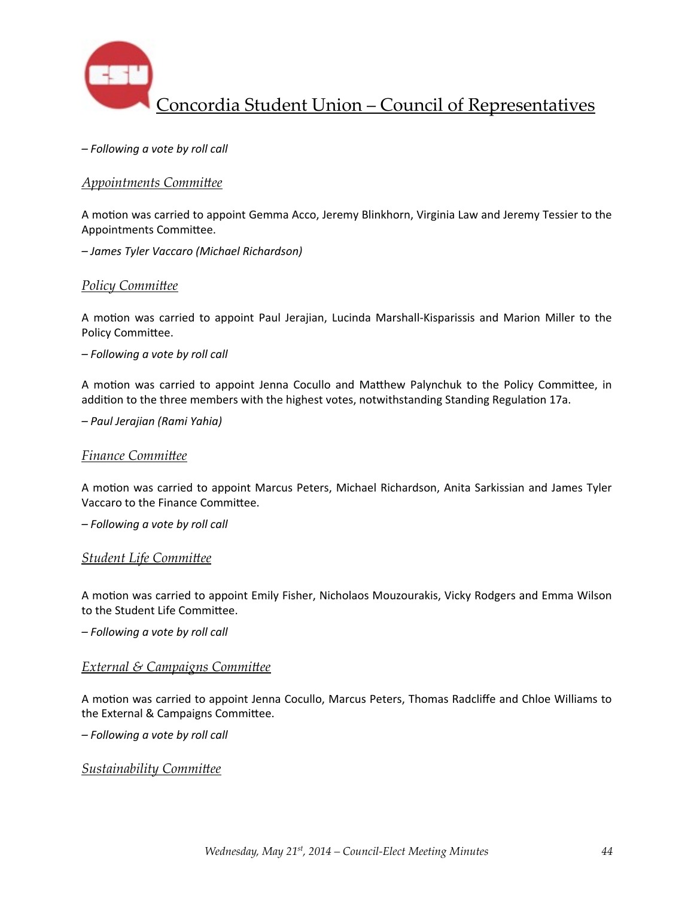*– Following a vote by roll call*

## *Appointments Committee*

A motion was carried to appoint Gemma Acco, Jeremy Blinkhorn, Virginia Law and Jeremy Tessier to the Appointments Committee.

*– James Tyler Vaccaro (Michael Richardson)*

## *Policy Committee*

A motion was carried to appoint Paul Jerajian, Lucinda Marshall-Kisparissis and Marion Miller to the Policy Committee.

*– Following a vote by roll call*

A motion was carried to appoint Jenna Cocullo and Matthew Palynchuk to the Policy Committee, in addition to the three members with the highest votes, notwithstanding Standing Regulation 17a.

*– Paul Jerajian (Rami Yahia)*

## *Finance Committee*

A motion was carried to appoint Marcus Peters, Michael Richardson, Anita Sarkissian and James Tyler Vaccaro to the Finance Committee.

*– Following a vote by roll call*

## *Student Life Committee*

A motion was carried to appoint Emily Fisher, Nicholaos Mouzourakis, Vicky Rodgers and Emma Wilson to the Student Life Committee.

*– Following a vote by roll call*

## *External & Campaigns Committee*

A motion was carried to appoint Jenna Cocullo, Marcus Peters, Thomas Radcliffe and Chloe Williams to the External & Campaigns Committee.

*– Following a vote by roll call*

## *Sustainability Committee*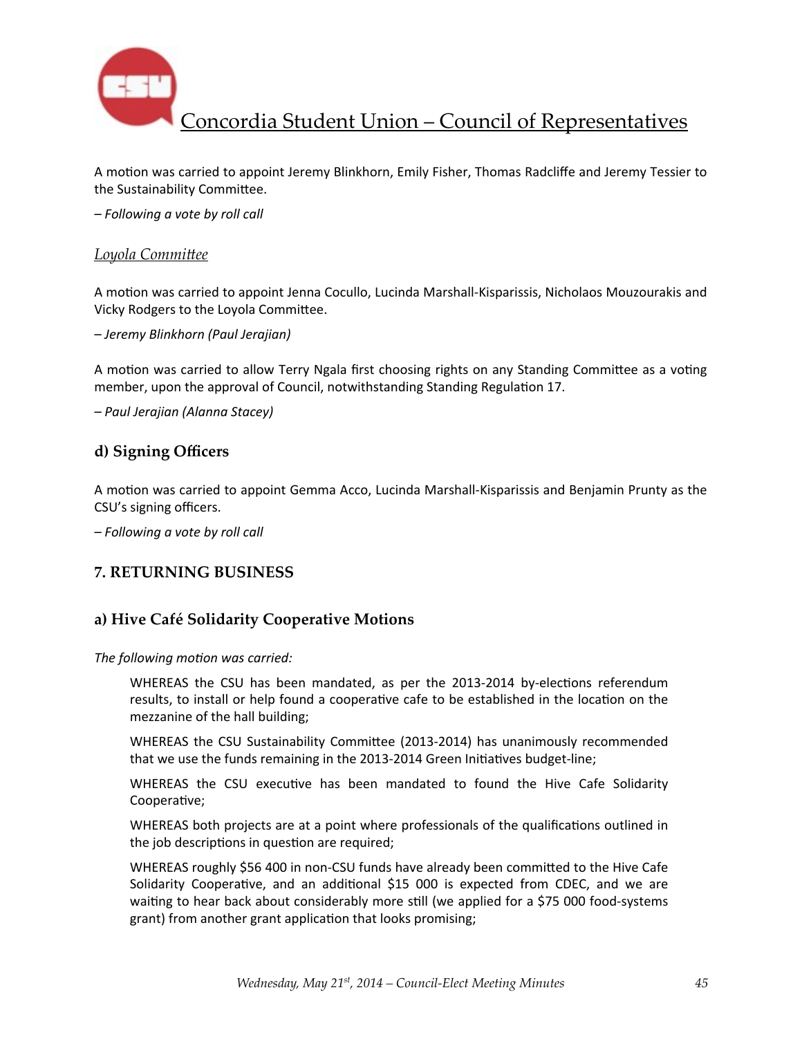A motion was carried to appoint Jeremy Blinkhorn, Emily Fisher, Thomas Radcliffe and Jeremy Tessier to the Sustainability Committee.

*– Following a vote by roll call*

### *Loyola Committee*

A motion was carried to appoint Jenna Cocullo, Lucinda Marshall-Kisparissis, Nicholaos Mouzourakis and Vicky Rodgers to the Loyola Committee.

*– Jeremy Blinkhorn (Paul Jerajian)*

A motion was carried to allow Terry Ngala first choosing rights on any Standing Committee as a voting member, upon the approval of Council, notwithstanding Standing Regulation 17.

*– Paul Jerajian (Alanna Stacey)*

## d) Signing Officers

A motion was carried to appoint Gemma Acco, Lucinda Marshall-Kisparissis and Benjamin Prunty as the CSU's signing officers.

*– Following a vote by roll call*

## 7. RETURNING BUSINESS

## a) Hive Café Solidarity Cooperative Motions

*The following motion was carried:*

> WHEREAS the CSU has been mandated, as per the 2013-2014 by-elections referendum results, to install or help found a cooperative cafe to be established in the location on the mezzanine of the hall building;
>
> WHEREAS the CSU Sustainability Committee (2013-2014) has unanimously recommended that we use the funds remaining in the 2013-2014 Green Initiatives budget-line;
>
> WHEREAS the CSU executive has been mandated to found the Hive Cafe Solidarity Cooperative;
>
> WHEREAS both projects are at a point where professionals of the qualifications outlined in the job descriptions in question are required;
>
> WHEREAS roughly $56 400 in non-CSU funds have already been committed to the Hive Cafe Solidarity Cooperative, and an additional $15 000 is expected from CDEC, and we are waiting to hear back about considerably more still (we applied for a $75 000 food-systems grant) from another grant application that looks promising;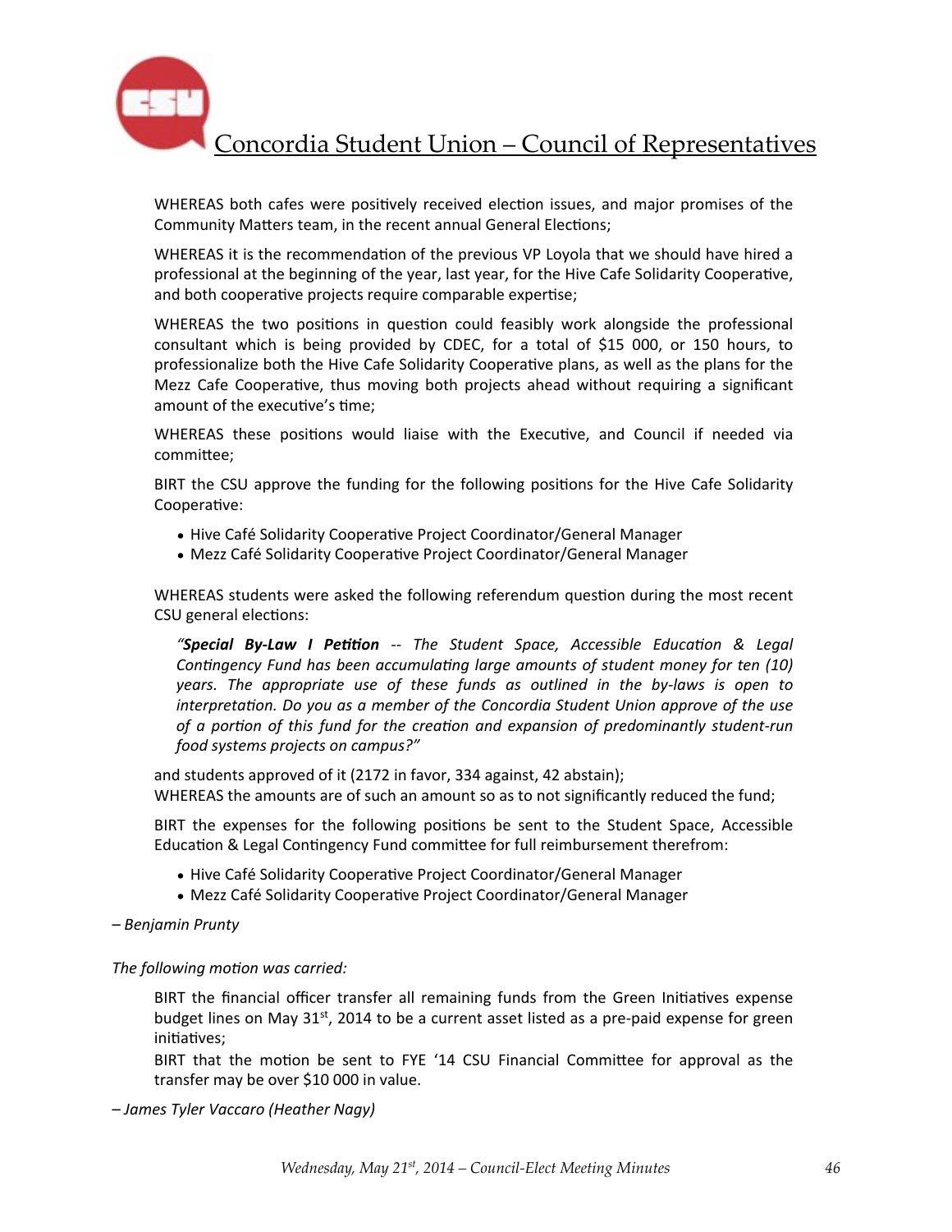WHEREAS both cafes were positively received election issues, and major promises of the Community Matters team, in the recent annual General Elections;

WHEREAS it is the recommendation of the previous VP Loyola that we should have hired a professional at the beginning of the year, last year, for the Hive Cafe Solidarity Cooperative, and both cooperative projects require comparable expertise;

WHEREAS the two positions in question could feasibly work alongside the professional consultant which is being provided by CDEC, for a total of $15 000, or 150 hours, to professionalize both the Hive Cafe Solidarity Cooperative plans, as well as the plans for the Mezz Cafe Cooperative, thus moving both projects ahead without requiring a significant amount of the executive's time;

WHEREAS these positions would liaise with the Executive, and Council if needed via committee;

BIRT the CSU approve the funding for the following positions for the Hive Cafe Solidarity Cooperative:

- Hive Café Solidarity Cooperative Project Coordinator/General Manager
- Mezz Café Solidarity Cooperative Project Coordinator/General Manager

WHEREAS students were asked the following referendum question during the most recent CSU general elections:

> *"**Special By-Law I Petition** -- The Student Space, Accessible Education & Legal Contingency Fund has been accumulating large amounts of student money for ten (10) years. The appropriate use of these funds as outlined in the by-laws is open to interpretation. Do you as a member of the Concordia Student Union approve of the use of a portion of this fund for the creation and expansion of predominantly student-run food systems projects on campus?"*

and students approved of it (2172 in favor, 334 against, 42 abstain);
WHEREAS the amounts are of such an amount so as to not significantly reduced the fund;

BIRT the expenses for the following positions be sent to the Student Space, Accessible Education & Legal Contingency Fund committee for full reimbursement therefrom:

- Hive Café Solidarity Cooperative Project Coordinator/General Manager
- Mezz Café Solidarity Cooperative Project Coordinator/General Manager

*– Benjamin Prunty*

*The following motion was carried:*

BIRT the financial officer transfer all remaining funds from the Green Initiatives expense budget lines on May 31st, 2014 to be a current asset listed as a pre-paid expense for green initiatives;
BIRT that the motion be sent to FYE '14 CSU Financial Committee for approval as the transfer may be over $10 000 in value.

*– James Tyler Vaccaro (Heather Nagy)*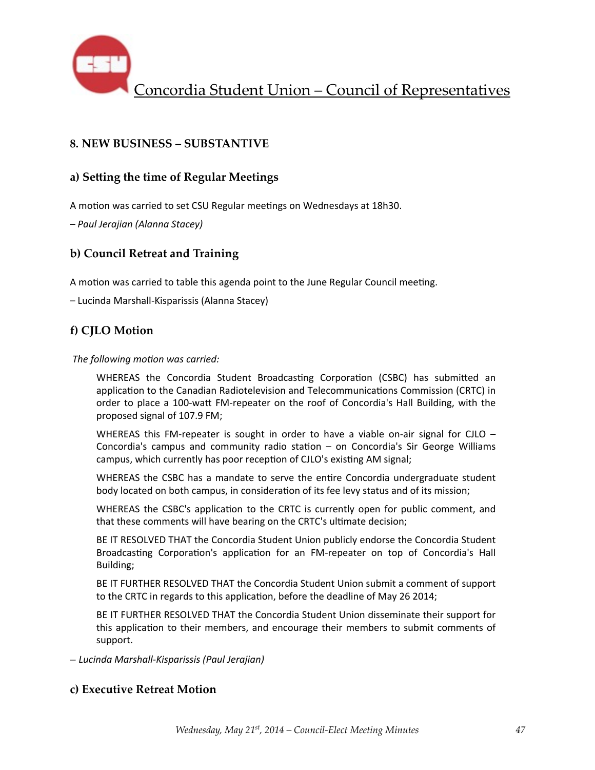## 8. NEW BUSINESS – SUBSTANTIVE

### a) Setting the time of Regular Meetings

A motion was carried to set CSU Regular meetings on Wednesdays at 18h30.

*– Paul Jerajian (Alanna Stacey)*

### b) Council Retreat and Training

A motion was carried to table this agenda point to the June Regular Council meeting.

– Lucinda Marshall-Kisparissis (Alanna Stacey)

### f) CJLO Motion

*The following motion was carried:*

> WHEREAS the Concordia Student Broadcasting Corporation (CSBC) has submitted an application to the Canadian Radiotelevision and Telecommunications Commission (CRTC) in order to place a 100-watt FM-repeater on the roof of Concordia's Hall Building, with the proposed signal of 107.9 FM;
>
> WHEREAS this FM-repeater is sought in order to have a viable on-air signal for CJLO – Concordia's campus and community radio station – on Concordia's Sir George Williams campus, which currently has poor reception of CJLO's existing AM signal;
>
> WHEREAS the CSBC has a mandate to serve the entire Concordia undergraduate student body located on both campus, in consideration of its fee levy status and of its mission;
>
> WHEREAS the CSBC's application to the CRTC is currently open for public comment, and that these comments will have bearing on the CRTC's ultimate decision;
>
> BE IT RESOLVED THAT the Concordia Student Union publicly endorse the Concordia Student Broadcasting Corporation's application for an FM-repeater on top of Concordia's Hall Building;
>
> BE IT FURTHER RESOLVED THAT the Concordia Student Union submit a comment of support to the CRTC in regards to this application, before the deadline of May 26 2014;
>
> BE IT FURTHER RESOLVED THAT the Concordia Student Union disseminate their support for this application to their members, and encourage their members to submit comments of support.

*– Lucinda Marshall-Kisparissis (Paul Jerajian)*

### c) Executive Retreat Motion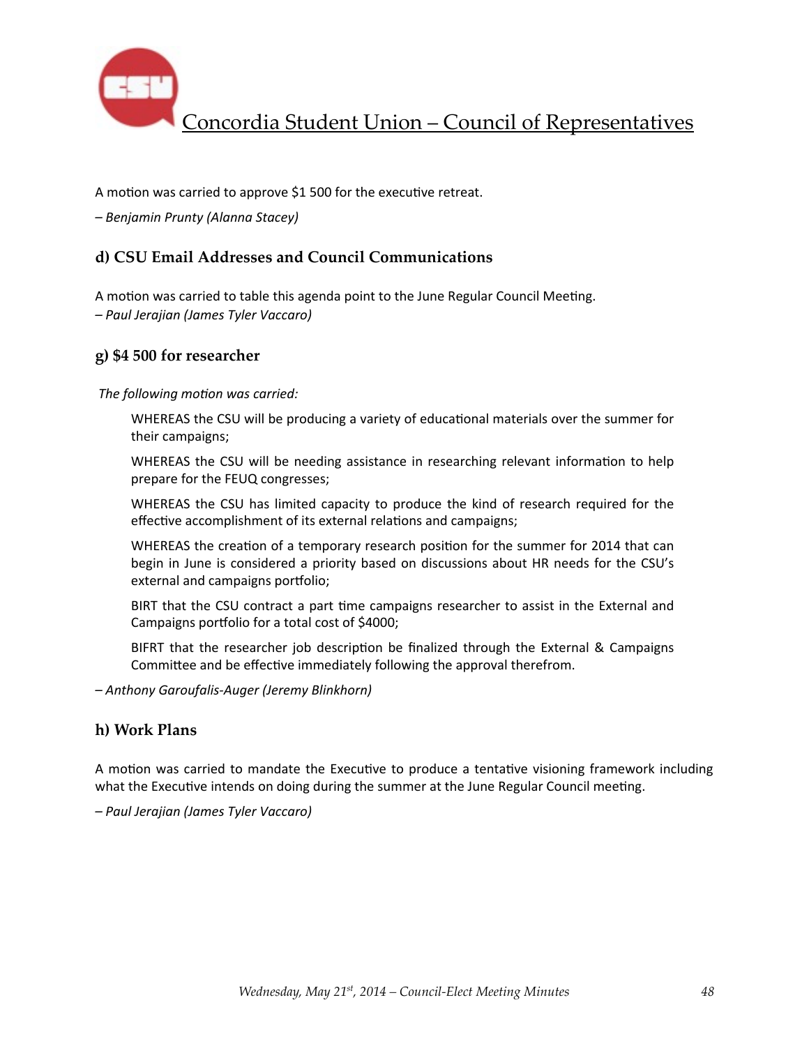A motion was carried to approve $1 500 for the executive retreat.

*– Benjamin Prunty (Alanna Stacey)*

### d) CSU Email Addresses and Council Communications

A motion was carried to table this agenda point to the June Regular Council Meeting.
*– Paul Jerajian (James Tyler Vaccaro)*

### g) $4 500 for researcher

*The following motion was carried:*

> WHEREAS the CSU will be producing a variety of educational materials over the summer for their campaigns;
>
> WHEREAS the CSU will be needing assistance in researching relevant information to help prepare for the FEUQ congresses;
>
> WHEREAS the CSU has limited capacity to produce the kind of research required for the effective accomplishment of its external relations and campaigns;
>
> WHEREAS the creation of a temporary research position for the summer for 2014 that can begin in June is considered a priority based on discussions about HR needs for the CSU's external and campaigns portfolio;
>
> BIRT that the CSU contract a part time campaigns researcher to assist in the External and Campaigns portfolio for a total cost of $4000;
>
> BIFRT that the researcher job description be finalized through the External & Campaigns Committee and be effective immediately following the approval therefrom.

*– Anthony Garoufalis-Auger (Jeremy Blinkhorn)*

### h) Work Plans

A motion was carried to mandate the Executive to produce a tentative visioning framework including what the Executive intends on doing during the summer at the June Regular Council meeting.

*– Paul Jerajian (James Tyler Vaccaro)*